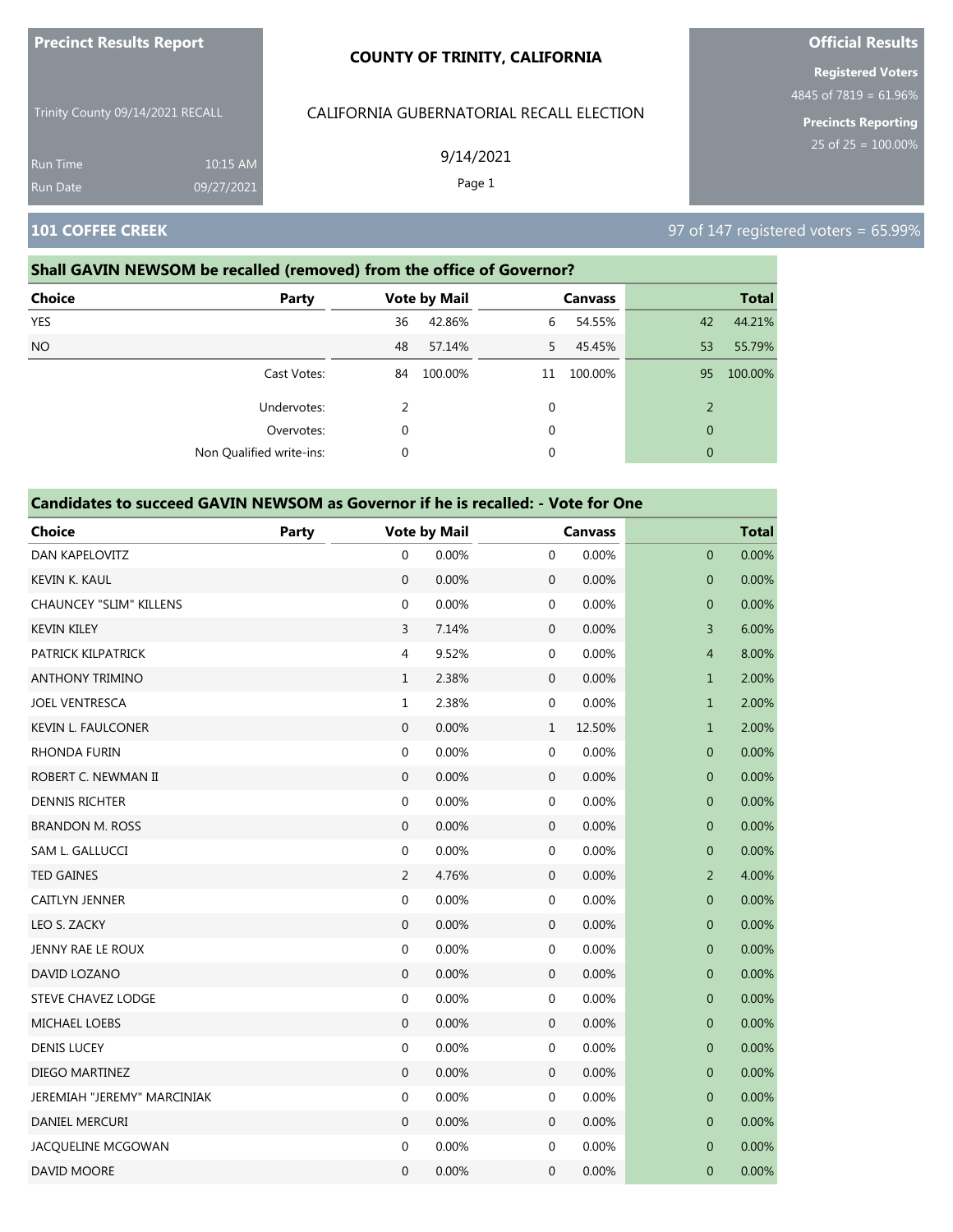**Precinct Results Report**

Trinity County 09/14/2021 RECALL

Run Time 10:15 AM
Run Date 09/27/2021

# COUNTY OF TRINITY, CALIFORNIA

CALIFORNIA GUBERNATORIAL RECALL ELECTION

9/14/2021

**Official Results**

**Registered Voters**
4845 of 7819 = 61.96%

**Precincts Reporting**
25 of 25 = 100.00%

## 101 COFFEE CREEK

97 of 147 registered voters = 65.99%

### Shall GAVIN NEWSOM be recalled (removed) from the office of Governor?

| Choice | Party | Vote by Mail | | Canvass | | Total | |
|---|---|---|---|---|---|---|---|
| YES | | 36 | 42.86% | 6 | 54.55% | 42 | 44.21% |
| NO | | 48 | 57.14% | 5 | 45.45% | 53 | 55.79% |
| | Cast Votes: | 84 | 100.00% | 11 | 100.00% | 95 | 100.00% |
| | Undervotes: | 2 | | 0 | | 2 | |
| | Overvotes: | 0 | | 0 | | 0 | |
| | Non Qualified write-ins: | 0 | | 0 | | 0 | |

### Candidates to succeed GAVIN NEWSOM as Governor if he is recalled: - Vote for One

| Choice | Party | Vote by Mail | | Canvass | | Total | |
|---|---|---|---|---|---|---|---|
| DAN KAPELOVITZ | | 0 | 0.00% | 0 | 0.00% | 0 | 0.00% |
| KEVIN K. KAUL | | 0 | 0.00% | 0 | 0.00% | 0 | 0.00% |
| CHAUNCEY "SLIM" KILLENS | | 0 | 0.00% | 0 | 0.00% | 0 | 0.00% |
| KEVIN KILEY | | 3 | 7.14% | 0 | 0.00% | 3 | 6.00% |
| PATRICK KILPATRICK | | 4 | 9.52% | 0 | 0.00% | 4 | 8.00% |
| ANTHONY TRIMINO | | 1 | 2.38% | 0 | 0.00% | 1 | 2.00% |
| JOEL VENTRESCA | | 1 | 2.38% | 0 | 0.00% | 1 | 2.00% |
| KEVIN L. FAULCONER | | 0 | 0.00% | 1 | 12.50% | 1 | 2.00% |
| RHONDA FURIN | | 0 | 0.00% | 0 | 0.00% | 0 | 0.00% |
| ROBERT C. NEWMAN II | | 0 | 0.00% | 0 | 0.00% | 0 | 0.00% |
| DENNIS RICHTER | | 0 | 0.00% | 0 | 0.00% | 0 | 0.00% |
| BRANDON M. ROSS | | 0 | 0.00% | 0 | 0.00% | 0 | 0.00% |
| SAM L. GALLUCCI | | 0 | 0.00% | 0 | 0.00% | 0 | 0.00% |
| TED GAINES | | 2 | 4.76% | 0 | 0.00% | 2 | 4.00% |
| CAITLYN JENNER | | 0 | 0.00% | 0 | 0.00% | 0 | 0.00% |
| LEO S. ZACKY | | 0 | 0.00% | 0 | 0.00% | 0 | 0.00% |
| JENNY RAE LE ROUX | | 0 | 0.00% | 0 | 0.00% | 0 | 0.00% |
| DAVID LOZANO | | 0 | 0.00% | 0 | 0.00% | 0 | 0.00% |
| STEVE CHAVEZ LODGE | | 0 | 0.00% | 0 | 0.00% | 0 | 0.00% |
| MICHAEL LOEBS | | 0 | 0.00% | 0 | 0.00% | 0 | 0.00% |
| DENIS LUCEY | | 0 | 0.00% | 0 | 0.00% | 0 | 0.00% |
| DIEGO MARTINEZ | | 0 | 0.00% | 0 | 0.00% | 0 | 0.00% |
| JEREMIAH "JEREMY" MARCINIAK | | 0 | 0.00% | 0 | 0.00% | 0 | 0.00% |
| DANIEL MERCURI | | 0 | 0.00% | 0 | 0.00% | 0 | 0.00% |
| JACQUELINE MCGOWAN | | 0 | 0.00% | 0 | 0.00% | 0 | 0.00% |
| DAVID MOORE | | 0 | 0.00% | 0 | 0.00% | 0 | 0.00% |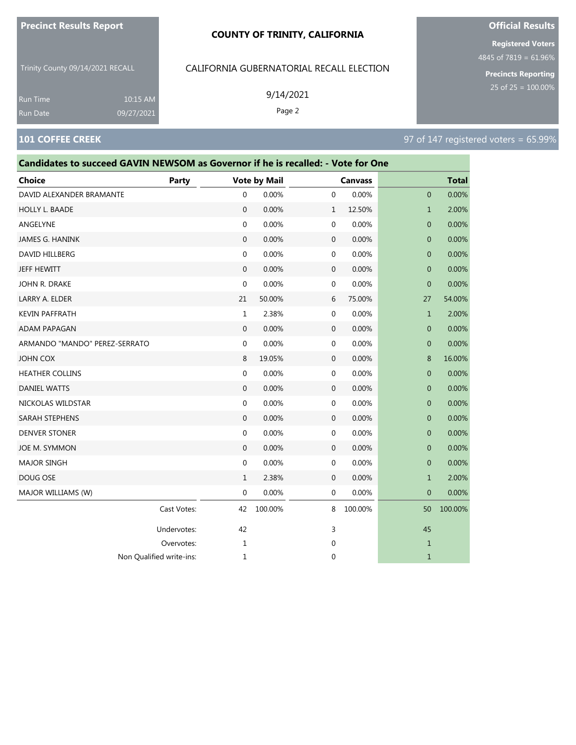**Precinct Results Report**

Trinity County 09/14/2021 RECALL

Run Time 10:15 AM
Run Date 09/27/2021

**COUNTY OF TRINITY, CALIFORNIA**

CALIFORNIA GUBERNATORIAL RECALL ELECTION

9/14/2021

**Official Results**

**Registered Voters**
4845 of 7819 = 61.96%

**Precincts Reporting**
25 of 25 = 100.00%

## 101 COFFEE CREEK

97 of 147 registered voters = 65.99%

### Candidates to succeed GAVIN NEWSOM as Governor if he is recalled: - Vote for One

| Choice | Party | Vote by Mail | | Canvass | | Total | |
|---|---|---|---|---|---|---|---|
| DAVID ALEXANDER BRAMANTE | | 0 | 0.00% | 0 | 0.00% | 0 | 0.00% |
| HOLLY L. BAADE | | 0 | 0.00% | 1 | 12.50% | 1 | 2.00% |
| ANGELYNE | | 0 | 0.00% | 0 | 0.00% | 0 | 0.00% |
| JAMES G. HANINK | | 0 | 0.00% | 0 | 0.00% | 0 | 0.00% |
| DAVID HILLBERG | | 0 | 0.00% | 0 | 0.00% | 0 | 0.00% |
| JEFF HEWITT | | 0 | 0.00% | 0 | 0.00% | 0 | 0.00% |
| JOHN R. DRAKE | | 0 | 0.00% | 0 | 0.00% | 0 | 0.00% |
| LARRY A. ELDER | | 21 | 50.00% | 6 | 75.00% | 27 | 54.00% |
| KEVIN PAFFRATH | | 1 | 2.38% | 0 | 0.00% | 1 | 2.00% |
| ADAM PAPAGAN | | 0 | 0.00% | 0 | 0.00% | 0 | 0.00% |
| ARMANDO "MANDO" PEREZ-SERRATO | | 0 | 0.00% | 0 | 0.00% | 0 | 0.00% |
| JOHN COX | | 8 | 19.05% | 0 | 0.00% | 8 | 16.00% |
| HEATHER COLLINS | | 0 | 0.00% | 0 | 0.00% | 0 | 0.00% |
| DANIEL WATTS | | 0 | 0.00% | 0 | 0.00% | 0 | 0.00% |
| NICKOLAS WILDSTAR | | 0 | 0.00% | 0 | 0.00% | 0 | 0.00% |
| SARAH STEPHENS | | 0 | 0.00% | 0 | 0.00% | 0 | 0.00% |
| DENVER STONER | | 0 | 0.00% | 0 | 0.00% | 0 | 0.00% |
| JOE M. SYMMON | | 0 | 0.00% | 0 | 0.00% | 0 | 0.00% |
| MAJOR SINGH | | 0 | 0.00% | 0 | 0.00% | 0 | 0.00% |
| DOUG OSE | | 1 | 2.38% | 0 | 0.00% | 1 | 2.00% |
| MAJOR WILLIAMS (W) | | 0 | 0.00% | 0 | 0.00% | 0 | 0.00% |
| | Cast Votes: | 42 | 100.00% | 8 | 100.00% | 50 | 100.00% |
| | Undervotes: | 42 | | 3 | | 45 | |
| | Overvotes: | 1 | | 0 | | 1 | |
| | Non Qualified write-ins: | 1 | | 0 | | 1 | |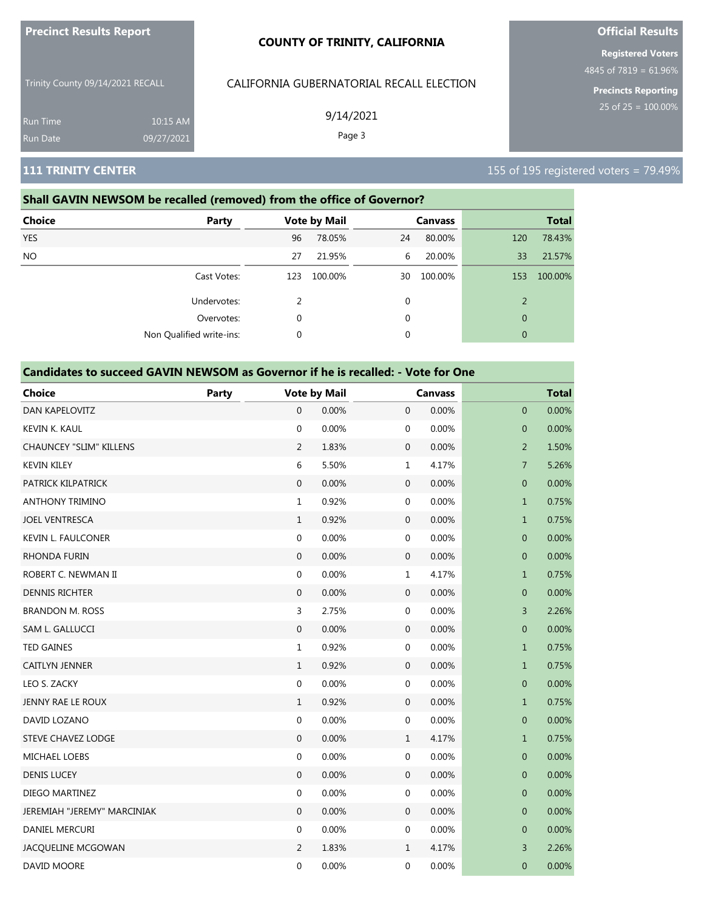**Precinct Results Report**

Trinity County 09/14/2021 RECALL

Run Time 10:15 AM
Run Date 09/27/2021

**COUNTY OF TRINITY, CALIFORNIA**

CALIFORNIA GUBERNATORIAL RECALL ELECTION

9/14/2021

**Official Results**

**Registered Voters**
4845 of 7819 = 61.96%

**Precincts Reporting**
25 of 25 = 100.00%

## 111 TRINITY CENTER

155 of 195 registered voters = 79.49%

### Shall GAVIN NEWSOM be recalled (removed) from the office of Governor?

| Choice | Party | Vote by Mail | | Canvass | | Total | |
|---|---|---|---|---|---|---|---|
| YES | | 96 | 78.05% | 24 | 80.00% | 120 | 78.43% |
| NO | | 27 | 21.95% | 6 | 20.00% | 33 | 21.57% |
| | Cast Votes: | 123 | 100.00% | 30 | 100.00% | 153 | 100.00% |
| | Undervotes: | 2 | | 0 | | 2 | |
| | Overvotes: | 0 | | 0 | | 0 | |
| | Non Qualified write-ins: | 0 | | 0 | | 0 | |

### Candidates to succeed GAVIN NEWSOM as Governor if he is recalled: - Vote for One

| Choice | Party | Vote by Mail | | Canvass | | Total | |
|---|---|---|---|---|---|---|---|
| DAN KAPELOVITZ | | 0 | 0.00% | 0 | 0.00% | 0 | 0.00% |
| KEVIN K. KAUL | | 0 | 0.00% | 0 | 0.00% | 0 | 0.00% |
| CHAUNCEY "SLIM" KILLENS | | 2 | 1.83% | 0 | 0.00% | 2 | 1.50% |
| KEVIN KILEY | | 6 | 5.50% | 1 | 4.17% | 7 | 5.26% |
| PATRICK KILPATRICK | | 0 | 0.00% | 0 | 0.00% | 0 | 0.00% |
| ANTHONY TRIMINO | | 1 | 0.92% | 0 | 0.00% | 1 | 0.75% |
| JOEL VENTRESCA | | 1 | 0.92% | 0 | 0.00% | 1 | 0.75% |
| KEVIN L. FAULCONER | | 0 | 0.00% | 0 | 0.00% | 0 | 0.00% |
| RHONDA FURIN | | 0 | 0.00% | 0 | 0.00% | 0 | 0.00% |
| ROBERT C. NEWMAN II | | 0 | 0.00% | 1 | 4.17% | 1 | 0.75% |
| DENNIS RICHTER | | 0 | 0.00% | 0 | 0.00% | 0 | 0.00% |
| BRANDON M. ROSS | | 3 | 2.75% | 0 | 0.00% | 3 | 2.26% |
| SAM L. GALLUCCI | | 0 | 0.00% | 0 | 0.00% | 0 | 0.00% |
| TED GAINES | | 1 | 0.92% | 0 | 0.00% | 1 | 0.75% |
| CAITLYN JENNER | | 1 | 0.92% | 0 | 0.00% | 1 | 0.75% |
| LEO S. ZACKY | | 0 | 0.00% | 0 | 0.00% | 0 | 0.00% |
| JENNY RAE LE ROUX | | 1 | 0.92% | 0 | 0.00% | 1 | 0.75% |
| DAVID LOZANO | | 0 | 0.00% | 0 | 0.00% | 0 | 0.00% |
| STEVE CHAVEZ LODGE | | 0 | 0.00% | 1 | 4.17% | 1 | 0.75% |
| MICHAEL LOEBS | | 0 | 0.00% | 0 | 0.00% | 0 | 0.00% |
| DENIS LUCEY | | 0 | 0.00% | 0 | 0.00% | 0 | 0.00% |
| DIEGO MARTINEZ | | 0 | 0.00% | 0 | 0.00% | 0 | 0.00% |
| JEREMIAH "JEREMY" MARCINIAK | | 0 | 0.00% | 0 | 0.00% | 0 | 0.00% |
| DANIEL MERCURI | | 0 | 0.00% | 0 | 0.00% | 0 | 0.00% |
| JACQUELINE MCGOWAN | | 2 | 1.83% | 1 | 4.17% | 3 | 2.26% |
| DAVID MOORE | | 0 | 0.00% | 0 | 0.00% | 0 | 0.00% |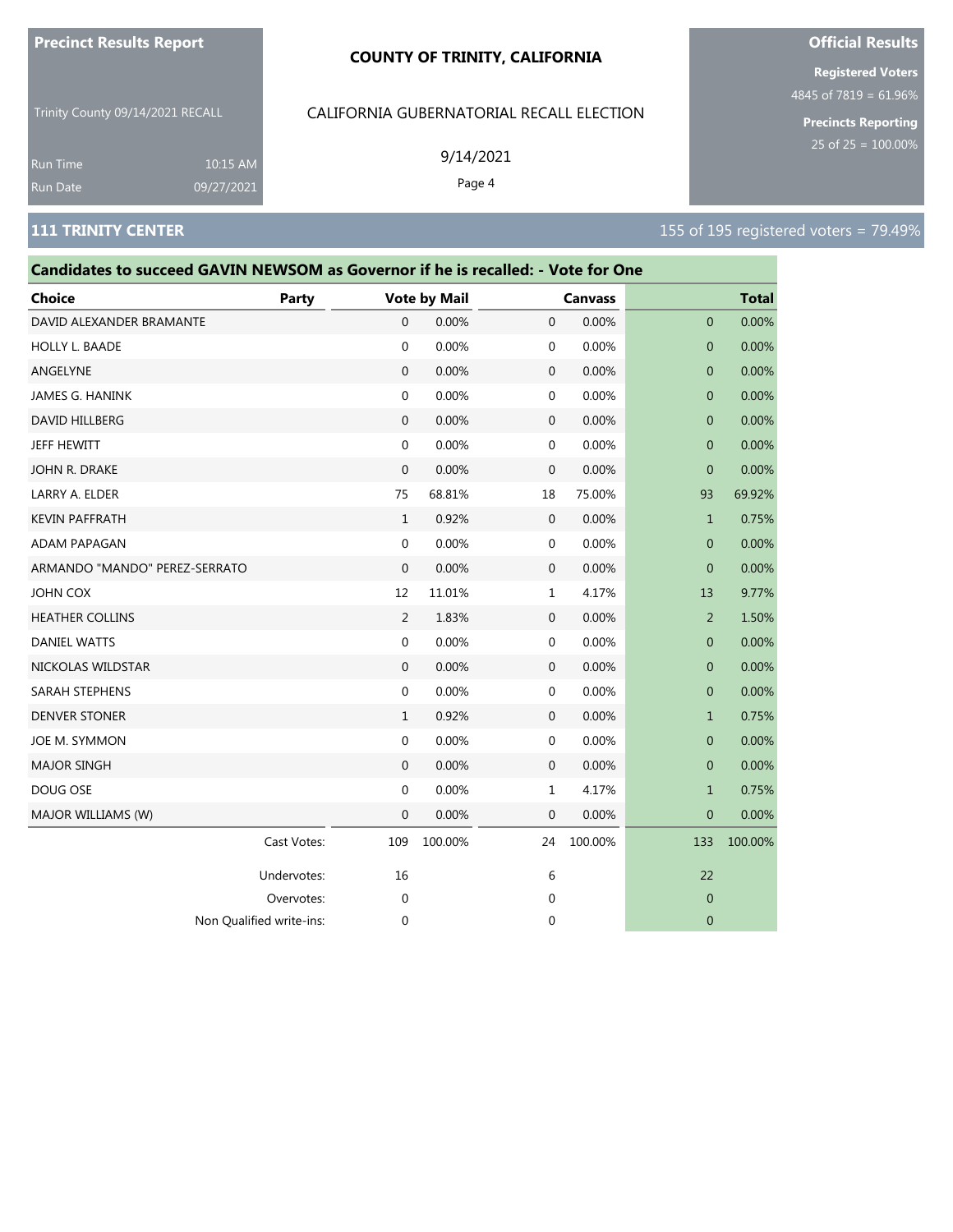**Precinct Results Report**

Trinity County 09/14/2021 RECALL

Run Time 10:15 AM
Run Date 09/27/2021

**COUNTY OF TRINITY, CALIFORNIA**

CALIFORNIA GUBERNATORIAL RECALL ELECTION

9/14/2021

**Official Results**

**Registered Voters**
4845 of 7819 = 61.96%

**Precincts Reporting**
25 of 25 = 100.00%

## 111 TRINITY CENTER

155 of 195 registered voters = 79.49%

### Candidates to succeed GAVIN NEWSOM as Governor if he is recalled: - Vote for One

| Choice | Party | Vote by Mail | | Canvass | | Total | |
|---|---|---|---|---|---|---|---|
| DAVID ALEXANDER BRAMANTE | | 0 | 0.00% | 0 | 0.00% | 0 | 0.00% |
| HOLLY L. BAADE | | 0 | 0.00% | 0 | 0.00% | 0 | 0.00% |
| ANGELYNE | | 0 | 0.00% | 0 | 0.00% | 0 | 0.00% |
| JAMES G. HANINK | | 0 | 0.00% | 0 | 0.00% | 0 | 0.00% |
| DAVID HILLBERG | | 0 | 0.00% | 0 | 0.00% | 0 | 0.00% |
| JEFF HEWITT | | 0 | 0.00% | 0 | 0.00% | 0 | 0.00% |
| JOHN R. DRAKE | | 0 | 0.00% | 0 | 0.00% | 0 | 0.00% |
| LARRY A. ELDER | | 75 | 68.81% | 18 | 75.00% | 93 | 69.92% |
| KEVIN PAFFRATH | | 1 | 0.92% | 0 | 0.00% | 1 | 0.75% |
| ADAM PAPAGAN | | 0 | 0.00% | 0 | 0.00% | 0 | 0.00% |
| ARMANDO "MANDO" PEREZ-SERRATO | | 0 | 0.00% | 0 | 0.00% | 0 | 0.00% |
| JOHN COX | | 12 | 11.01% | 1 | 4.17% | 13 | 9.77% |
| HEATHER COLLINS | | 2 | 1.83% | 0 | 0.00% | 2 | 1.50% |
| DANIEL WATTS | | 0 | 0.00% | 0 | 0.00% | 0 | 0.00% |
| NICKOLAS WILDSTAR | | 0 | 0.00% | 0 | 0.00% | 0 | 0.00% |
| SARAH STEPHENS | | 0 | 0.00% | 0 | 0.00% | 0 | 0.00% |
| DENVER STONER | | 1 | 0.92% | 0 | 0.00% | 1 | 0.75% |
| JOE M. SYMMON | | 0 | 0.00% | 0 | 0.00% | 0 | 0.00% |
| MAJOR SINGH | | 0 | 0.00% | 0 | 0.00% | 0 | 0.00% |
| DOUG OSE | | 0 | 0.00% | 1 | 4.17% | 1 | 0.75% |
| MAJOR WILLIAMS (W) | | 0 | 0.00% | 0 | 0.00% | 0 | 0.00% |
| | Cast Votes: | 109 | 100.00% | 24 | 100.00% | 133 | 100.00% |
| | Undervotes: | 16 | | 6 | | 22 | |
| | Overvotes: | 0 | | 0 | | 0 | |
| | Non Qualified write-ins: | 0 | | 0 | | 0 | |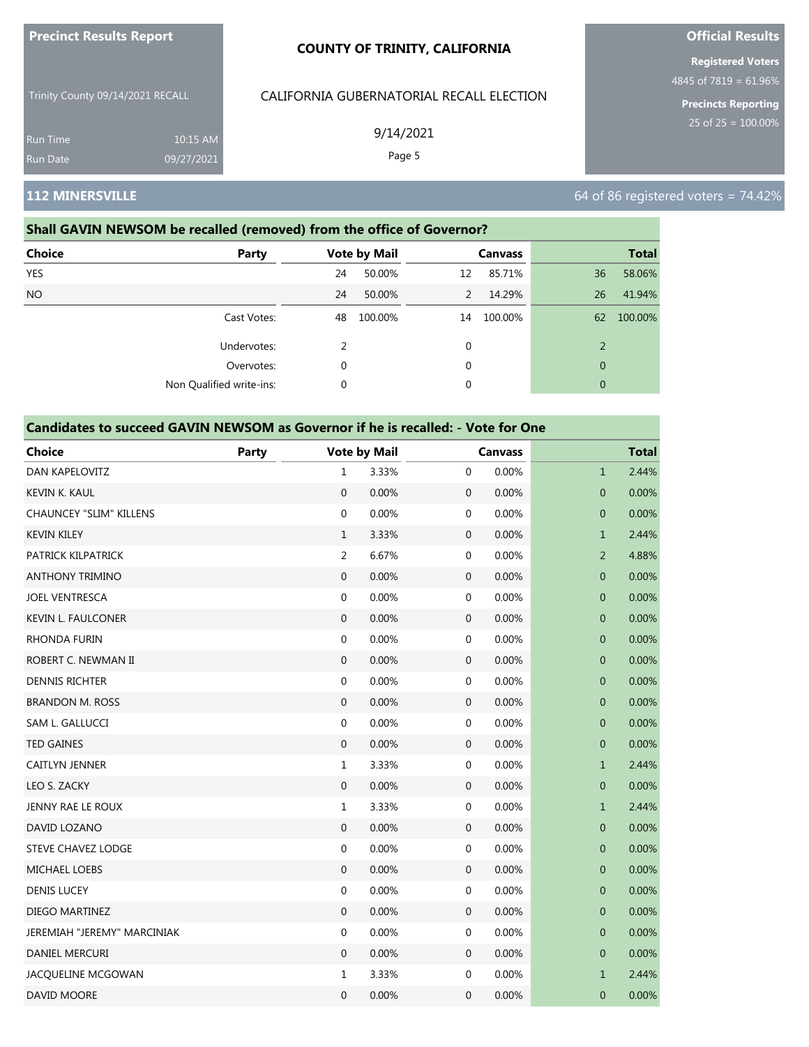## 112 MINERSVILLE

64 of 86 registered voters = 74.42%

### Shall GAVIN NEWSOM be recalled (removed) from the office of Governor?

| Choice | Party | Vote by Mail | | Canvass | | Total | |
|---|---|---|---|---|---|---|---|
| YES | | 24 | 50.00% | 12 | 85.71% | 36 | 58.06% |
| NO | | 24 | 50.00% | 2 | 14.29% | 26 | 41.94% |
| | Cast Votes: | 48 | 100.00% | 14 | 100.00% | 62 | 100.00% |
| | Undervotes: | 2 | | 0 | | 2 | |
| | Overvotes: | 0 | | 0 | | 0 | |
| | Non Qualified write-ins: | 0 | | 0 | | 0 | |

### Candidates to succeed GAVIN NEWSOM as Governor if he is recalled: - Vote for One

| Choice | Party | Vote by Mail | | Canvass | | Total | |
|---|---|---|---|---|---|---|---|
| DAN KAPELOVITZ | | 1 | 3.33% | 0 | 0.00% | 1 | 2.44% |
| KEVIN K. KAUL | | 0 | 0.00% | 0 | 0.00% | 0 | 0.00% |
| CHAUNCEY "SLIM" KILLENS | | 0 | 0.00% | 0 | 0.00% | 0 | 0.00% |
| KEVIN KILEY | | 1 | 3.33% | 0 | 0.00% | 1 | 2.44% |
| PATRICK KILPATRICK | | 2 | 6.67% | 0 | 0.00% | 2 | 4.88% |
| ANTHONY TRIMINO | | 0 | 0.00% | 0 | 0.00% | 0 | 0.00% |
| JOEL VENTRESCA | | 0 | 0.00% | 0 | 0.00% | 0 | 0.00% |
| KEVIN L. FAULCONER | | 0 | 0.00% | 0 | 0.00% | 0 | 0.00% |
| RHONDA FURIN | | 0 | 0.00% | 0 | 0.00% | 0 | 0.00% |
| ROBERT C. NEWMAN II | | 0 | 0.00% | 0 | 0.00% | 0 | 0.00% |
| DENNIS RICHTER | | 0 | 0.00% | 0 | 0.00% | 0 | 0.00% |
| BRANDON M. ROSS | | 0 | 0.00% | 0 | 0.00% | 0 | 0.00% |
| SAM L. GALLUCCI | | 0 | 0.00% | 0 | 0.00% | 0 | 0.00% |
| TED GAINES | | 0 | 0.00% | 0 | 0.00% | 0 | 0.00% |
| CAITLYN JENNER | | 1 | 3.33% | 0 | 0.00% | 1 | 2.44% |
| LEO S. ZACKY | | 0 | 0.00% | 0 | 0.00% | 0 | 0.00% |
| JENNY RAE LE ROUX | | 1 | 3.33% | 0 | 0.00% | 1 | 2.44% |
| DAVID LOZANO | | 0 | 0.00% | 0 | 0.00% | 0 | 0.00% |
| STEVE CHAVEZ LODGE | | 0 | 0.00% | 0 | 0.00% | 0 | 0.00% |
| MICHAEL LOEBS | | 0 | 0.00% | 0 | 0.00% | 0 | 0.00% |
| DENIS LUCEY | | 0 | 0.00% | 0 | 0.00% | 0 | 0.00% |
| DIEGO MARTINEZ | | 0 | 0.00% | 0 | 0.00% | 0 | 0.00% |
| JEREMIAH "JEREMY" MARCINIAK | | 0 | 0.00% | 0 | 0.00% | 0 | 0.00% |
| DANIEL MERCURI | | 0 | 0.00% | 0 | 0.00% | 0 | 0.00% |
| JACQUELINE MCGOWAN | | 1 | 3.33% | 0 | 0.00% | 1 | 2.44% |
| DAVID MOORE | | 0 | 0.00% | 0 | 0.00% | 0 | 0.00% |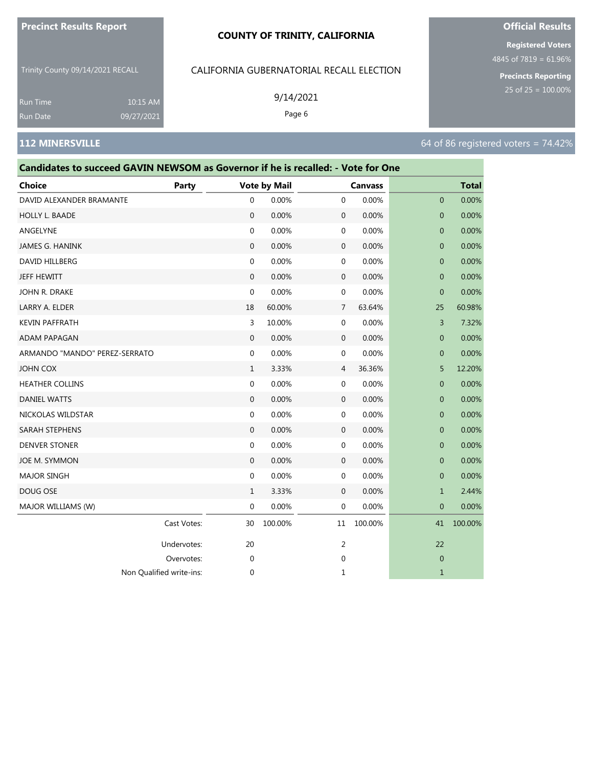**Precinct Results Report**

Trinity County 09/14/2021 RECALL

Run Time 10:15 AM
Run Date 09/27/2021

**COUNTY OF TRINITY, CALIFORNIA**

CALIFORNIA GUBERNATORIAL RECALL ELECTION

9/14/2021

**Official Results**

**Registered Voters**
4845 of 7819 = 61.96%

**Precincts Reporting**
25 of 25 = 100.00%

## 112 MINERSVILLE

64 of 86 registered voters = 74.42%

### Candidates to succeed GAVIN NEWSOM as Governor if he is recalled: - Vote for One

| Choice | Party | Vote by Mail | | Canvass | | Total | |
|---|---|---|---|---|---|---|---|
| DAVID ALEXANDER BRAMANTE | | 0 | 0.00% | 0 | 0.00% | 0 | 0.00% |
| HOLLY L. BAADE | | 0 | 0.00% | 0 | 0.00% | 0 | 0.00% |
| ANGELYNE | | 0 | 0.00% | 0 | 0.00% | 0 | 0.00% |
| JAMES G. HANINK | | 0 | 0.00% | 0 | 0.00% | 0 | 0.00% |
| DAVID HILLBERG | | 0 | 0.00% | 0 | 0.00% | 0 | 0.00% |
| JEFF HEWITT | | 0 | 0.00% | 0 | 0.00% | 0 | 0.00% |
| JOHN R. DRAKE | | 0 | 0.00% | 0 | 0.00% | 0 | 0.00% |
| LARRY A. ELDER | | 18 | 60.00% | 7 | 63.64% | 25 | 60.98% |
| KEVIN PAFFRATH | | 3 | 10.00% | 0 | 0.00% | 3 | 7.32% |
| ADAM PAPAGAN | | 0 | 0.00% | 0 | 0.00% | 0 | 0.00% |
| ARMANDO "MANDO" PEREZ-SERRATO | | 0 | 0.00% | 0 | 0.00% | 0 | 0.00% |
| JOHN COX | | 1 | 3.33% | 4 | 36.36% | 5 | 12.20% |
| HEATHER COLLINS | | 0 | 0.00% | 0 | 0.00% | 0 | 0.00% |
| DANIEL WATTS | | 0 | 0.00% | 0 | 0.00% | 0 | 0.00% |
| NICKOLAS WILDSTAR | | 0 | 0.00% | 0 | 0.00% | 0 | 0.00% |
| SARAH STEPHENS | | 0 | 0.00% | 0 | 0.00% | 0 | 0.00% |
| DENVER STONER | | 0 | 0.00% | 0 | 0.00% | 0 | 0.00% |
| JOE M. SYMMON | | 0 | 0.00% | 0 | 0.00% | 0 | 0.00% |
| MAJOR SINGH | | 0 | 0.00% | 0 | 0.00% | 0 | 0.00% |
| DOUG OSE | | 1 | 3.33% | 0 | 0.00% | 1 | 2.44% |
| MAJOR WILLIAMS (W) | | 0 | 0.00% | 0 | 0.00% | 0 | 0.00% |
| | Cast Votes: | 30 | 100.00% | 11 | 100.00% | 41 | 100.00% |
| | Undervotes: | 20 | | 2 | | 22 | |
| | Overvotes: | 0 | | 0 | | 0 | |
| | Non Qualified write-ins: | 0 | | 1 | | 1 | |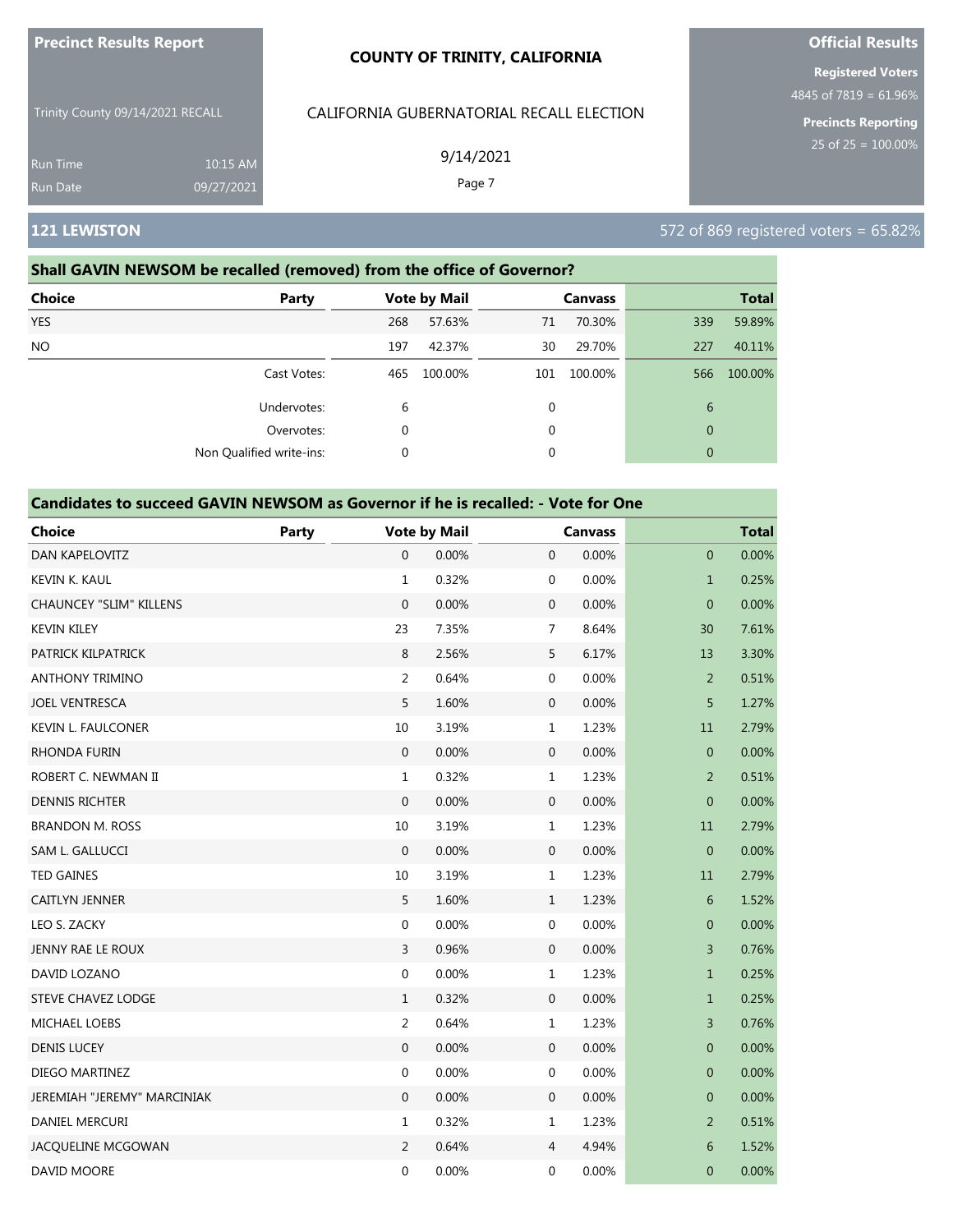# COUNTY OF TRINITY, CALIFORNIA

Precinct Results Report

Trinity County 09/14/2021 RECALL

CALIFORNIA GUBERNATORIAL RECALL ELECTION

9/14/2021

Run Time 10:15 AM
Run Date 09/27/2021

**Official Results**

Registered Voters
4845 of 7819 = 61.96%

Precincts Reporting
25 of 25 = 100.00%

## 121 LEWISTON

572 of 869 registered voters = 65.82%

### Shall GAVIN NEWSOM be recalled (removed) from the office of Governor?

| Choice | Party | Vote by Mail | | Canvass | | Total | |
|---|---|---|---|---|---|---|---|
| YES | | 268 | 57.63% | 71 | 70.30% | 339 | 59.89% |
| NO | | 197 | 42.37% | 30 | 29.70% | 227 | 40.11% |
| | Cast Votes: | 465 | 100.00% | 101 | 100.00% | 566 | 100.00% |
| | Undervotes: | 6 | | 0 | | 6 | |
| | Overvotes: | 0 | | 0 | | 0 | |
| | Non Qualified write-ins: | 0 | | 0 | | 0 | |

### Candidates to succeed GAVIN NEWSOM as Governor if he is recalled: - Vote for One

| Choice | Party | Vote by Mail | | Canvass | | Total | |
|---|---|---|---|---|---|---|---|
| DAN KAPELOVITZ | | 0 | 0.00% | 0 | 0.00% | 0 | 0.00% |
| KEVIN K. KAUL | | 1 | 0.32% | 0 | 0.00% | 1 | 0.25% |
| CHAUNCEY "SLIM" KILLENS | | 0 | 0.00% | 0 | 0.00% | 0 | 0.00% |
| KEVIN KILEY | | 23 | 7.35% | 7 | 8.64% | 30 | 7.61% |
| PATRICK KILPATRICK | | 8 | 2.56% | 5 | 6.17% | 13 | 3.30% |
| ANTHONY TRIMINO | | 2 | 0.64% | 0 | 0.00% | 2 | 0.51% |
| JOEL VENTRESCA | | 5 | 1.60% | 0 | 0.00% | 5 | 1.27% |
| KEVIN L. FAULCONER | | 10 | 3.19% | 1 | 1.23% | 11 | 2.79% |
| RHONDA FURIN | | 0 | 0.00% | 0 | 0.00% | 0 | 0.00% |
| ROBERT C. NEWMAN II | | 1 | 0.32% | 1 | 1.23% | 2 | 0.51% |
| DENNIS RICHTER | | 0 | 0.00% | 0 | 0.00% | 0 | 0.00% |
| BRANDON M. ROSS | | 10 | 3.19% | 1 | 1.23% | 11 | 2.79% |
| SAM L. GALLUCCI | | 0 | 0.00% | 0 | 0.00% | 0 | 0.00% |
| TED GAINES | | 10 | 3.19% | 1 | 1.23% | 11 | 2.79% |
| CAITLYN JENNER | | 5 | 1.60% | 1 | 1.23% | 6 | 1.52% |
| LEO S. ZACKY | | 0 | 0.00% | 0 | 0.00% | 0 | 0.00% |
| JENNY RAE LE ROUX | | 3 | 0.96% | 0 | 0.00% | 3 | 0.76% |
| DAVID LOZANO | | 0 | 0.00% | 1 | 1.23% | 1 | 0.25% |
| STEVE CHAVEZ LODGE | | 1 | 0.32% | 0 | 0.00% | 1 | 0.25% |
| MICHAEL LOEBS | | 2 | 0.64% | 1 | 1.23% | 3 | 0.76% |
| DENIS LUCEY | | 0 | 0.00% | 0 | 0.00% | 0 | 0.00% |
| DIEGO MARTINEZ | | 0 | 0.00% | 0 | 0.00% | 0 | 0.00% |
| JEREMIAH "JEREMY" MARCINIAK | | 0 | 0.00% | 0 | 0.00% | 0 | 0.00% |
| DANIEL MERCURI | | 1 | 0.32% | 1 | 1.23% | 2 | 0.51% |
| JACQUELINE MCGOWAN | | 2 | 0.64% | 4 | 4.94% | 6 | 1.52% |
| DAVID MOORE | | 0 | 0.00% | 0 | 0.00% | 0 | 0.00% |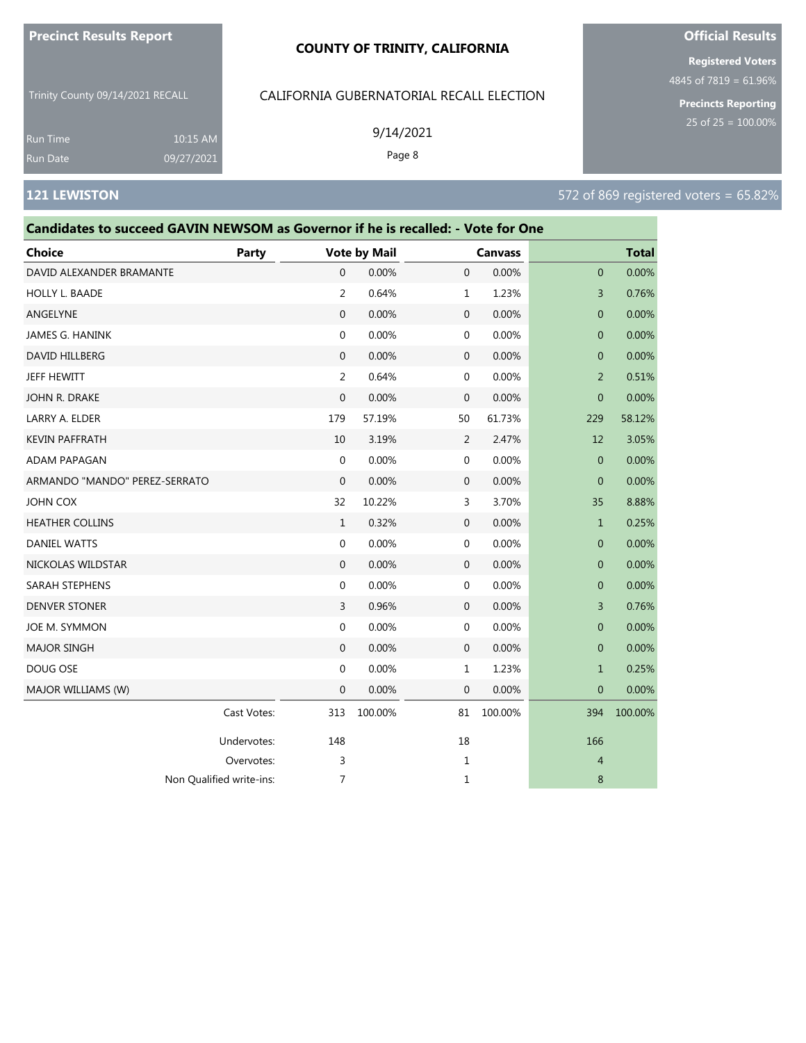**Precinct Results Report**

Trinity County 09/14/2021 RECALL

Run Time 10:15 AM
Run Date 09/27/2021

**COUNTY OF TRINITY, CALIFORNIA**

CALIFORNIA GUBERNATORIAL RECALL ELECTION

9/14/2021

**Official Results**

**Registered Voters**
4845 of 7819 = 61.96%

**Precincts Reporting**
25 of 25 = 100.00%

## 121 LEWISTON

572 of 869 registered voters = 65.82%

### Candidates to succeed GAVIN NEWSOM as Governor if he is recalled: - Vote for One

| Choice | Party | Vote by Mail | | Canvass | | Total | |
|---|---|---|---|---|---|---|---|
| DAVID ALEXANDER BRAMANTE | | 0 | 0.00% | 0 | 0.00% | 0 | 0.00% |
| HOLLY L. BAADE | | 2 | 0.64% | 1 | 1.23% | 3 | 0.76% |
| ANGELYNE | | 0 | 0.00% | 0 | 0.00% | 0 | 0.00% |
| JAMES G. HANINK | | 0 | 0.00% | 0 | 0.00% | 0 | 0.00% |
| DAVID HILLBERG | | 0 | 0.00% | 0 | 0.00% | 0 | 0.00% |
| JEFF HEWITT | | 2 | 0.64% | 0 | 0.00% | 2 | 0.51% |
| JOHN R. DRAKE | | 0 | 0.00% | 0 | 0.00% | 0 | 0.00% |
| LARRY A. ELDER | | 179 | 57.19% | 50 | 61.73% | 229 | 58.12% |
| KEVIN PAFFRATH | | 10 | 3.19% | 2 | 2.47% | 12 | 3.05% |
| ADAM PAPAGAN | | 0 | 0.00% | 0 | 0.00% | 0 | 0.00% |
| ARMANDO "MANDO" PEREZ-SERRATO | | 0 | 0.00% | 0 | 0.00% | 0 | 0.00% |
| JOHN COX | | 32 | 10.22% | 3 | 3.70% | 35 | 8.88% |
| HEATHER COLLINS | | 1 | 0.32% | 0 | 0.00% | 1 | 0.25% |
| DANIEL WATTS | | 0 | 0.00% | 0 | 0.00% | 0 | 0.00% |
| NICKOLAS WILDSTAR | | 0 | 0.00% | 0 | 0.00% | 0 | 0.00% |
| SARAH STEPHENS | | 0 | 0.00% | 0 | 0.00% | 0 | 0.00% |
| DENVER STONER | | 3 | 0.96% | 0 | 0.00% | 3 | 0.76% |
| JOE M. SYMMON | | 0 | 0.00% | 0 | 0.00% | 0 | 0.00% |
| MAJOR SINGH | | 0 | 0.00% | 0 | 0.00% | 0 | 0.00% |
| DOUG OSE | | 0 | 0.00% | 1 | 1.23% | 1 | 0.25% |
| MAJOR WILLIAMS (W) | | 0 | 0.00% | 0 | 0.00% | 0 | 0.00% |
| | Cast Votes: | 313 | 100.00% | 81 | 100.00% | 394 | 100.00% |
| | Undervotes: | 148 | | 18 | | 166 | |
| | Overvotes: | 3 | | 1 | | 4 | |
| | Non Qualified write-ins: | 7 | | 1 | | 8 | |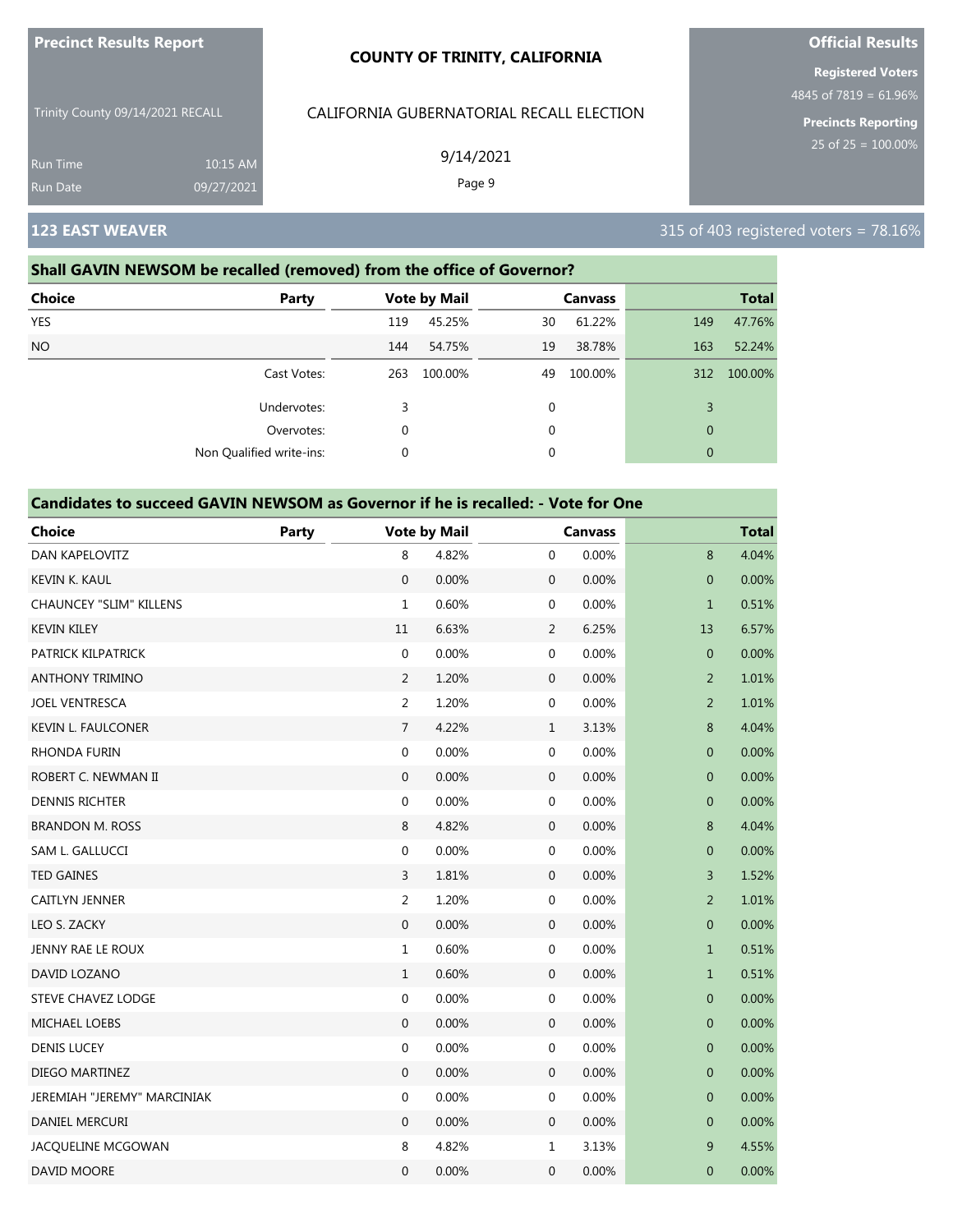**Precinct Results Report**

Trinity County 09/14/2021 RECALL

Run Time 10:15 AM
Run Date 09/27/2021

**COUNTY OF TRINITY, CALIFORNIA**

CALIFORNIA GUBERNATORIAL RECALL ELECTION

9/14/2021

**Official Results**

**Registered Voters**
4845 of 7819 = 61.96%

**Precincts Reporting**
25 of 25 = 100.00%

## 123 EAST WEAVER

315 of 403 registered voters = 78.16%

### Shall GAVIN NEWSOM be recalled (removed) from the office of Governor?

| Choice | Party | Vote by Mail | | Canvass | | Total | |
|---|---|---|---|---|---|---|---|
| YES | | 119 | 45.25% | 30 | 61.22% | 149 | 47.76% |
| NO | | 144 | 54.75% | 19 | 38.78% | 163 | 52.24% |
| | Cast Votes: | 263 | 100.00% | 49 | 100.00% | 312 | 100.00% |
| | Undervotes: | 3 | | 0 | | 3 | |
| | Overvotes: | 0 | | 0 | | 0 | |
| | Non Qualified write-ins: | 0 | | 0 | | 0 | |

### Candidates to succeed GAVIN NEWSOM as Governor if he is recalled: - Vote for One

| Choice | Party | Vote by Mail | | Canvass | | Total | |
|---|---|---|---|---|---|---|---|
| DAN KAPELOVITZ | | 8 | 4.82% | 0 | 0.00% | 8 | 4.04% |
| KEVIN K. KAUL | | 0 | 0.00% | 0 | 0.00% | 0 | 0.00% |
| CHAUNCEY "SLIM" KILLENS | | 1 | 0.60% | 0 | 0.00% | 1 | 0.51% |
| KEVIN KILEY | | 11 | 6.63% | 2 | 6.25% | 13 | 6.57% |
| PATRICK KILPATRICK | | 0 | 0.00% | 0 | 0.00% | 0 | 0.00% |
| ANTHONY TRIMINO | | 2 | 1.20% | 0 | 0.00% | 2 | 1.01% |
| JOEL VENTRESCA | | 2 | 1.20% | 0 | 0.00% | 2 | 1.01% |
| KEVIN L. FAULCONER | | 7 | 4.22% | 1 | 3.13% | 8 | 4.04% |
| RHONDA FURIN | | 0 | 0.00% | 0 | 0.00% | 0 | 0.00% |
| ROBERT C. NEWMAN II | | 0 | 0.00% | 0 | 0.00% | 0 | 0.00% |
| DENNIS RICHTER | | 0 | 0.00% | 0 | 0.00% | 0 | 0.00% |
| BRANDON M. ROSS | | 8 | 4.82% | 0 | 0.00% | 8 | 4.04% |
| SAM L. GALLUCCI | | 0 | 0.00% | 0 | 0.00% | 0 | 0.00% |
| TED GAINES | | 3 | 1.81% | 0 | 0.00% | 3 | 1.52% |
| CAITLYN JENNER | | 2 | 1.20% | 0 | 0.00% | 2 | 1.01% |
| LEO S. ZACKY | | 0 | 0.00% | 0 | 0.00% | 0 | 0.00% |
| JENNY RAE LE ROUX | | 1 | 0.60% | 0 | 0.00% | 1 | 0.51% |
| DAVID LOZANO | | 1 | 0.60% | 0 | 0.00% | 1 | 0.51% |
| STEVE CHAVEZ LODGE | | 0 | 0.00% | 0 | 0.00% | 0 | 0.00% |
| MICHAEL LOEBS | | 0 | 0.00% | 0 | 0.00% | 0 | 0.00% |
| DENIS LUCEY | | 0 | 0.00% | 0 | 0.00% | 0 | 0.00% |
| DIEGO MARTINEZ | | 0 | 0.00% | 0 | 0.00% | 0 | 0.00% |
| JEREMIAH "JEREMY" MARCINIAK | | 0 | 0.00% | 0 | 0.00% | 0 | 0.00% |
| DANIEL MERCURI | | 0 | 0.00% | 0 | 0.00% | 0 | 0.00% |
| JACQUELINE MCGOWAN | | 8 | 4.82% | 1 | 3.13% | 9 | 4.55% |
| DAVID MOORE | | 0 | 0.00% | 0 | 0.00% | 0 | 0.00% |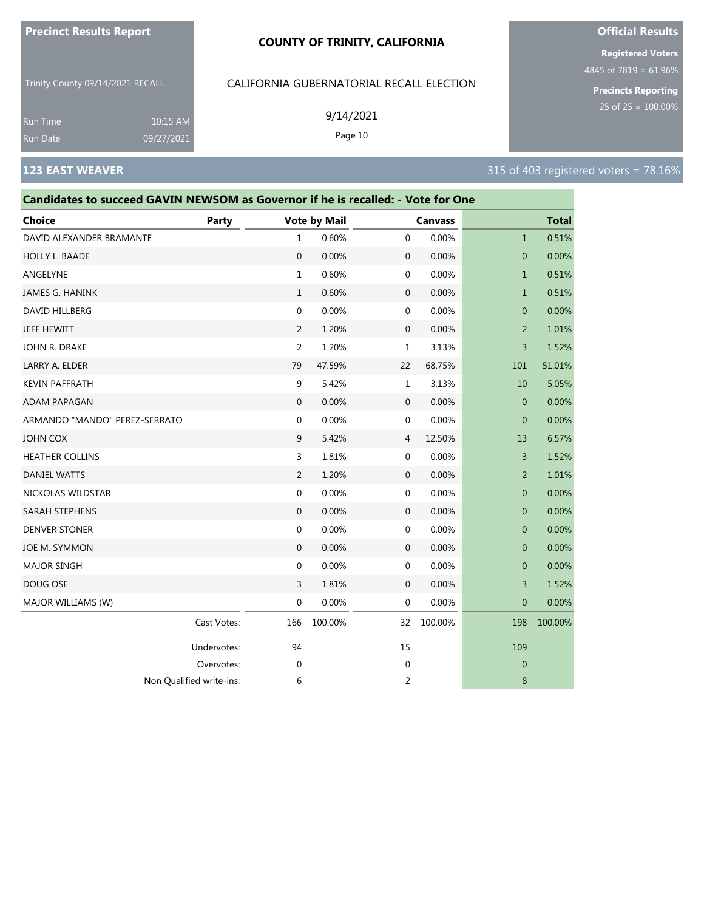**Precinct Results Report**

Trinity County 09/14/2021 RECALL

Run Time 10:15 AM
Run Date 09/27/2021

**COUNTY OF TRINITY, CALIFORNIA**

CALIFORNIA GUBERNATORIAL RECALL ELECTION

9/14/2021

**Official Results**

**Registered Voters**
4845 of 7819 = 61.96%

**Precincts Reporting**
25 of 25 = 100.00%

## 123 EAST WEAVER

315 of 403 registered voters = 78.16%

### Candidates to succeed GAVIN NEWSOM as Governor if he is recalled: - Vote for One

| Choice | Party | Vote by Mail | | Canvass | | Total | |
|---|---|---|---|---|---|---|---|
| DAVID ALEXANDER BRAMANTE | | 1 | 0.60% | 0 | 0.00% | 1 | 0.51% |
| HOLLY L. BAADE | | 0 | 0.00% | 0 | 0.00% | 0 | 0.00% |
| ANGELYNE | | 1 | 0.60% | 0 | 0.00% | 1 | 0.51% |
| JAMES G. HANINK | | 1 | 0.60% | 0 | 0.00% | 1 | 0.51% |
| DAVID HILLBERG | | 0 | 0.00% | 0 | 0.00% | 0 | 0.00% |
| JEFF HEWITT | | 2 | 1.20% | 0 | 0.00% | 2 | 1.01% |
| JOHN R. DRAKE | | 2 | 1.20% | 1 | 3.13% | 3 | 1.52% |
| LARRY A. ELDER | | 79 | 47.59% | 22 | 68.75% | 101 | 51.01% |
| KEVIN PAFFRATH | | 9 | 5.42% | 1 | 3.13% | 10 | 5.05% |
| ADAM PAPAGAN | | 0 | 0.00% | 0 | 0.00% | 0 | 0.00% |
| ARMANDO "MANDO" PEREZ-SERRATO | | 0 | 0.00% | 0 | 0.00% | 0 | 0.00% |
| JOHN COX | | 9 | 5.42% | 4 | 12.50% | 13 | 6.57% |
| HEATHER COLLINS | | 3 | 1.81% | 0 | 0.00% | 3 | 1.52% |
| DANIEL WATTS | | 2 | 1.20% | 0 | 0.00% | 2 | 1.01% |
| NICKOLAS WILDSTAR | | 0 | 0.00% | 0 | 0.00% | 0 | 0.00% |
| SARAH STEPHENS | | 0 | 0.00% | 0 | 0.00% | 0 | 0.00% |
| DENVER STONER | | 0 | 0.00% | 0 | 0.00% | 0 | 0.00% |
| JOE M. SYMMON | | 0 | 0.00% | 0 | 0.00% | 0 | 0.00% |
| MAJOR SINGH | | 0 | 0.00% | 0 | 0.00% | 0 | 0.00% |
| DOUG OSE | | 3 | 1.81% | 0 | 0.00% | 3 | 1.52% |
| MAJOR WILLIAMS (W) | | 0 | 0.00% | 0 | 0.00% | 0 | 0.00% |
| | Cast Votes: | 166 | 100.00% | 32 | 100.00% | 198 | 100.00% |
| | Undervotes: | 94 | | 15 | | 109 | |
| | Overvotes: | 0 | | 0 | | 0 | |
| | Non Qualified write-ins: | 6 | | 2 | | 8 | |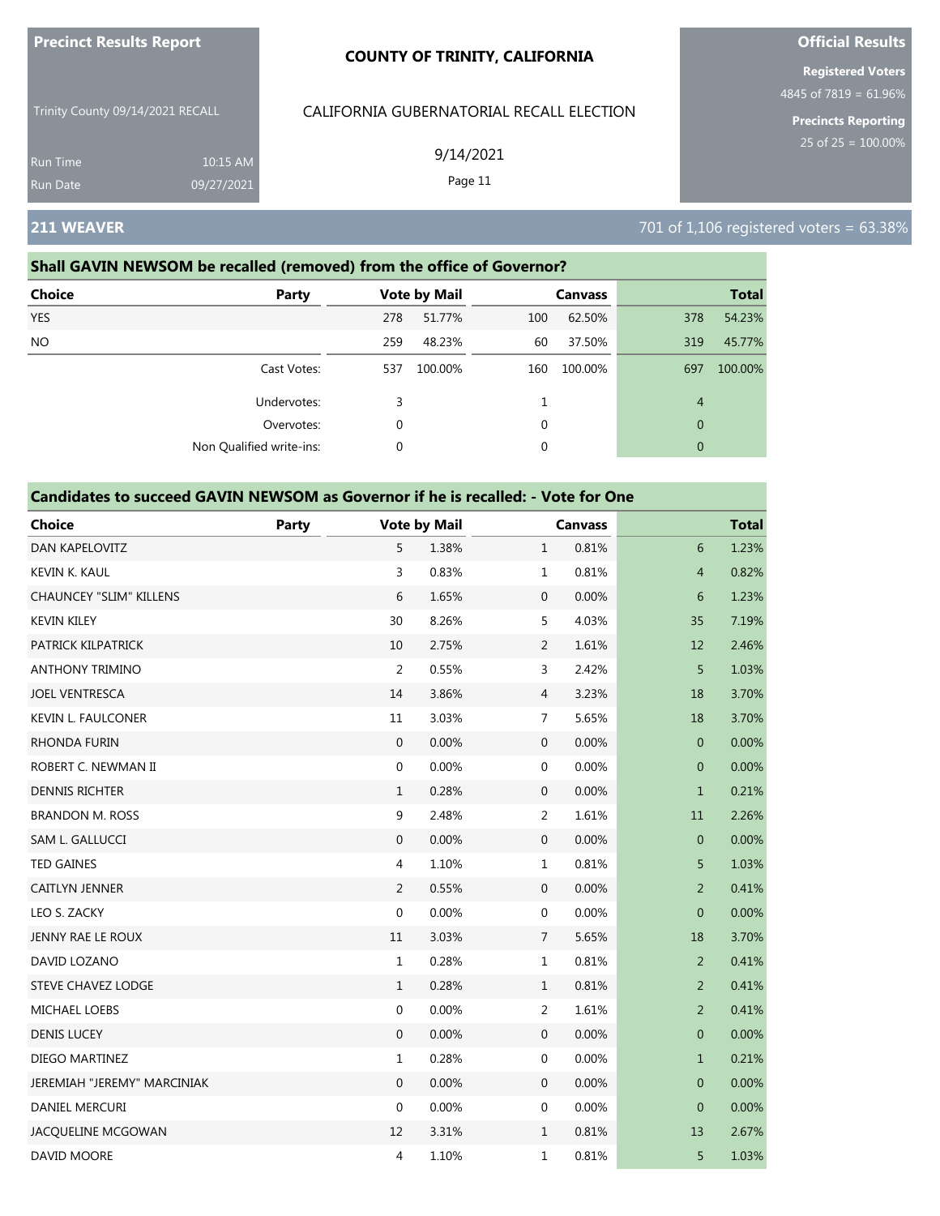**Precinct Results Report**

Trinity County 09/14/2021 RECALL

Run Time 10:15 AM
Run Date 09/27/2021

**COUNTY OF TRINITY, CALIFORNIA**

CALIFORNIA GUBERNATORIAL RECALL ELECTION

9/14/2021

**Official Results**

**Registered Voters**
4845 of 7819 = 61.96%

**Precincts Reporting**
25 of 25 = 100.00%

## 211 WEAVER

701 of 1,106 registered voters = 63.38%

### Shall GAVIN NEWSOM be recalled (removed) from the office of Governor?

| Choice | Party | Vote by Mail | | Canvass | | Total | |
|---|---|---|---|---|---|---|---|
| YES | | 278 | 51.77% | 100 | 62.50% | 378 | 54.23% |
| NO | | 259 | 48.23% | 60 | 37.50% | 319 | 45.77% |
| | Cast Votes: | 537 | 100.00% | 160 | 100.00% | 697 | 100.00% |
| | Undervotes: | 3 | | 1 | | 4 | |
| | Overvotes: | 0 | | 0 | | 0 | |
| | Non Qualified write-ins: | 0 | | 0 | | 0 | |

### Candidates to succeed GAVIN NEWSOM as Governor if he is recalled: - Vote for One

| Choice | Party | Vote by Mail | | Canvass | | Total | |
|---|---|---|---|---|---|---|---|
| DAN KAPELOVITZ | | 5 | 1.38% | 1 | 0.81% | 6 | 1.23% |
| KEVIN K. KAUL | | 3 | 0.83% | 1 | 0.81% | 4 | 0.82% |
| CHAUNCEY "SLIM" KILLENS | | 6 | 1.65% | 0 | 0.00% | 6 | 1.23% |
| KEVIN KILEY | | 30 | 8.26% | 5 | 4.03% | 35 | 7.19% |
| PATRICK KILPATRICK | | 10 | 2.75% | 2 | 1.61% | 12 | 2.46% |
| ANTHONY TRIMINO | | 2 | 0.55% | 3 | 2.42% | 5 | 1.03% |
| JOEL VENTRESCA | | 14 | 3.86% | 4 | 3.23% | 18 | 3.70% |
| KEVIN L. FAULCONER | | 11 | 3.03% | 7 | 5.65% | 18 | 3.70% |
| RHONDA FURIN | | 0 | 0.00% | 0 | 0.00% | 0 | 0.00% |
| ROBERT C. NEWMAN II | | 0 | 0.00% | 0 | 0.00% | 0 | 0.00% |
| DENNIS RICHTER | | 1 | 0.28% | 0 | 0.00% | 1 | 0.21% |
| BRANDON M. ROSS | | 9 | 2.48% | 2 | 1.61% | 11 | 2.26% |
| SAM L. GALLUCCI | | 0 | 0.00% | 0 | 0.00% | 0 | 0.00% |
| TED GAINES | | 4 | 1.10% | 1 | 0.81% | 5 | 1.03% |
| CAITLYN JENNER | | 2 | 0.55% | 0 | 0.00% | 2 | 0.41% |
| LEO S. ZACKY | | 0 | 0.00% | 0 | 0.00% | 0 | 0.00% |
| JENNY RAE LE ROUX | | 11 | 3.03% | 7 | 5.65% | 18 | 3.70% |
| DAVID LOZANO | | 1 | 0.28% | 1 | 0.81% | 2 | 0.41% |
| STEVE CHAVEZ LODGE | | 1 | 0.28% | 1 | 0.81% | 2 | 0.41% |
| MICHAEL LOEBS | | 0 | 0.00% | 2 | 1.61% | 2 | 0.41% |
| DENIS LUCEY | | 0 | 0.00% | 0 | 0.00% | 0 | 0.00% |
| DIEGO MARTINEZ | | 1 | 0.28% | 0 | 0.00% | 1 | 0.21% |
| JEREMIAH "JEREMY" MARCINIAK | | 0 | 0.00% | 0 | 0.00% | 0 | 0.00% |
| DANIEL MERCURI | | 0 | 0.00% | 0 | 0.00% | 0 | 0.00% |
| JACQUELINE MCGOWAN | | 12 | 3.31% | 1 | 0.81% | 13 | 2.67% |
| DAVID MOORE | | 4 | 1.10% | 1 | 0.81% | 5 | 1.03% |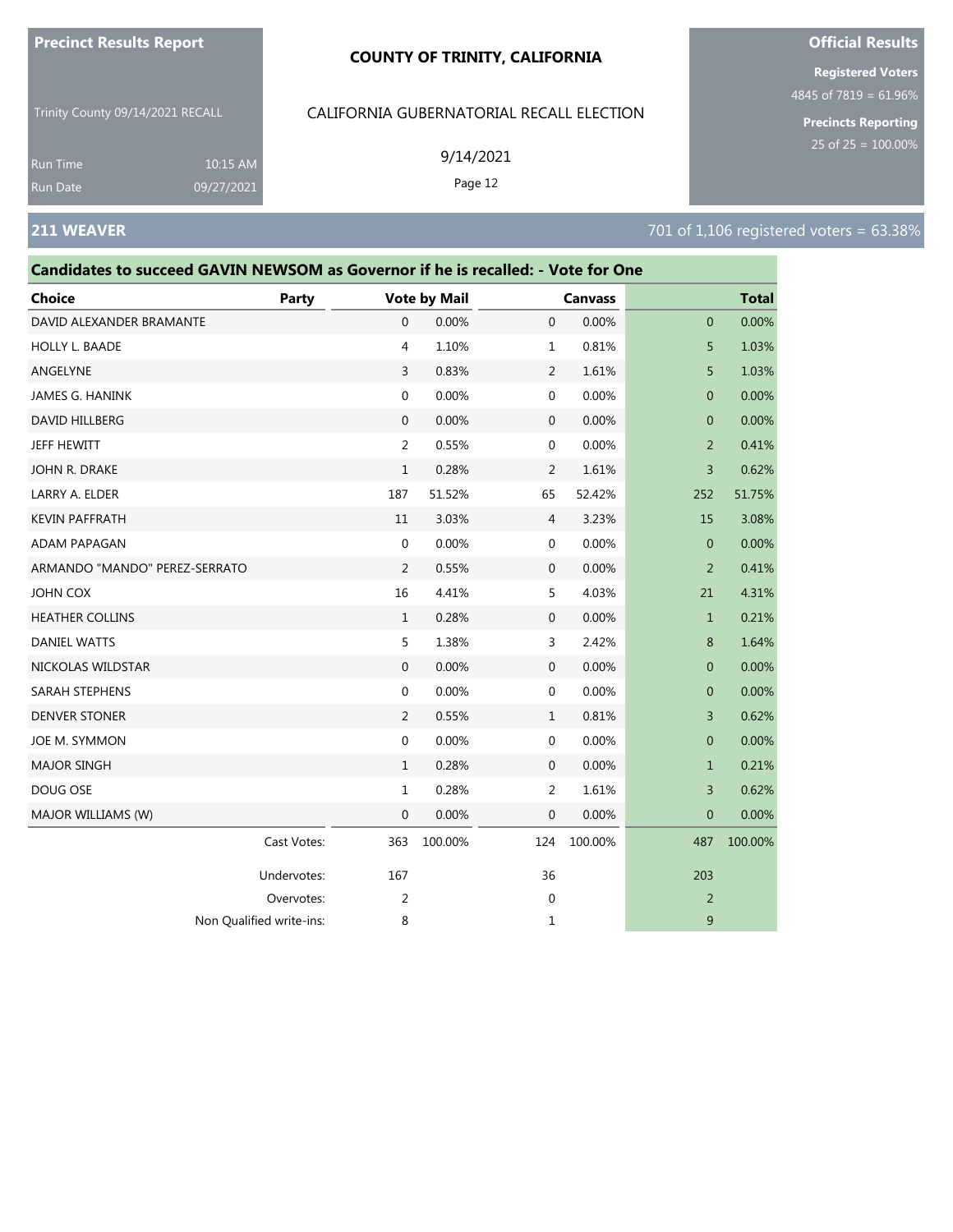**Precinct Results Report**

Trinity County 09/14/2021 RECALL

Run Time 10:15 AM
Run Date 09/27/2021

**COUNTY OF TRINITY, CALIFORNIA**

CALIFORNIA GUBERNATORIAL RECALL ELECTION

9/14/2021

**Official Results**

**Registered Voters**
4845 of 7819 = 61.96%

**Precincts Reporting**
25 of 25 = 100.00%

## 211 WEAVER

701 of 1,106 registered voters = 63.38%

### Candidates to succeed GAVIN NEWSOM as Governor if he is recalled: - Vote for One

| Choice | Party | Vote by Mail | | Canvass | | Total | |
|---|---|---|---|---|---|---|---|
| DAVID ALEXANDER BRAMANTE | | 0 | 0.00% | 0 | 0.00% | 0 | 0.00% |
| HOLLY L. BAADE | | 4 | 1.10% | 1 | 0.81% | 5 | 1.03% |
| ANGELYNE | | 3 | 0.83% | 2 | 1.61% | 5 | 1.03% |
| JAMES G. HANINK | | 0 | 0.00% | 0 | 0.00% | 0 | 0.00% |
| DAVID HILLBERG | | 0 | 0.00% | 0 | 0.00% | 0 | 0.00% |
| JEFF HEWITT | | 2 | 0.55% | 0 | 0.00% | 2 | 0.41% |
| JOHN R. DRAKE | | 1 | 0.28% | 2 | 1.61% | 3 | 0.62% |
| LARRY A. ELDER | | 187 | 51.52% | 65 | 52.42% | 252 | 51.75% |
| KEVIN PAFFRATH | | 11 | 3.03% | 4 | 3.23% | 15 | 3.08% |
| ADAM PAPAGAN | | 0 | 0.00% | 0 | 0.00% | 0 | 0.00% |
| ARMANDO "MANDO" PEREZ-SERRATO | | 2 | 0.55% | 0 | 0.00% | 2 | 0.41% |
| JOHN COX | | 16 | 4.41% | 5 | 4.03% | 21 | 4.31% |
| HEATHER COLLINS | | 1 | 0.28% | 0 | 0.00% | 1 | 0.21% |
| DANIEL WATTS | | 5 | 1.38% | 3 | 2.42% | 8 | 1.64% |
| NICKOLAS WILDSTAR | | 0 | 0.00% | 0 | 0.00% | 0 | 0.00% |
| SARAH STEPHENS | | 0 | 0.00% | 0 | 0.00% | 0 | 0.00% |
| DENVER STONER | | 2 | 0.55% | 1 | 0.81% | 3 | 0.62% |
| JOE M. SYMMON | | 0 | 0.00% | 0 | 0.00% | 0 | 0.00% |
| MAJOR SINGH | | 1 | 0.28% | 0 | 0.00% | 1 | 0.21% |
| DOUG OSE | | 1 | 0.28% | 2 | 1.61% | 3 | 0.62% |
| MAJOR WILLIAMS (W) | | 0 | 0.00% | 0 | 0.00% | 0 | 0.00% |
| | Cast Votes: | 363 | 100.00% | 124 | 100.00% | 487 | 100.00% |
| | Undervotes: | 167 | | 36 | | 203 | |
| | Overvotes: | 2 | | 0 | | 2 | |
| | Non Qualified write-ins: | 8 | | 1 | | 9 | |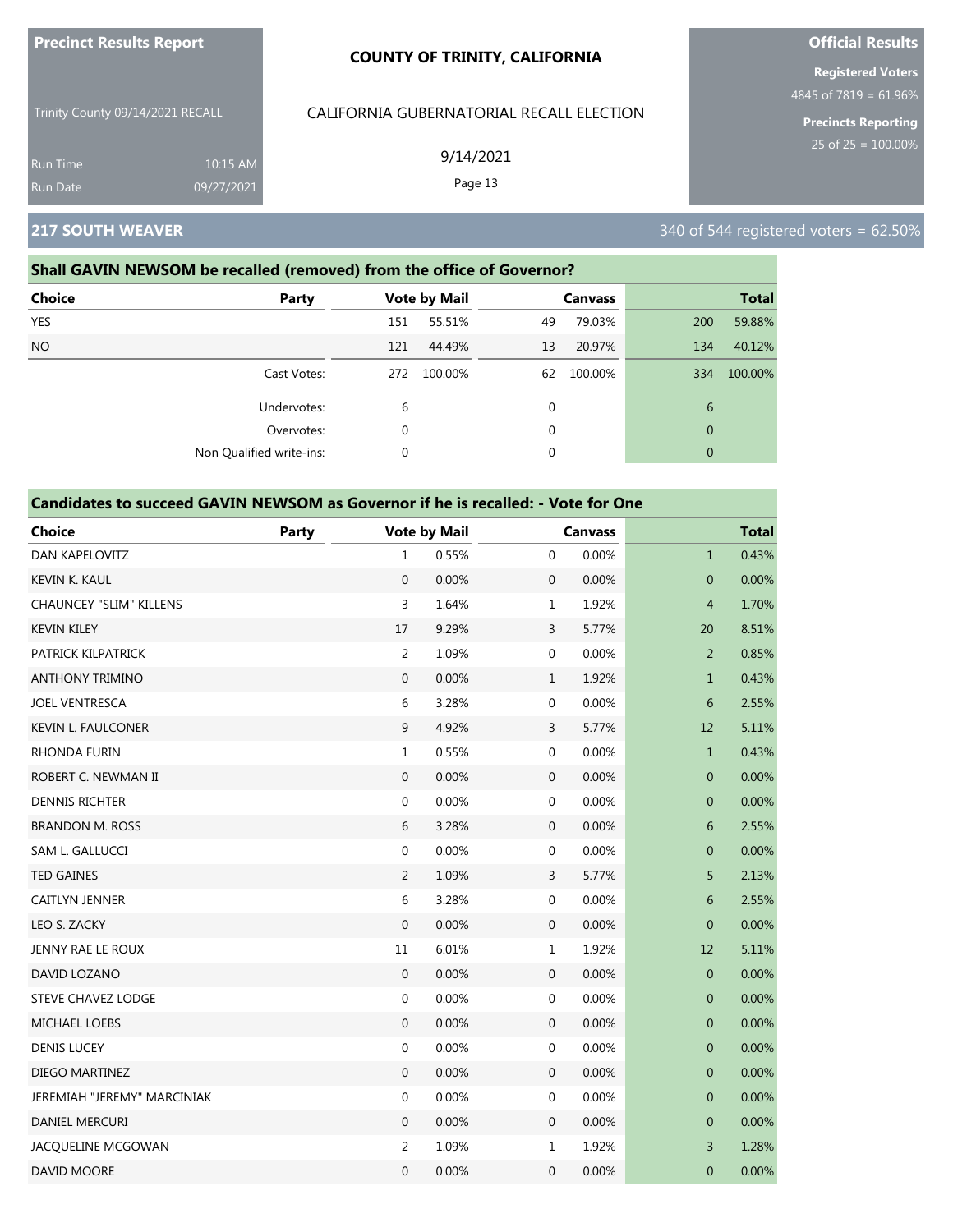**Precinct Results Report**

Trinity County 09/14/2021 RECALL

Run Time 10:15 AM
Run Date 09/27/2021

**COUNTY OF TRINITY, CALIFORNIA**

CALIFORNIA GUBERNATORIAL RECALL ELECTION

9/14/2021

**Official Results**

**Registered Voters**
4845 of 7819 = 61.96%

**Precincts Reporting**
25 of 25 = 100.00%

## 217 SOUTH WEAVER

340 of 544 registered voters = 62.50%

### Shall GAVIN NEWSOM be recalled (removed) from the office of Governor?

| Choice | Party | Vote by Mail | | Canvass | | Total | |
|---|---|---|---|---|---|---|---|
| YES | | 151 | 55.51% | 49 | 79.03% | 200 | 59.88% |
| NO | | 121 | 44.49% | 13 | 20.97% | 134 | 40.12% |
| | Cast Votes: | 272 | 100.00% | 62 | 100.00% | 334 | 100.00% |
| | Undervotes: | 6 | | 0 | | 6 | |
| | Overvotes: | 0 | | 0 | | 0 | |
| | Non Qualified write-ins: | 0 | | 0 | | 0 | |

### Candidates to succeed GAVIN NEWSOM as Governor if he is recalled: - Vote for One

| Choice | Party | Vote by Mail | | Canvass | | Total | |
|---|---|---|---|---|---|---|---|
| DAN KAPELOVITZ | | 1 | 0.55% | 0 | 0.00% | 1 | 0.43% |
| KEVIN K. KAUL | | 0 | 0.00% | 0 | 0.00% | 0 | 0.00% |
| CHAUNCEY "SLIM" KILLENS | | 3 | 1.64% | 1 | 1.92% | 4 | 1.70% |
| KEVIN KILEY | | 17 | 9.29% | 3 | 5.77% | 20 | 8.51% |
| PATRICK KILPATRICK | | 2 | 1.09% | 0 | 0.00% | 2 | 0.85% |
| ANTHONY TRIMINO | | 0 | 0.00% | 1 | 1.92% | 1 | 0.43% |
| JOEL VENTRESCA | | 6 | 3.28% | 0 | 0.00% | 6 | 2.55% |
| KEVIN L. FAULCONER | | 9 | 4.92% | 3 | 5.77% | 12 | 5.11% |
| RHONDA FURIN | | 1 | 0.55% | 0 | 0.00% | 1 | 0.43% |
| ROBERT C. NEWMAN II | | 0 | 0.00% | 0 | 0.00% | 0 | 0.00% |
| DENNIS RICHTER | | 0 | 0.00% | 0 | 0.00% | 0 | 0.00% |
| BRANDON M. ROSS | | 6 | 3.28% | 0 | 0.00% | 6 | 2.55% |
| SAM L. GALLUCCI | | 0 | 0.00% | 0 | 0.00% | 0 | 0.00% |
| TED GAINES | | 2 | 1.09% | 3 | 5.77% | 5 | 2.13% |
| CAITLYN JENNER | | 6 | 3.28% | 0 | 0.00% | 6 | 2.55% |
| LEO S. ZACKY | | 0 | 0.00% | 0 | 0.00% | 0 | 0.00% |
| JENNY RAE LE ROUX | | 11 | 6.01% | 1 | 1.92% | 12 | 5.11% |
| DAVID LOZANO | | 0 | 0.00% | 0 | 0.00% | 0 | 0.00% |
| STEVE CHAVEZ LODGE | | 0 | 0.00% | 0 | 0.00% | 0 | 0.00% |
| MICHAEL LOEBS | | 0 | 0.00% | 0 | 0.00% | 0 | 0.00% |
| DENIS LUCEY | | 0 | 0.00% | 0 | 0.00% | 0 | 0.00% |
| DIEGO MARTINEZ | | 0 | 0.00% | 0 | 0.00% | 0 | 0.00% |
| JEREMIAH "JEREMY" MARCINIAK | | 0 | 0.00% | 0 | 0.00% | 0 | 0.00% |
| DANIEL MERCURI | | 0 | 0.00% | 0 | 0.00% | 0 | 0.00% |
| JACQUELINE MCGOWAN | | 2 | 1.09% | 1 | 1.92% | 3 | 1.28% |
| DAVID MOORE | | 0 | 0.00% | 0 | 0.00% | 0 | 0.00% |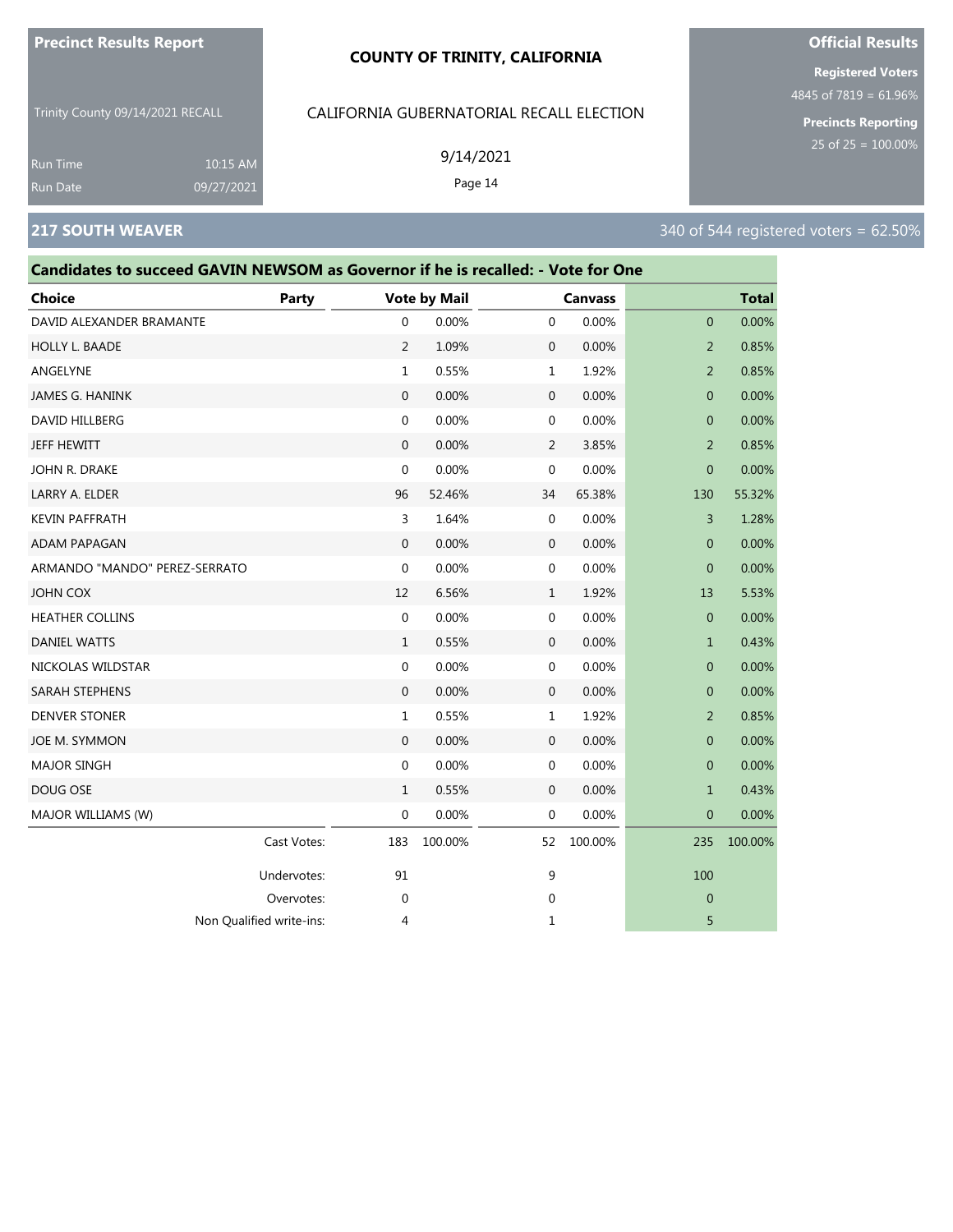**Precinct Results Report**

Trinity County 09/14/2021 RECALL

Run Time 10:15 AM
Run Date 09/27/2021

**COUNTY OF TRINITY, CALIFORNIA**

CALIFORNIA GUBERNATORIAL RECALL ELECTION

9/14/2021

**Official Results**

**Registered Voters**
4845 of 7819 = 61.96%

**Precincts Reporting**
25 of 25 = 100.00%

## 217 SOUTH WEAVER

340 of 544 registered voters = 62.50%

### Candidates to succeed GAVIN NEWSOM as Governor if he is recalled: - Vote for One

| Choice | Party | Vote by Mail | | Canvass | | Total | |
|---|---|---|---|---|---|---|---|
| DAVID ALEXANDER BRAMANTE | | 0 | 0.00% | 0 | 0.00% | 0 | 0.00% |
| HOLLY L. BAADE | | 2 | 1.09% | 0 | 0.00% | 2 | 0.85% |
| ANGELYNE | | 1 | 0.55% | 1 | 1.92% | 2 | 0.85% |
| JAMES G. HANINK | | 0 | 0.00% | 0 | 0.00% | 0 | 0.00% |
| DAVID HILLBERG | | 0 | 0.00% | 0 | 0.00% | 0 | 0.00% |
| JEFF HEWITT | | 0 | 0.00% | 2 | 3.85% | 2 | 0.85% |
| JOHN R. DRAKE | | 0 | 0.00% | 0 | 0.00% | 0 | 0.00% |
| LARRY A. ELDER | | 96 | 52.46% | 34 | 65.38% | 130 | 55.32% |
| KEVIN PAFFRATH | | 3 | 1.64% | 0 | 0.00% | 3 | 1.28% |
| ADAM PAPAGAN | | 0 | 0.00% | 0 | 0.00% | 0 | 0.00% |
| ARMANDO "MANDO" PEREZ-SERRATO | | 0 | 0.00% | 0 | 0.00% | 0 | 0.00% |
| JOHN COX | | 12 | 6.56% | 1 | 1.92% | 13 | 5.53% |
| HEATHER COLLINS | | 0 | 0.00% | 0 | 0.00% | 0 | 0.00% |
| DANIEL WATTS | | 1 | 0.55% | 0 | 0.00% | 1 | 0.43% |
| NICKOLAS WILDSTAR | | 0 | 0.00% | 0 | 0.00% | 0 | 0.00% |
| SARAH STEPHENS | | 0 | 0.00% | 0 | 0.00% | 0 | 0.00% |
| DENVER STONER | | 1 | 0.55% | 1 | 1.92% | 2 | 0.85% |
| JOE M. SYMMON | | 0 | 0.00% | 0 | 0.00% | 0 | 0.00% |
| MAJOR SINGH | | 0 | 0.00% | 0 | 0.00% | 0 | 0.00% |
| DOUG OSE | | 1 | 0.55% | 0 | 0.00% | 1 | 0.43% |
| MAJOR WILLIAMS (W) | | 0 | 0.00% | 0 | 0.00% | 0 | 0.00% |
| | Cast Votes: | 183 | 100.00% | 52 | 100.00% | 235 | 100.00% |
| | Undervotes: | 91 | | 9 | | 100 | |
| | Overvotes: | 0 | | 0 | | 0 | |
| | Non Qualified write-ins: | 4 | | 1 | | 5 | |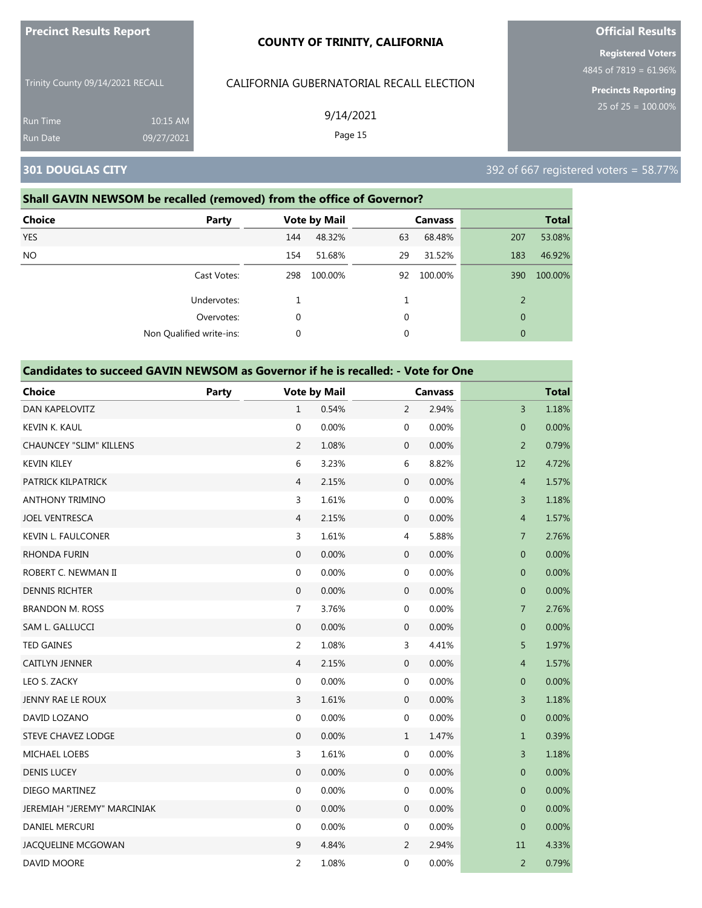**Precinct Results Report**

Trinity County 09/14/2021 RECALL

Run Time 10:15 AM
Run Date 09/27/2021

**COUNTY OF TRINITY, CALIFORNIA**

CALIFORNIA GUBERNATORIAL RECALL ELECTION

9/14/2021

**Official Results**

**Registered Voters**
4845 of 7819 = 61.96%

**Precincts Reporting**
25 of 25 = 100.00%

## 301 DOUGLAS CITY

392 of 667 registered voters = 58.77%

### Shall GAVIN NEWSOM be recalled (removed) from the office of Governor?

| Choice | Party | Vote by Mail | | Canvass | | Total | |
|---|---|---|---|---|---|---|---|
| YES | | 144 | 48.32% | 63 | 68.48% | 207 | 53.08% |
| NO | | 154 | 51.68% | 29 | 31.52% | 183 | 46.92% |
| | Cast Votes: | 298 | 100.00% | 92 | 100.00% | 390 | 100.00% |
| | Undervotes: | 1 | | 1 | | 2 | |
| | Overvotes: | 0 | | 0 | | 0 | |
| | Non Qualified write-ins: | 0 | | 0 | | 0 | |

### Candidates to succeed GAVIN NEWSOM as Governor if he is recalled: - Vote for One

| Choice | Party | Vote by Mail | | Canvass | | Total | |
|---|---|---|---|---|---|---|---|
| DAN KAPELOVITZ | | 1 | 0.54% | 2 | 2.94% | 3 | 1.18% |
| KEVIN K. KAUL | | 0 | 0.00% | 0 | 0.00% | 0 | 0.00% |
| CHAUNCEY "SLIM" KILLENS | | 2 | 1.08% | 0 | 0.00% | 2 | 0.79% |
| KEVIN KILEY | | 6 | 3.23% | 6 | 8.82% | 12 | 4.72% |
| PATRICK KILPATRICK | | 4 | 2.15% | 0 | 0.00% | 4 | 1.57% |
| ANTHONY TRIMINO | | 3 | 1.61% | 0 | 0.00% | 3 | 1.18% |
| JOEL VENTRESCA | | 4 | 2.15% | 0 | 0.00% | 4 | 1.57% |
| KEVIN L. FAULCONER | | 3 | 1.61% | 4 | 5.88% | 7 | 2.76% |
| RHONDA FURIN | | 0 | 0.00% | 0 | 0.00% | 0 | 0.00% |
| ROBERT C. NEWMAN II | | 0 | 0.00% | 0 | 0.00% | 0 | 0.00% |
| DENNIS RICHTER | | 0 | 0.00% | 0 | 0.00% | 0 | 0.00% |
| BRANDON M. ROSS | | 7 | 3.76% | 0 | 0.00% | 7 | 2.76% |
| SAM L. GALLUCCI | | 0 | 0.00% | 0 | 0.00% | 0 | 0.00% |
| TED GAINES | | 2 | 1.08% | 3 | 4.41% | 5 | 1.97% |
| CAITLYN JENNER | | 4 | 2.15% | 0 | 0.00% | 4 | 1.57% |
| LEO S. ZACKY | | 0 | 0.00% | 0 | 0.00% | 0 | 0.00% |
| JENNY RAE LE ROUX | | 3 | 1.61% | 0 | 0.00% | 3 | 1.18% |
| DAVID LOZANO | | 0 | 0.00% | 0 | 0.00% | 0 | 0.00% |
| STEVE CHAVEZ LODGE | | 0 | 0.00% | 1 | 1.47% | 1 | 0.39% |
| MICHAEL LOEBS | | 3 | 1.61% | 0 | 0.00% | 3 | 1.18% |
| DENIS LUCEY | | 0 | 0.00% | 0 | 0.00% | 0 | 0.00% |
| DIEGO MARTINEZ | | 0 | 0.00% | 0 | 0.00% | 0 | 0.00% |
| JEREMIAH "JEREMY" MARCINIAK | | 0 | 0.00% | 0 | 0.00% | 0 | 0.00% |
| DANIEL MERCURI | | 0 | 0.00% | 0 | 0.00% | 0 | 0.00% |
| JACQUELINE MCGOWAN | | 9 | 4.84% | 2 | 2.94% | 11 | 4.33% |
| DAVID MOORE | | 2 | 1.08% | 0 | 0.00% | 2 | 0.79% |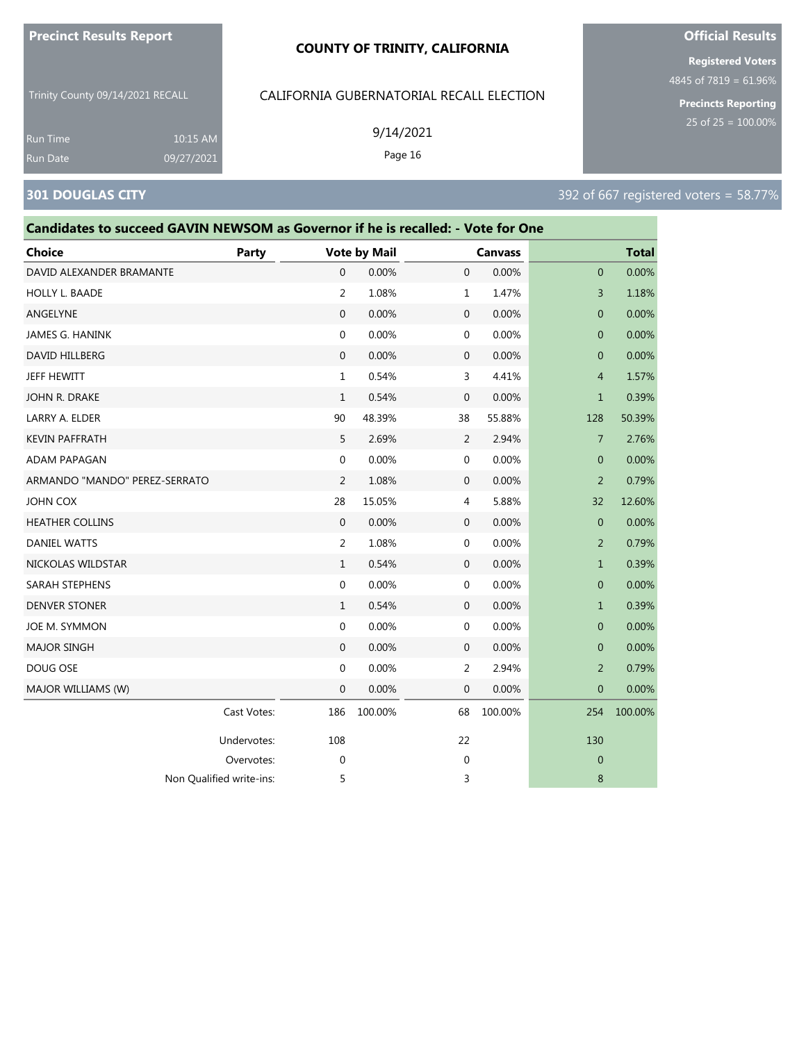**Precinct Results Report**

Trinity County 09/14/2021 RECALL

Run Time 10:15 AM
Run Date 09/27/2021

**COUNTY OF TRINITY, CALIFORNIA**

CALIFORNIA GUBERNATORIAL RECALL ELECTION

9/14/2021

**Official Results**

**Registered Voters**
4845 of 7819 = 61.96%

**Precincts Reporting**
25 of 25 = 100.00%

## 301 DOUGLAS CITY

392 of 667 registered voters = 58.77%

### Candidates to succeed GAVIN NEWSOM as Governor if he is recalled: - Vote for One

| Choice | Party | Vote by Mail | | Canvass | | Total | |
|---|---|---|---|---|---|---|---|
| DAVID ALEXANDER BRAMANTE | | 0 | 0.00% | 0 | 0.00% | 0 | 0.00% |
| HOLLY L. BAADE | | 2 | 1.08% | 1 | 1.47% | 3 | 1.18% |
| ANGELYNE | | 0 | 0.00% | 0 | 0.00% | 0 | 0.00% |
| JAMES G. HANINK | | 0 | 0.00% | 0 | 0.00% | 0 | 0.00% |
| DAVID HILLBERG | | 0 | 0.00% | 0 | 0.00% | 0 | 0.00% |
| JEFF HEWITT | | 1 | 0.54% | 3 | 4.41% | 4 | 1.57% |
| JOHN R. DRAKE | | 1 | 0.54% | 0 | 0.00% | 1 | 0.39% |
| LARRY A. ELDER | | 90 | 48.39% | 38 | 55.88% | 128 | 50.39% |
| KEVIN PAFFRATH | | 5 | 2.69% | 2 | 2.94% | 7 | 2.76% |
| ADAM PAPAGAN | | 0 | 0.00% | 0 | 0.00% | 0 | 0.00% |
| ARMANDO "MANDO" PEREZ-SERRATO | | 2 | 1.08% | 0 | 0.00% | 2 | 0.79% |
| JOHN COX | | 28 | 15.05% | 4 | 5.88% | 32 | 12.60% |
| HEATHER COLLINS | | 0 | 0.00% | 0 | 0.00% | 0 | 0.00% |
| DANIEL WATTS | | 2 | 1.08% | 0 | 0.00% | 2 | 0.79% |
| NICKOLAS WILDSTAR | | 1 | 0.54% | 0 | 0.00% | 1 | 0.39% |
| SARAH STEPHENS | | 0 | 0.00% | 0 | 0.00% | 0 | 0.00% |
| DENVER STONER | | 1 | 0.54% | 0 | 0.00% | 1 | 0.39% |
| JOE M. SYMMON | | 0 | 0.00% | 0 | 0.00% | 0 | 0.00% |
| MAJOR SINGH | | 0 | 0.00% | 0 | 0.00% | 0 | 0.00% |
| DOUG OSE | | 0 | 0.00% | 2 | 2.94% | 2 | 0.79% |
| MAJOR WILLIAMS (W) | | 0 | 0.00% | 0 | 0.00% | 0 | 0.00% |
| | Cast Votes: | 186 | 100.00% | 68 | 100.00% | 254 | 100.00% |
| | Undervotes: | 108 | | 22 | | 130 | |
| | Overvotes: | 0 | | 0 | | 0 | |
| | Non Qualified write-ins: | 5 | | 3 | | 8 | |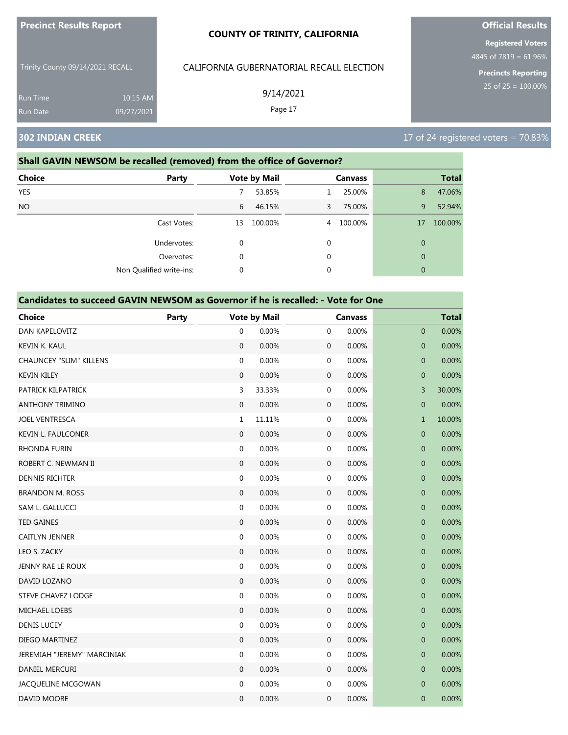## 302 INDIAN CREEK

17 of 24 registered voters = 70.83%

### Shall GAVIN NEWSOM be recalled (removed) from the office of Governor?

| Choice | Party | Vote by Mail | | Canvass | | Total | |
|---|---|---|---|---|---|---|---|
| YES | | 7 | 53.85% | 1 | 25.00% | 8 | 47.06% |
| NO | | 6 | 46.15% | 3 | 75.00% | 9 | 52.94% |
| | Cast Votes: | 13 | 100.00% | 4 | 100.00% | 17 | 100.00% |
| | Undervotes: | 0 | | 0 | | 0 | |
| | Overvotes: | 0 | | 0 | | 0 | |
| | Non Qualified write-ins: | 0 | | 0 | | 0 | |

### Candidates to succeed GAVIN NEWSOM as Governor if he is recalled: - Vote for One

| Choice | Party | Vote by Mail | | Canvass | | Total | |
|---|---|---|---|---|---|---|---|
| DAN KAPELOVITZ | | 0 | 0.00% | 0 | 0.00% | 0 | 0.00% |
| KEVIN K. KAUL | | 0 | 0.00% | 0 | 0.00% | 0 | 0.00% |
| CHAUNCEY "SLIM" KILLENS | | 0 | 0.00% | 0 | 0.00% | 0 | 0.00% |
| KEVIN KILEY | | 0 | 0.00% | 0 | 0.00% | 0 | 0.00% |
| PATRICK KILPATRICK | | 3 | 33.33% | 0 | 0.00% | 3 | 30.00% |
| ANTHONY TRIMINO | | 0 | 0.00% | 0 | 0.00% | 0 | 0.00% |
| JOEL VENTRESCA | | 1 | 11.11% | 0 | 0.00% | 1 | 10.00% |
| KEVIN L. FAULCONER | | 0 | 0.00% | 0 | 0.00% | 0 | 0.00% |
| RHONDA FURIN | | 0 | 0.00% | 0 | 0.00% | 0 | 0.00% |
| ROBERT C. NEWMAN II | | 0 | 0.00% | 0 | 0.00% | 0 | 0.00% |
| DENNIS RICHTER | | 0 | 0.00% | 0 | 0.00% | 0 | 0.00% |
| BRANDON M. ROSS | | 0 | 0.00% | 0 | 0.00% | 0 | 0.00% |
| SAM L. GALLUCCI | | 0 | 0.00% | 0 | 0.00% | 0 | 0.00% |
| TED GAINES | | 0 | 0.00% | 0 | 0.00% | 0 | 0.00% |
| CAITLYN JENNER | | 0 | 0.00% | 0 | 0.00% | 0 | 0.00% |
| LEO S. ZACKY | | 0 | 0.00% | 0 | 0.00% | 0 | 0.00% |
| JENNY RAE LE ROUX | | 0 | 0.00% | 0 | 0.00% | 0 | 0.00% |
| DAVID LOZANO | | 0 | 0.00% | 0 | 0.00% | 0 | 0.00% |
| STEVE CHAVEZ LODGE | | 0 | 0.00% | 0 | 0.00% | 0 | 0.00% |
| MICHAEL LOEBS | | 0 | 0.00% | 0 | 0.00% | 0 | 0.00% |
| DENIS LUCEY | | 0 | 0.00% | 0 | 0.00% | 0 | 0.00% |
| DIEGO MARTINEZ | | 0 | 0.00% | 0 | 0.00% | 0 | 0.00% |
| JEREMIAH "JEREMY" MARCINIAK | | 0 | 0.00% | 0 | 0.00% | 0 | 0.00% |
| DANIEL MERCURI | | 0 | 0.00% | 0 | 0.00% | 0 | 0.00% |
| JACQUELINE MCGOWAN | | 0 | 0.00% | 0 | 0.00% | 0 | 0.00% |
| DAVID MOORE | | 0 | 0.00% | 0 | 0.00% | 0 | 0.00% |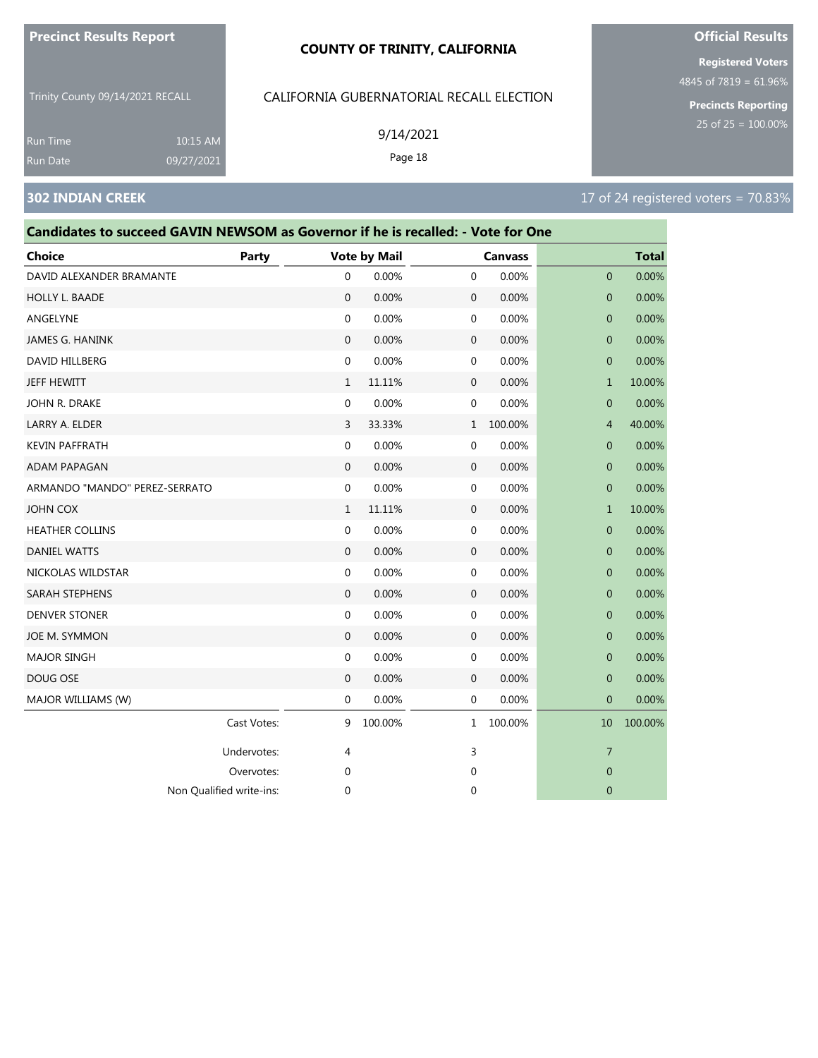**Precinct Results Report**

Trinity County 09/14/2021 RECALL

Run Time 10:15 AM
Run Date 09/27/2021

**COUNTY OF TRINITY, CALIFORNIA**

CALIFORNIA GUBERNATORIAL RECALL ELECTION

9/14/2021

**Official Results**

**Registered Voters**
4845 of 7819 = 61.96%

**Precincts Reporting**
25 of 25 = 100.00%

## 302 INDIAN CREEK

17 of 24 registered voters = 70.83%

### Candidates to succeed GAVIN NEWSOM as Governor if he is recalled: - Vote for One

| Choice | Party | Vote by Mail | | Canvass | | Total | |
|---|---|---|---|---|---|---|---|
| DAVID ALEXANDER BRAMANTE | | 0 | 0.00% | 0 | 0.00% | 0 | 0.00% |
| HOLLY L. BAADE | | 0 | 0.00% | 0 | 0.00% | 0 | 0.00% |
| ANGELYNE | | 0 | 0.00% | 0 | 0.00% | 0 | 0.00% |
| JAMES G. HANINK | | 0 | 0.00% | 0 | 0.00% | 0 | 0.00% |
| DAVID HILLBERG | | 0 | 0.00% | 0 | 0.00% | 0 | 0.00% |
| JEFF HEWITT | | 1 | 11.11% | 0 | 0.00% | 1 | 10.00% |
| JOHN R. DRAKE | | 0 | 0.00% | 0 | 0.00% | 0 | 0.00% |
| LARRY A. ELDER | | 3 | 33.33% | 1 | 100.00% | 4 | 40.00% |
| KEVIN PAFFRATH | | 0 | 0.00% | 0 | 0.00% | 0 | 0.00% |
| ADAM PAPAGAN | | 0 | 0.00% | 0 | 0.00% | 0 | 0.00% |
| ARMANDO "MANDO" PEREZ-SERRATO | | 0 | 0.00% | 0 | 0.00% | 0 | 0.00% |
| JOHN COX | | 1 | 11.11% | 0 | 0.00% | 1 | 10.00% |
| HEATHER COLLINS | | 0 | 0.00% | 0 | 0.00% | 0 | 0.00% |
| DANIEL WATTS | | 0 | 0.00% | 0 | 0.00% | 0 | 0.00% |
| NICKOLAS WILDSTAR | | 0 | 0.00% | 0 | 0.00% | 0 | 0.00% |
| SARAH STEPHENS | | 0 | 0.00% | 0 | 0.00% | 0 | 0.00% |
| DENVER STONER | | 0 | 0.00% | 0 | 0.00% | 0 | 0.00% |
| JOE M. SYMMON | | 0 | 0.00% | 0 | 0.00% | 0 | 0.00% |
| MAJOR SINGH | | 0 | 0.00% | 0 | 0.00% | 0 | 0.00% |
| DOUG OSE | | 0 | 0.00% | 0 | 0.00% | 0 | 0.00% |
| MAJOR WILLIAMS (W) | | 0 | 0.00% | 0 | 0.00% | 0 | 0.00% |
| | Cast Votes: | 9 | 100.00% | 1 | 100.00% | 10 | 100.00% |
| | Undervotes: | 4 | | 3 | | 7 | |
| | Overvotes: | 0 | | 0 | | 0 | |
| | Non Qualified write-ins: | 0 | | 0 | | 0 | |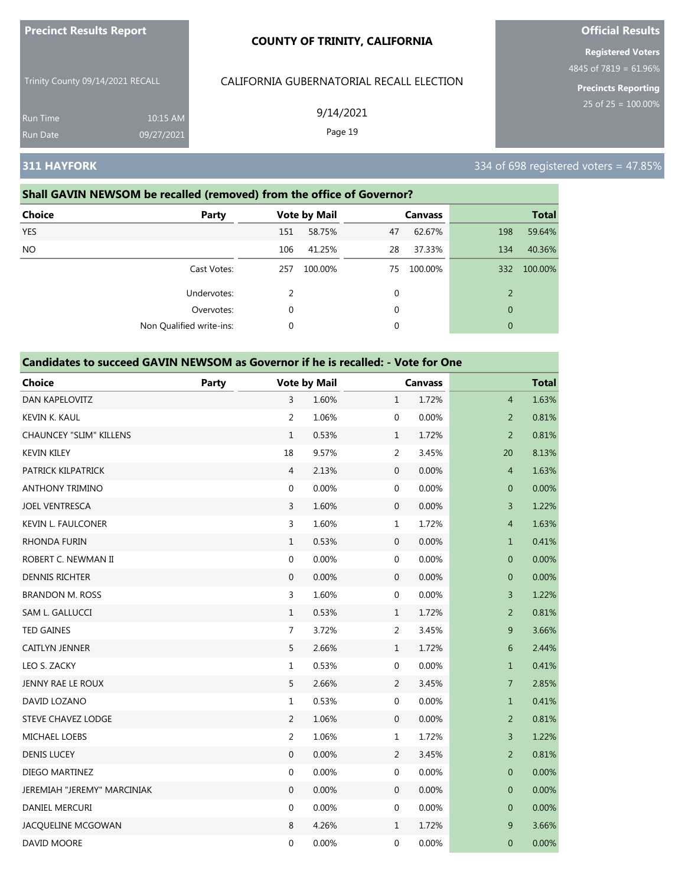**Precinct Results Report**

Trinity County 09/14/2021 RECALL

Run Time 10:15 AM
Run Date 09/27/2021

# COUNTY OF TRINITY, CALIFORNIA

CALIFORNIA GUBERNATORIAL RECALL ELECTION

9/14/2021

**Official Results**

**Registered Voters**
4845 of 7819 = 61.96%

**Precincts Reporting**
25 of 25 = 100.00%

## 311 HAYFORK

334 of 698 registered voters = 47.85%

### Shall GAVIN NEWSOM be recalled (removed) from the office of Governor?

| Choice | Party | Vote by Mail | | Canvass | | Total | |
|---|---|---|---|---|---|---|---|
| YES | | 151 | 58.75% | 47 | 62.67% | 198 | 59.64% |
| NO | | 106 | 41.25% | 28 | 37.33% | 134 | 40.36% |
| | Cast Votes: | 257 | 100.00% | 75 | 100.00% | 332 | 100.00% |
| | Undervotes: | 2 | | 0 | | 2 | |
| | Overvotes: | 0 | | 0 | | 0 | |
| | Non Qualified write-ins: | 0 | | 0 | | 0 | |

### Candidates to succeed GAVIN NEWSOM as Governor if he is recalled: - Vote for One

| Choice | Party | Vote by Mail | | Canvass | | Total | |
|---|---|---|---|---|---|---|---|
| DAN KAPELOVITZ | | 3 | 1.60% | 1 | 1.72% | 4 | 1.63% |
| KEVIN K. KAUL | | 2 | 1.06% | 0 | 0.00% | 2 | 0.81% |
| CHAUNCEY "SLIM" KILLENS | | 1 | 0.53% | 1 | 1.72% | 2 | 0.81% |
| KEVIN KILEY | | 18 | 9.57% | 2 | 3.45% | 20 | 8.13% |
| PATRICK KILPATRICK | | 4 | 2.13% | 0 | 0.00% | 4 | 1.63% |
| ANTHONY TRIMINO | | 0 | 0.00% | 0 | 0.00% | 0 | 0.00% |
| JOEL VENTRESCA | | 3 | 1.60% | 0 | 0.00% | 3 | 1.22% |
| KEVIN L. FAULCONER | | 3 | 1.60% | 1 | 1.72% | 4 | 1.63% |
| RHONDA FURIN | | 1 | 0.53% | 0 | 0.00% | 1 | 0.41% |
| ROBERT C. NEWMAN II | | 0 | 0.00% | 0 | 0.00% | 0 | 0.00% |
| DENNIS RICHTER | | 0 | 0.00% | 0 | 0.00% | 0 | 0.00% |
| BRANDON M. ROSS | | 3 | 1.60% | 0 | 0.00% | 3 | 1.22% |
| SAM L. GALLUCCI | | 1 | 0.53% | 1 | 1.72% | 2 | 0.81% |
| TED GAINES | | 7 | 3.72% | 2 | 3.45% | 9 | 3.66% |
| CAITLYN JENNER | | 5 | 2.66% | 1 | 1.72% | 6 | 2.44% |
| LEO S. ZACKY | | 1 | 0.53% | 0 | 0.00% | 1 | 0.41% |
| JENNY RAE LE ROUX | | 5 | 2.66% | 2 | 3.45% | 7 | 2.85% |
| DAVID LOZANO | | 1 | 0.53% | 0 | 0.00% | 1 | 0.41% |
| STEVE CHAVEZ LODGE | | 2 | 1.06% | 0 | 0.00% | 2 | 0.81% |
| MICHAEL LOEBS | | 2 | 1.06% | 1 | 1.72% | 3 | 1.22% |
| DENIS LUCEY | | 0 | 0.00% | 2 | 3.45% | 2 | 0.81% |
| DIEGO MARTINEZ | | 0 | 0.00% | 0 | 0.00% | 0 | 0.00% |
| JEREMIAH "JEREMY" MARCINIAK | | 0 | 0.00% | 0 | 0.00% | 0 | 0.00% |
| DANIEL MERCURI | | 0 | 0.00% | 0 | 0.00% | 0 | 0.00% |
| JACQUELINE MCGOWAN | | 8 | 4.26% | 1 | 1.72% | 9 | 3.66% |
| DAVID MOORE | | 0 | 0.00% | 0 | 0.00% | 0 | 0.00% |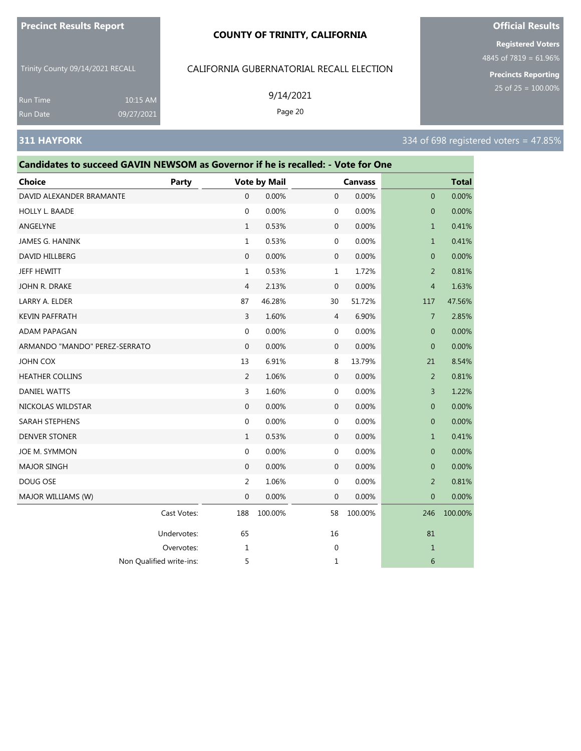**Precinct Results Report**

**COUNTY OF TRINITY, CALIFORNIA**

**Official Results**

Trinity County 09/14/2021 RECALL

CALIFORNIA GUBERNATORIAL RECALL ELECTION

**Registered Voters**
4845 of 7819 = 61.96%

**Precincts Reporting**
25 of 25 = 100.00%

Run Time 10:15 AM
Run Date 09/27/2021

9/14/2021

## 311 HAYFORK

334 of 698 registered voters = 47.85%

### Candidates to succeed GAVIN NEWSOM as Governor if he is recalled: - Vote for One

| Choice | Party | Vote by Mail | | Canvass | | Total | |
|---|---|---|---|---|---|---|---|
| DAVID ALEXANDER BRAMANTE | | 0 | 0.00% | 0 | 0.00% | 0 | 0.00% |
| HOLLY L. BAADE | | 0 | 0.00% | 0 | 0.00% | 0 | 0.00% |
| ANGELYNE | | 1 | 0.53% | 0 | 0.00% | 1 | 0.41% |
| JAMES G. HANINK | | 1 | 0.53% | 0 | 0.00% | 1 | 0.41% |
| DAVID HILLBERG | | 0 | 0.00% | 0 | 0.00% | 0 | 0.00% |
| JEFF HEWITT | | 1 | 0.53% | 1 | 1.72% | 2 | 0.81% |
| JOHN R. DRAKE | | 4 | 2.13% | 0 | 0.00% | 4 | 1.63% |
| LARRY A. ELDER | | 87 | 46.28% | 30 | 51.72% | 117 | 47.56% |
| KEVIN PAFFRATH | | 3 | 1.60% | 4 | 6.90% | 7 | 2.85% |
| ADAM PAPAGAN | | 0 | 0.00% | 0 | 0.00% | 0 | 0.00% |
| ARMANDO "MANDO" PEREZ-SERRATO | | 0 | 0.00% | 0 | 0.00% | 0 | 0.00% |
| JOHN COX | | 13 | 6.91% | 8 | 13.79% | 21 | 8.54% |
| HEATHER COLLINS | | 2 | 1.06% | 0 | 0.00% | 2 | 0.81% |
| DANIEL WATTS | | 3 | 1.60% | 0 | 0.00% | 3 | 1.22% |
| NICKOLAS WILDSTAR | | 0 | 0.00% | 0 | 0.00% | 0 | 0.00% |
| SARAH STEPHENS | | 0 | 0.00% | 0 | 0.00% | 0 | 0.00% |
| DENVER STONER | | 1 | 0.53% | 0 | 0.00% | 1 | 0.41% |
| JOE M. SYMMON | | 0 | 0.00% | 0 | 0.00% | 0 | 0.00% |
| MAJOR SINGH | | 0 | 0.00% | 0 | 0.00% | 0 | 0.00% |
| DOUG OSE | | 2 | 1.06% | 0 | 0.00% | 2 | 0.81% |
| MAJOR WILLIAMS (W) | | 0 | 0.00% | 0 | 0.00% | 0 | 0.00% |
| | Cast Votes: | 188 | 100.00% | 58 | 100.00% | 246 | 100.00% |
| | Undervotes: | 65 | | 16 | | 81 | |
| | Overvotes: | 1 | | 0 | | 1 | |
| | Non Qualified write-ins: | 5 | | 1 | | 6 | |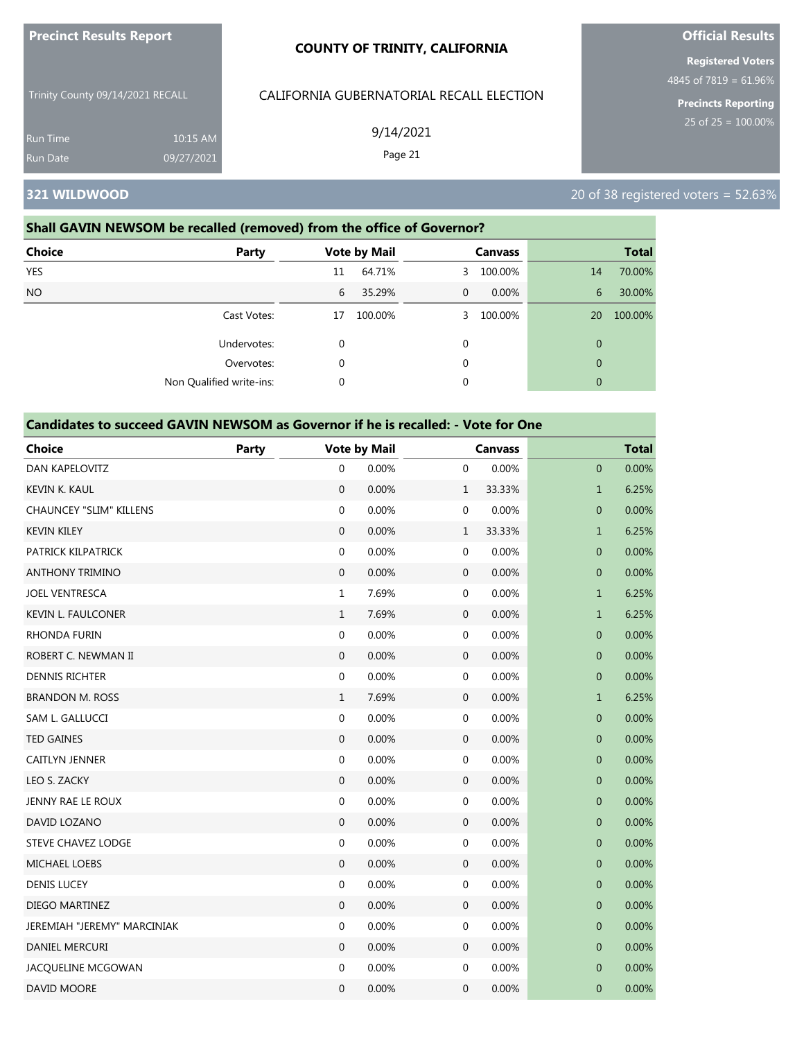**Precinct Results Report**

Trinity County 09/14/2021 RECALL

Run Time 10:15 AM
Run Date 09/27/2021

# COUNTY OF TRINITY, CALIFORNIA

CALIFORNIA GUBERNATORIAL RECALL ELECTION

9/14/2021

**Official Results**

**Registered Voters**
4845 of 7819 = 61.96%

**Precincts Reporting**
25 of 25 = 100.00%

## 321 WILDWOOD

20 of 38 registered voters = 52.63%

### Shall GAVIN NEWSOM be recalled (removed) from the office of Governor?

| Choice | Party | Vote by Mail | | Canvass | | Total | |
|---|---|---|---|---|---|---|---|
| YES | | 11 | 64.71% | 3 | 100.00% | 14 | 70.00% |
| NO | | 6 | 35.29% | 0 | 0.00% | 6 | 30.00% |
| | Cast Votes: | 17 | 100.00% | 3 | 100.00% | 20 | 100.00% |
| | Undervotes: | 0 | | 0 | | 0 | |
| | Overvotes: | 0 | | 0 | | 0 | |
| | Non Qualified write-ins: | 0 | | 0 | | 0 | |

### Candidates to succeed GAVIN NEWSOM as Governor if he is recalled: - Vote for One

| Choice | Party | Vote by Mail | | Canvass | | Total | |
|---|---|---|---|---|---|---|---|
| DAN KAPELOVITZ | | 0 | 0.00% | 0 | 0.00% | 0 | 0.00% |
| KEVIN K. KAUL | | 0 | 0.00% | 1 | 33.33% | 1 | 6.25% |
| CHAUNCEY "SLIM" KILLENS | | 0 | 0.00% | 0 | 0.00% | 0 | 0.00% |
| KEVIN KILEY | | 0 | 0.00% | 1 | 33.33% | 1 | 6.25% |
| PATRICK KILPATRICK | | 0 | 0.00% | 0 | 0.00% | 0 | 0.00% |
| ANTHONY TRIMINO | | 0 | 0.00% | 0 | 0.00% | 0 | 0.00% |
| JOEL VENTRESCA | | 1 | 7.69% | 0 | 0.00% | 1 | 6.25% |
| KEVIN L. FAULCONER | | 1 | 7.69% | 0 | 0.00% | 1 | 6.25% |
| RHONDA FURIN | | 0 | 0.00% | 0 | 0.00% | 0 | 0.00% |
| ROBERT C. NEWMAN II | | 0 | 0.00% | 0 | 0.00% | 0 | 0.00% |
| DENNIS RICHTER | | 0 | 0.00% | 0 | 0.00% | 0 | 0.00% |
| BRANDON M. ROSS | | 1 | 7.69% | 0 | 0.00% | 1 | 6.25% |
| SAM L. GALLUCCI | | 0 | 0.00% | 0 | 0.00% | 0 | 0.00% |
| TED GAINES | | 0 | 0.00% | 0 | 0.00% | 0 | 0.00% |
| CAITLYN JENNER | | 0 | 0.00% | 0 | 0.00% | 0 | 0.00% |
| LEO S. ZACKY | | 0 | 0.00% | 0 | 0.00% | 0 | 0.00% |
| JENNY RAE LE ROUX | | 0 | 0.00% | 0 | 0.00% | 0 | 0.00% |
| DAVID LOZANO | | 0 | 0.00% | 0 | 0.00% | 0 | 0.00% |
| STEVE CHAVEZ LODGE | | 0 | 0.00% | 0 | 0.00% | 0 | 0.00% |
| MICHAEL LOEBS | | 0 | 0.00% | 0 | 0.00% | 0 | 0.00% |
| DENIS LUCEY | | 0 | 0.00% | 0 | 0.00% | 0 | 0.00% |
| DIEGO MARTINEZ | | 0 | 0.00% | 0 | 0.00% | 0 | 0.00% |
| JEREMIAH "JEREMY" MARCINIAK | | 0 | 0.00% | 0 | 0.00% | 0 | 0.00% |
| DANIEL MERCURI | | 0 | 0.00% | 0 | 0.00% | 0 | 0.00% |
| JACQUELINE MCGOWAN | | 0 | 0.00% | 0 | 0.00% | 0 | 0.00% |
| DAVID MOORE | | 0 | 0.00% | 0 | 0.00% | 0 | 0.00% |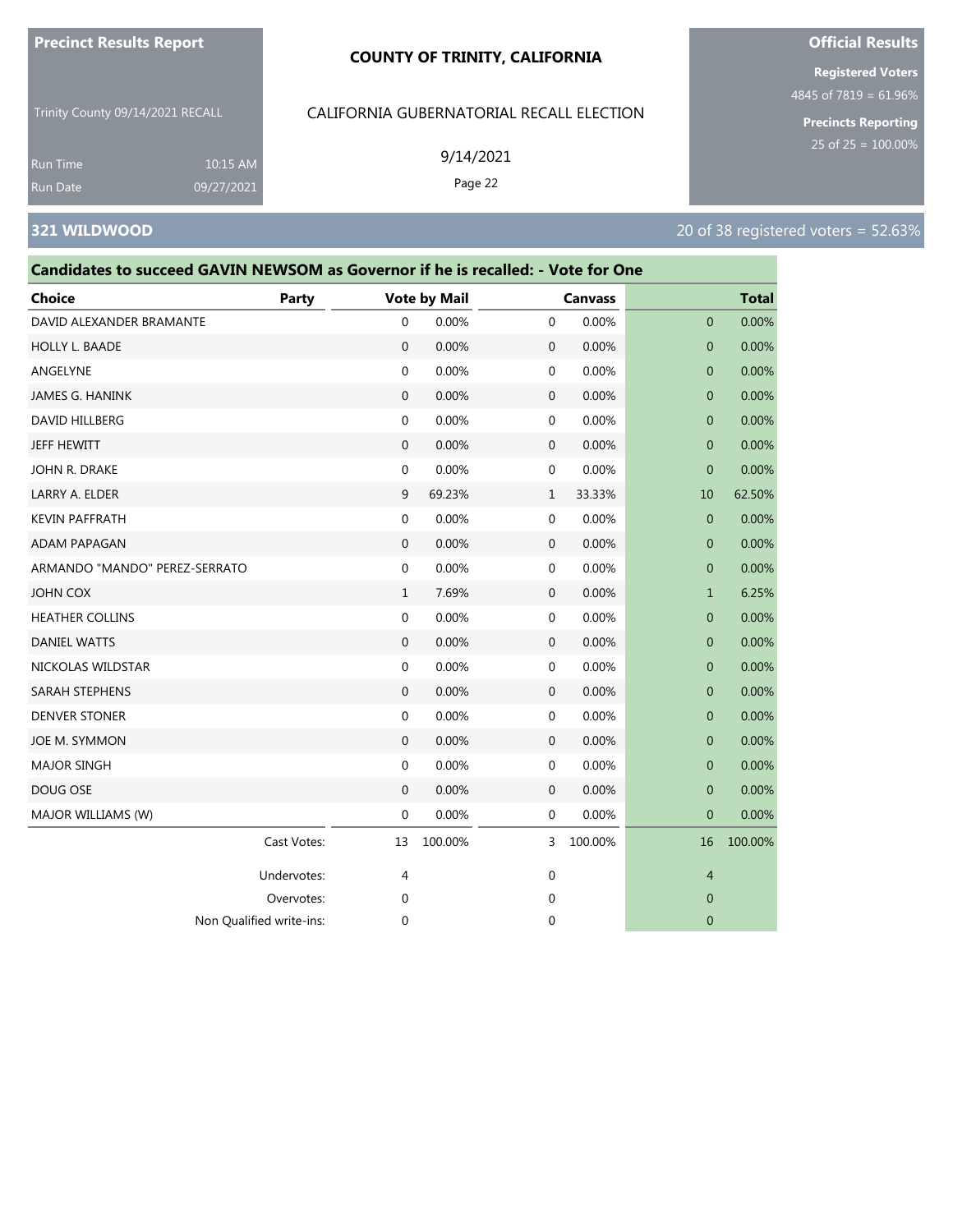**Precinct Results Report**

Trinity County 09/14/2021 RECALL

Run Time 10:15 AM
Run Date 09/27/2021

**COUNTY OF TRINITY, CALIFORNIA**

CALIFORNIA GUBERNATORIAL RECALL ELECTION

9/14/2021

**Official Results**

**Registered Voters**
4845 of 7819 = 61.96%

**Precincts Reporting**
25 of 25 = 100.00%

## 321 WILDWOOD

20 of 38 registered voters = 52.63%

### Candidates to succeed GAVIN NEWSOM as Governor if he is recalled: - Vote for One

| Choice | Party | Vote by Mail | | Canvass | | Total | |
|---|---|---|---|---|---|---|---|
| DAVID ALEXANDER BRAMANTE | | 0 | 0.00% | 0 | 0.00% | 0 | 0.00% |
| HOLLY L. BAADE | | 0 | 0.00% | 0 | 0.00% | 0 | 0.00% |
| ANGELYNE | | 0 | 0.00% | 0 | 0.00% | 0 | 0.00% |
| JAMES G. HANINK | | 0 | 0.00% | 0 | 0.00% | 0 | 0.00% |
| DAVID HILLBERG | | 0 | 0.00% | 0 | 0.00% | 0 | 0.00% |
| JEFF HEWITT | | 0 | 0.00% | 0 | 0.00% | 0 | 0.00% |
| JOHN R. DRAKE | | 0 | 0.00% | 0 | 0.00% | 0 | 0.00% |
| LARRY A. ELDER | | 9 | 69.23% | 1 | 33.33% | 10 | 62.50% |
| KEVIN PAFFRATH | | 0 | 0.00% | 0 | 0.00% | 0 | 0.00% |
| ADAM PAPAGAN | | 0 | 0.00% | 0 | 0.00% | 0 | 0.00% |
| ARMANDO "MANDO" PEREZ-SERRATO | | 0 | 0.00% | 0 | 0.00% | 0 | 0.00% |
| JOHN COX | | 1 | 7.69% | 0 | 0.00% | 1 | 6.25% |
| HEATHER COLLINS | | 0 | 0.00% | 0 | 0.00% | 0 | 0.00% |
| DANIEL WATTS | | 0 | 0.00% | 0 | 0.00% | 0 | 0.00% |
| NICKOLAS WILDSTAR | | 0 | 0.00% | 0 | 0.00% | 0 | 0.00% |
| SARAH STEPHENS | | 0 | 0.00% | 0 | 0.00% | 0 | 0.00% |
| DENVER STONER | | 0 | 0.00% | 0 | 0.00% | 0 | 0.00% |
| JOE M. SYMMON | | 0 | 0.00% | 0 | 0.00% | 0 | 0.00% |
| MAJOR SINGH | | 0 | 0.00% | 0 | 0.00% | 0 | 0.00% |
| DOUG OSE | | 0 | 0.00% | 0 | 0.00% | 0 | 0.00% |
| MAJOR WILLIAMS (W) | | 0 | 0.00% | 0 | 0.00% | 0 | 0.00% |
| | Cast Votes: | 13 | 100.00% | 3 | 100.00% | 16 | 100.00% |
| | Undervotes: | 4 | | 0 | | 4 | |
| | Overvotes: | 0 | | 0 | | 0 | |
| | Non Qualified write-ins: | 0 | | 0 | | 0 | |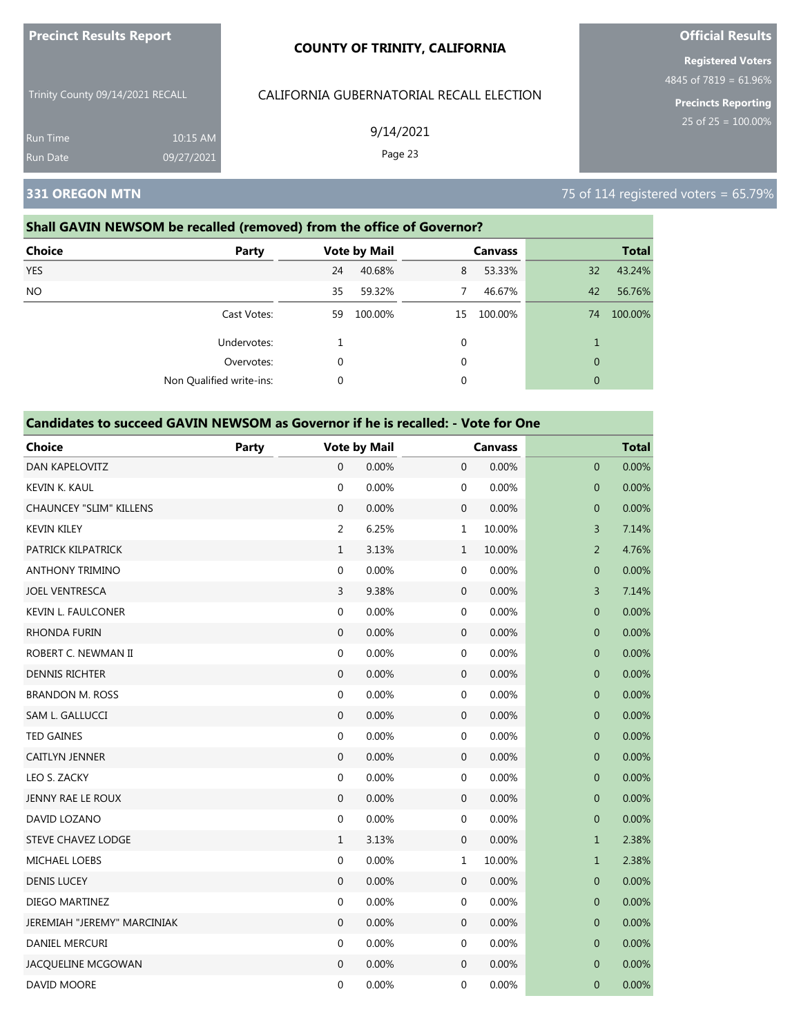**Precinct Results Report**

Trinity County 09/14/2021 RECALL

Run Time 10:15 AM
Run Date 09/27/2021

**COUNTY OF TRINITY, CALIFORNIA**

CALIFORNIA GUBERNATORIAL RECALL ELECTION

9/14/2021

**Official Results**

**Registered Voters**
4845 of 7819 = 61.96%

**Precincts Reporting**
25 of 25 = 100.00%

## 331 OREGON MTN

75 of 114 registered voters = 65.79%

### Shall GAVIN NEWSOM be recalled (removed) from the office of Governor?

| Choice | Party | Vote by Mail | | Canvass | | Total | |
|---|---|---|---|---|---|---|---|
| YES | | 24 | 40.68% | 8 | 53.33% | 32 | 43.24% |
| NO | | 35 | 59.32% | 7 | 46.67% | 42 | 56.76% |
| | Cast Votes: | 59 | 100.00% | 15 | 100.00% | 74 | 100.00% |
| | Undervotes: | 1 | | 0 | | 1 | |
| | Overvotes: | 0 | | 0 | | 0 | |
| | Non Qualified write-ins: | 0 | | 0 | | 0 | |

### Candidates to succeed GAVIN NEWSOM as Governor if he is recalled: - Vote for One

| Choice | Party | Vote by Mail | | Canvass | | Total | |
|---|---|---|---|---|---|---|---|
| DAN KAPELOVITZ | | 0 | 0.00% | 0 | 0.00% | 0 | 0.00% |
| KEVIN K. KAUL | | 0 | 0.00% | 0 | 0.00% | 0 | 0.00% |
| CHAUNCEY "SLIM" KILLENS | | 0 | 0.00% | 0 | 0.00% | 0 | 0.00% |
| KEVIN KILEY | | 2 | 6.25% | 1 | 10.00% | 3 | 7.14% |
| PATRICK KILPATRICK | | 1 | 3.13% | 1 | 10.00% | 2 | 4.76% |
| ANTHONY TRIMINO | | 0 | 0.00% | 0 | 0.00% | 0 | 0.00% |
| JOEL VENTRESCA | | 3 | 9.38% | 0 | 0.00% | 3 | 7.14% |
| KEVIN L. FAULCONER | | 0 | 0.00% | 0 | 0.00% | 0 | 0.00% |
| RHONDA FURIN | | 0 | 0.00% | 0 | 0.00% | 0 | 0.00% |
| ROBERT C. NEWMAN II | | 0 | 0.00% | 0 | 0.00% | 0 | 0.00% |
| DENNIS RICHTER | | 0 | 0.00% | 0 | 0.00% | 0 | 0.00% |
| BRANDON M. ROSS | | 0 | 0.00% | 0 | 0.00% | 0 | 0.00% |
| SAM L. GALLUCCI | | 0 | 0.00% | 0 | 0.00% | 0 | 0.00% |
| TED GAINES | | 0 | 0.00% | 0 | 0.00% | 0 | 0.00% |
| CAITLYN JENNER | | 0 | 0.00% | 0 | 0.00% | 0 | 0.00% |
| LEO S. ZACKY | | 0 | 0.00% | 0 | 0.00% | 0 | 0.00% |
| JENNY RAE LE ROUX | | 0 | 0.00% | 0 | 0.00% | 0 | 0.00% |
| DAVID LOZANO | | 0 | 0.00% | 0 | 0.00% | 0 | 0.00% |
| STEVE CHAVEZ LODGE | | 1 | 3.13% | 0 | 0.00% | 1 | 2.38% |
| MICHAEL LOEBS | | 0 | 0.00% | 1 | 10.00% | 1 | 2.38% |
| DENIS LUCEY | | 0 | 0.00% | 0 | 0.00% | 0 | 0.00% |
| DIEGO MARTINEZ | | 0 | 0.00% | 0 | 0.00% | 0 | 0.00% |
| JEREMIAH "JEREMY" MARCINIAK | | 0 | 0.00% | 0 | 0.00% | 0 | 0.00% |
| DANIEL MERCURI | | 0 | 0.00% | 0 | 0.00% | 0 | 0.00% |
| JACQUELINE MCGOWAN | | 0 | 0.00% | 0 | 0.00% | 0 | 0.00% |
| DAVID MOORE | | 0 | 0.00% | 0 | 0.00% | 0 | 0.00% |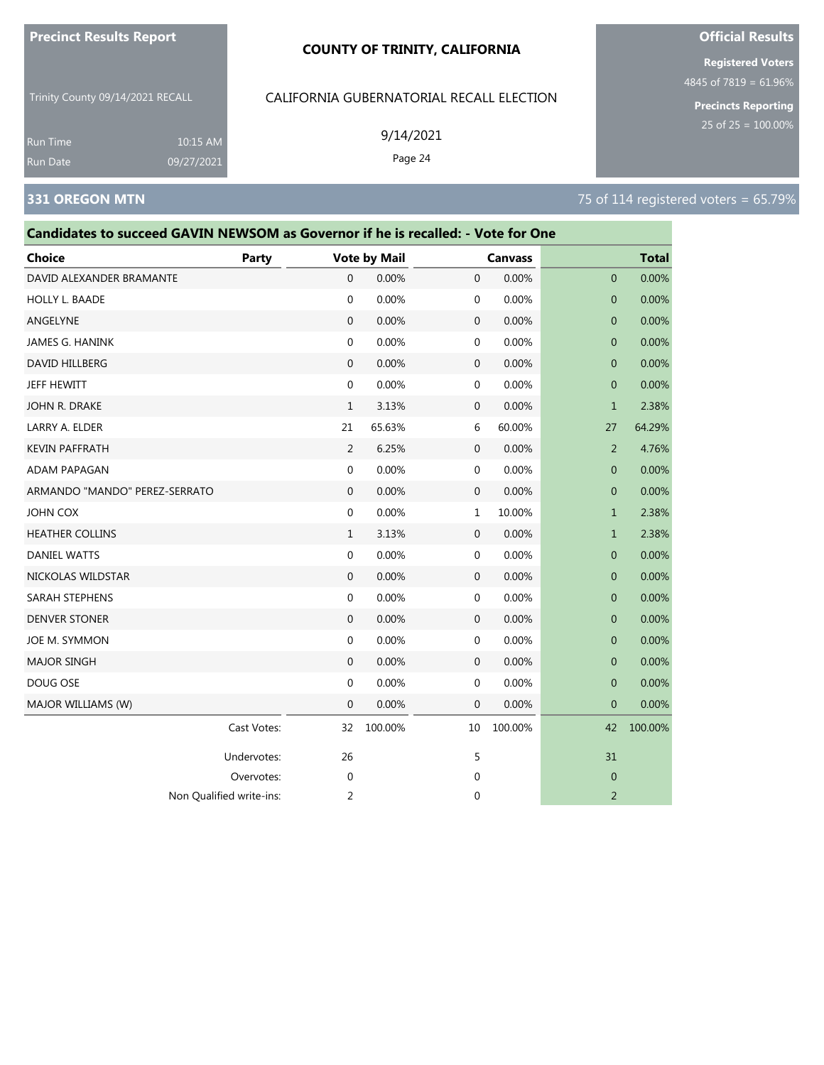**Precinct Results Report**

Trinity County 09/14/2021 RECALL

Run Time 10:15 AM
Run Date 09/27/2021

**COUNTY OF TRINITY, CALIFORNIA**

CALIFORNIA GUBERNATORIAL RECALL ELECTION

9/14/2021

**Official Results**

**Registered Voters**
4845 of 7819 = 61.96%

**Precincts Reporting**
25 of 25 = 100.00%

## 331 OREGON MTN

75 of 114 registered voters = 65.79%

### Candidates to succeed GAVIN NEWSOM as Governor if he is recalled: - Vote for One

| Choice | Party | Vote by Mail | | Canvass | | Total | |
|---|---|---|---|---|---|---|---|
| DAVID ALEXANDER BRAMANTE | | 0 | 0.00% | 0 | 0.00% | 0 | 0.00% |
| HOLLY L. BAADE | | 0 | 0.00% | 0 | 0.00% | 0 | 0.00% |
| ANGELYNE | | 0 | 0.00% | 0 | 0.00% | 0 | 0.00% |
| JAMES G. HANINK | | 0 | 0.00% | 0 | 0.00% | 0 | 0.00% |
| DAVID HILLBERG | | 0 | 0.00% | 0 | 0.00% | 0 | 0.00% |
| JEFF HEWITT | | 0 | 0.00% | 0 | 0.00% | 0 | 0.00% |
| JOHN R. DRAKE | | 1 | 3.13% | 0 | 0.00% | 1 | 2.38% |
| LARRY A. ELDER | | 21 | 65.63% | 6 | 60.00% | 27 | 64.29% |
| KEVIN PAFFRATH | | 2 | 6.25% | 0 | 0.00% | 2 | 4.76% |
| ADAM PAPAGAN | | 0 | 0.00% | 0 | 0.00% | 0 | 0.00% |
| ARMANDO "MANDO" PEREZ-SERRATO | | 0 | 0.00% | 0 | 0.00% | 0 | 0.00% |
| JOHN COX | | 0 | 0.00% | 1 | 10.00% | 1 | 2.38% |
| HEATHER COLLINS | | 1 | 3.13% | 0 | 0.00% | 1 | 2.38% |
| DANIEL WATTS | | 0 | 0.00% | 0 | 0.00% | 0 | 0.00% |
| NICKOLAS WILDSTAR | | 0 | 0.00% | 0 | 0.00% | 0 | 0.00% |
| SARAH STEPHENS | | 0 | 0.00% | 0 | 0.00% | 0 | 0.00% |
| DENVER STONER | | 0 | 0.00% | 0 | 0.00% | 0 | 0.00% |
| JOE M. SYMMON | | 0 | 0.00% | 0 | 0.00% | 0 | 0.00% |
| MAJOR SINGH | | 0 | 0.00% | 0 | 0.00% | 0 | 0.00% |
| DOUG OSE | | 0 | 0.00% | 0 | 0.00% | 0 | 0.00% |
| MAJOR WILLIAMS (W) | | 0 | 0.00% | 0 | 0.00% | 0 | 0.00% |
| | Cast Votes: | 32 | 100.00% | 10 | 100.00% | 42 | 100.00% |
| | Undervotes: | 26 | | 5 | | 31 | |
| | Overvotes: | 0 | | 0 | | 0 | |
| | Non Qualified write-ins: | 2 | | 0 | | 2 | |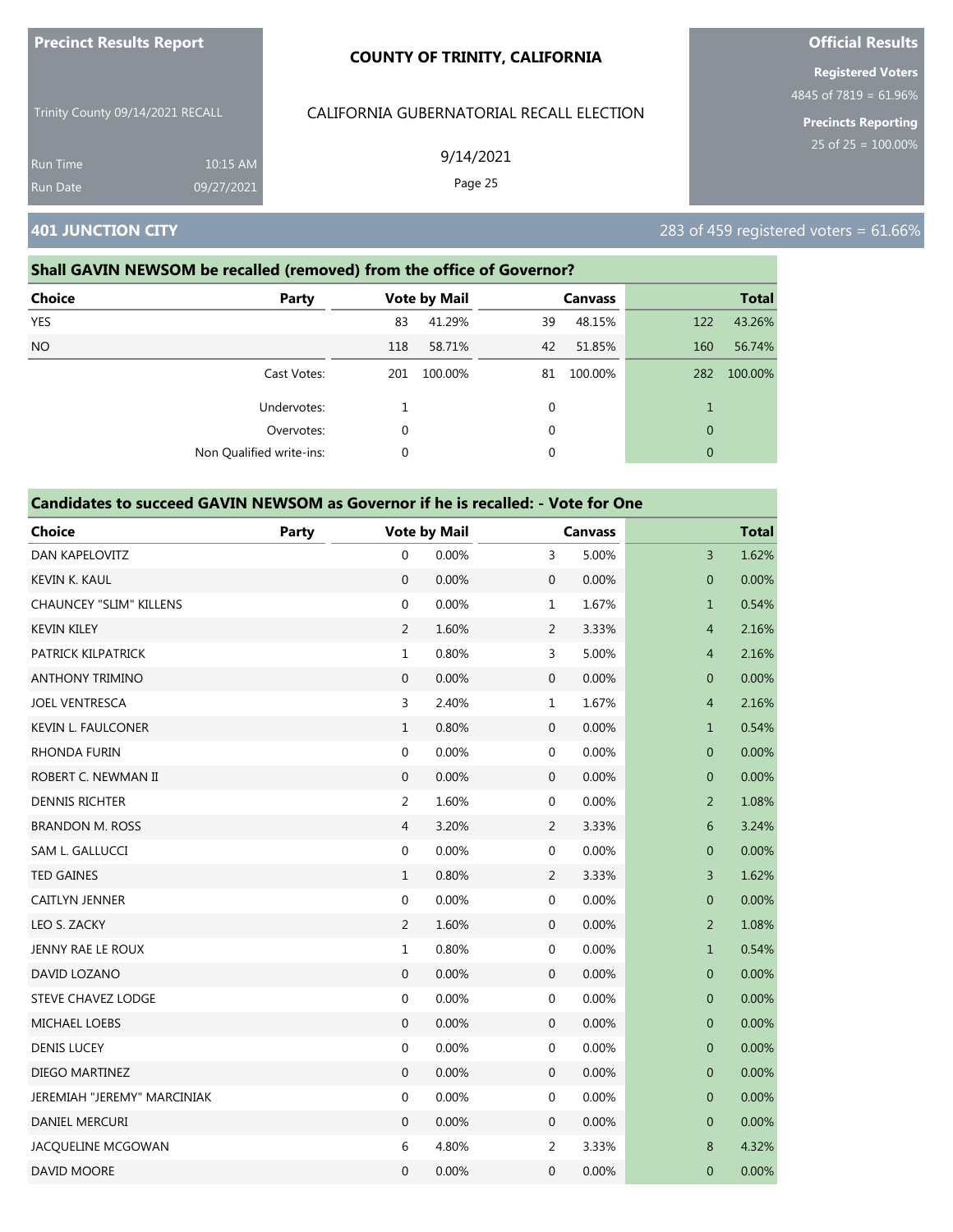**Precinct Results Report**

Trinity County 09/14/2021 RECALL

Run Time 10:15 AM
Run Date 09/27/2021

**COUNTY OF TRINITY, CALIFORNIA**

CALIFORNIA GUBERNATORIAL RECALL ELECTION

9/14/2021

**Official Results**

**Registered Voters**
4845 of 7819 = 61.96%

**Precincts Reporting**
25 of 25 = 100.00%

## 401 JUNCTION CITY

283 of 459 registered voters = 61.66%

### Shall GAVIN NEWSOM be recalled (removed) from the office of Governor?

| Choice | Party | Vote by Mail | | Canvass | | Total | |
|---|---|---|---|---|---|---|---|
| YES | | 83 | 41.29% | 39 | 48.15% | 122 | 43.26% |
| NO | | 118 | 58.71% | 42 | 51.85% | 160 | 56.74% |
| | Cast Votes: | 201 | 100.00% | 81 | 100.00% | 282 | 100.00% |
| | Undervotes: | 1 | | 0 | | 1 | |
| | Overvotes: | 0 | | 0 | | 0 | |
| | Non Qualified write-ins: | 0 | | 0 | | 0 | |

### Candidates to succeed GAVIN NEWSOM as Governor if he is recalled: - Vote for One

| Choice | Party | Vote by Mail | | Canvass | | Total | |
|---|---|---|---|---|---|---|---|
| DAN KAPELOVITZ | | 0 | 0.00% | 3 | 5.00% | 3 | 1.62% |
| KEVIN K. KAUL | | 0 | 0.00% | 0 | 0.00% | 0 | 0.00% |
| CHAUNCEY "SLIM" KILLENS | | 0 | 0.00% | 1 | 1.67% | 1 | 0.54% |
| KEVIN KILEY | | 2 | 1.60% | 2 | 3.33% | 4 | 2.16% |
| PATRICK KILPATRICK | | 1 | 0.80% | 3 | 5.00% | 4 | 2.16% |
| ANTHONY TRIMINO | | 0 | 0.00% | 0 | 0.00% | 0 | 0.00% |
| JOEL VENTRESCA | | 3 | 2.40% | 1 | 1.67% | 4 | 2.16% |
| KEVIN L. FAULCONER | | 1 | 0.80% | 0 | 0.00% | 1 | 0.54% |
| RHONDA FURIN | | 0 | 0.00% | 0 | 0.00% | 0 | 0.00% |
| ROBERT C. NEWMAN II | | 0 | 0.00% | 0 | 0.00% | 0 | 0.00% |
| DENNIS RICHTER | | 2 | 1.60% | 0 | 0.00% | 2 | 1.08% |
| BRANDON M. ROSS | | 4 | 3.20% | 2 | 3.33% | 6 | 3.24% |
| SAM L. GALLUCCI | | 0 | 0.00% | 0 | 0.00% | 0 | 0.00% |
| TED GAINES | | 1 | 0.80% | 2 | 3.33% | 3 | 1.62% |
| CAITLYN JENNER | | 0 | 0.00% | 0 | 0.00% | 0 | 0.00% |
| LEO S. ZACKY | | 2 | 1.60% | 0 | 0.00% | 2 | 1.08% |
| JENNY RAE LE ROUX | | 1 | 0.80% | 0 | 0.00% | 1 | 0.54% |
| DAVID LOZANO | | 0 | 0.00% | 0 | 0.00% | 0 | 0.00% |
| STEVE CHAVEZ LODGE | | 0 | 0.00% | 0 | 0.00% | 0 | 0.00% |
| MICHAEL LOEBS | | 0 | 0.00% | 0 | 0.00% | 0 | 0.00% |
| DENIS LUCEY | | 0 | 0.00% | 0 | 0.00% | 0 | 0.00% |
| DIEGO MARTINEZ | | 0 | 0.00% | 0 | 0.00% | 0 | 0.00% |
| JEREMIAH "JEREMY" MARCINIAK | | 0 | 0.00% | 0 | 0.00% | 0 | 0.00% |
| DANIEL MERCURI | | 0 | 0.00% | 0 | 0.00% | 0 | 0.00% |
| JACQUELINE MCGOWAN | | 6 | 4.80% | 2 | 3.33% | 8 | 4.32% |
| DAVID MOORE | | 0 | 0.00% | 0 | 0.00% | 0 | 0.00% |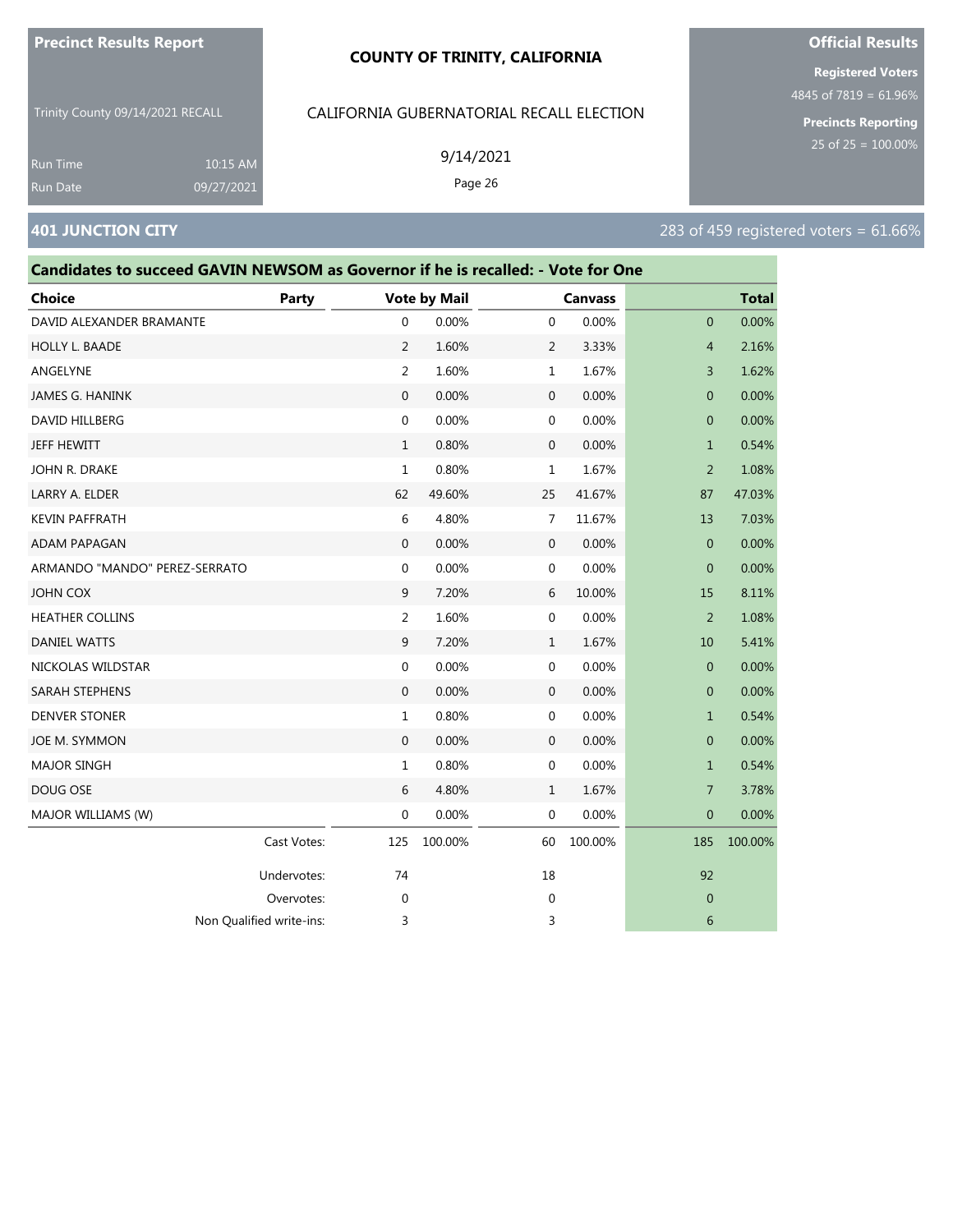**Precinct Results Report**

Trinity County 09/14/2021 RECALL

Run Time 10:15 AM
Run Date 09/27/2021

**COUNTY OF TRINITY, CALIFORNIA**

CALIFORNIA GUBERNATORIAL RECALL ELECTION

9/14/2021

**Official Results**

**Registered Voters**
4845 of 7819 = 61.96%

**Precincts Reporting**
25 of 25 = 100.00%

## 401 JUNCTION CITY

283 of 459 registered voters = 61.66%

### Candidates to succeed GAVIN NEWSOM as Governor if he is recalled: - Vote for One

| Choice | Party | Vote by Mail | | Canvass | | Total | |
|---|---|---|---|---|---|---|---|
| DAVID ALEXANDER BRAMANTE | | 0 | 0.00% | 0 | 0.00% | 0 | 0.00% |
| HOLLY L. BAADE | | 2 | 1.60% | 2 | 3.33% | 4 | 2.16% |
| ANGELYNE | | 2 | 1.60% | 1 | 1.67% | 3 | 1.62% |
| JAMES G. HANINK | | 0 | 0.00% | 0 | 0.00% | 0 | 0.00% |
| DAVID HILLBERG | | 0 | 0.00% | 0 | 0.00% | 0 | 0.00% |
| JEFF HEWITT | | 1 | 0.80% | 0 | 0.00% | 1 | 0.54% |
| JOHN R. DRAKE | | 1 | 0.80% | 1 | 1.67% | 2 | 1.08% |
| LARRY A. ELDER | | 62 | 49.60% | 25 | 41.67% | 87 | 47.03% |
| KEVIN PAFFRATH | | 6 | 4.80% | 7 | 11.67% | 13 | 7.03% |
| ADAM PAPAGAN | | 0 | 0.00% | 0 | 0.00% | 0 | 0.00% |
| ARMANDO "MANDO" PEREZ-SERRATO | | 0 | 0.00% | 0 | 0.00% | 0 | 0.00% |
| JOHN COX | | 9 | 7.20% | 6 | 10.00% | 15 | 8.11% |
| HEATHER COLLINS | | 2 | 1.60% | 0 | 0.00% | 2 | 1.08% |
| DANIEL WATTS | | 9 | 7.20% | 1 | 1.67% | 10 | 5.41% |
| NICKOLAS WILDSTAR | | 0 | 0.00% | 0 | 0.00% | 0 | 0.00% |
| SARAH STEPHENS | | 0 | 0.00% | 0 | 0.00% | 0 | 0.00% |
| DENVER STONER | | 1 | 0.80% | 0 | 0.00% | 1 | 0.54% |
| JOE M. SYMMON | | 0 | 0.00% | 0 | 0.00% | 0 | 0.00% |
| MAJOR SINGH | | 1 | 0.80% | 0 | 0.00% | 1 | 0.54% |
| DOUG OSE | | 6 | 4.80% | 1 | 1.67% | 7 | 3.78% |
| MAJOR WILLIAMS (W) | | 0 | 0.00% | 0 | 0.00% | 0 | 0.00% |
| | Cast Votes: | 125 | 100.00% | 60 | 100.00% | 185 | 100.00% |
| | Undervotes: | 74 | | 18 | | 92 | |
| | Overvotes: | 0 | | 0 | | 0 | |
| | Non Qualified write-ins: | 3 | | 3 | | 6 | |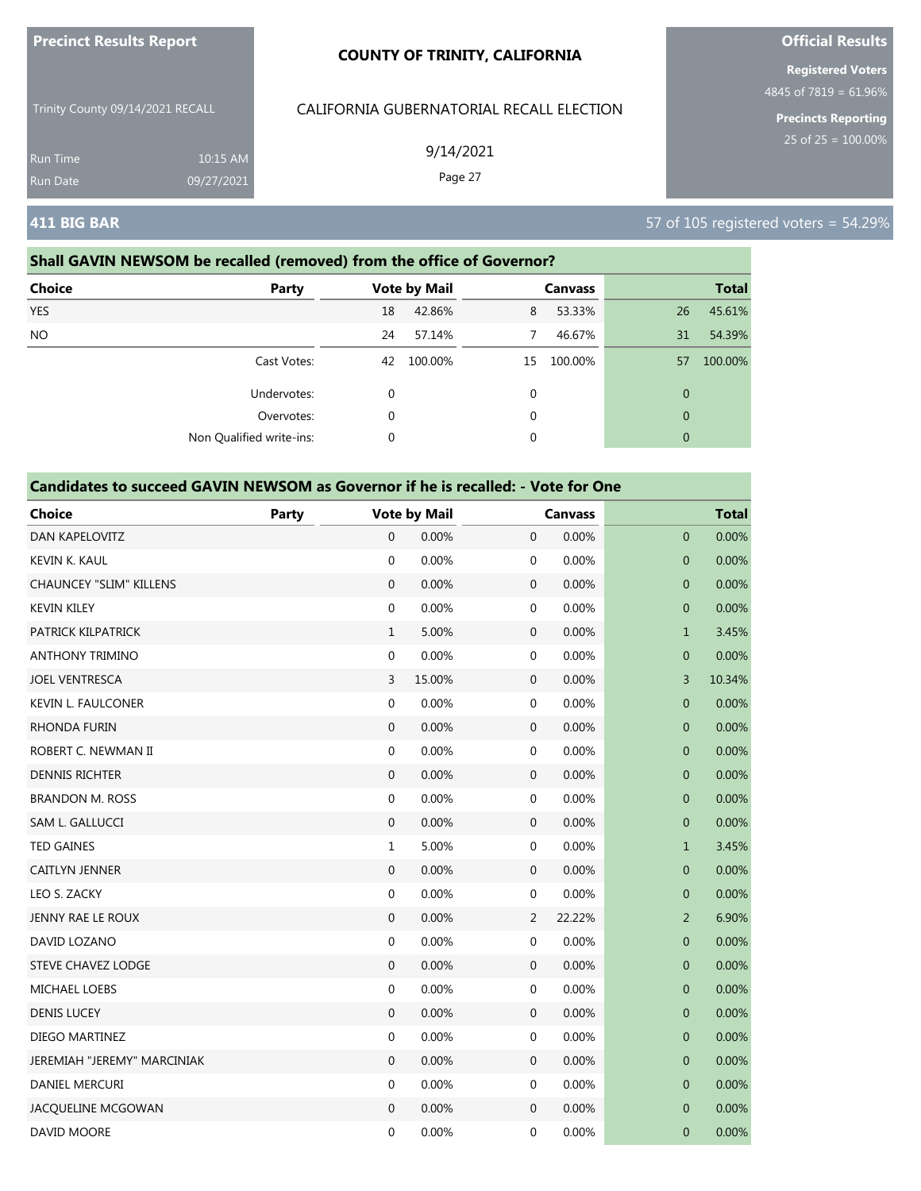**Precinct Results Report**

Trinity County 09/14/2021 RECALL

Run Time 10:15 AM
Run Date 09/27/2021

**COUNTY OF TRINITY, CALIFORNIA**

CALIFORNIA GUBERNATORIAL RECALL ELECTION

9/14/2021

**Official Results**

**Registered Voters**
4845 of 7819 = 61.96%

**Precincts Reporting**
25 of 25 = 100.00%

## 411 BIG BAR

57 of 105 registered voters = 54.29%

### Shall GAVIN NEWSOM be recalled (removed) from the office of Governor?

| Choice | Party | Vote by Mail | | Canvass | | Total | |
|---|---|---|---|---|---|---|---|
| YES | | 18 | 42.86% | 8 | 53.33% | 26 | 45.61% |
| NO | | 24 | 57.14% | 7 | 46.67% | 31 | 54.39% |
| | Cast Votes: | 42 | 100.00% | 15 | 100.00% | 57 | 100.00% |
| | Undervotes: | 0 | | 0 | | 0 | |
| | Overvotes: | 0 | | 0 | | 0 | |
| | Non Qualified write-ins: | 0 | | 0 | | 0 | |

### Candidates to succeed GAVIN NEWSOM as Governor if he is recalled: - Vote for One

| Choice | Party | Vote by Mail | | Canvass | | Total | |
|---|---|---|---|---|---|---|---|
| DAN KAPELOVITZ | | 0 | 0.00% | 0 | 0.00% | 0 | 0.00% |
| KEVIN K. KAUL | | 0 | 0.00% | 0 | 0.00% | 0 | 0.00% |
| CHAUNCEY "SLIM" KILLENS | | 0 | 0.00% | 0 | 0.00% | 0 | 0.00% |
| KEVIN KILEY | | 0 | 0.00% | 0 | 0.00% | 0 | 0.00% |
| PATRICK KILPATRICK | | 1 | 5.00% | 0 | 0.00% | 1 | 3.45% |
| ANTHONY TRIMINO | | 0 | 0.00% | 0 | 0.00% | 0 | 0.00% |
| JOEL VENTRESCA | | 3 | 15.00% | 0 | 0.00% | 3 | 10.34% |
| KEVIN L. FAULCONER | | 0 | 0.00% | 0 | 0.00% | 0 | 0.00% |
| RHONDA FURIN | | 0 | 0.00% | 0 | 0.00% | 0 | 0.00% |
| ROBERT C. NEWMAN II | | 0 | 0.00% | 0 | 0.00% | 0 | 0.00% |
| DENNIS RICHTER | | 0 | 0.00% | 0 | 0.00% | 0 | 0.00% |
| BRANDON M. ROSS | | 0 | 0.00% | 0 | 0.00% | 0 | 0.00% |
| SAM L. GALLUCCI | | 0 | 0.00% | 0 | 0.00% | 0 | 0.00% |
| TED GAINES | | 1 | 5.00% | 0 | 0.00% | 1 | 3.45% |
| CAITLYN JENNER | | 0 | 0.00% | 0 | 0.00% | 0 | 0.00% |
| LEO S. ZACKY | | 0 | 0.00% | 0 | 0.00% | 0 | 0.00% |
| JENNY RAE LE ROUX | | 0 | 0.00% | 2 | 22.22% | 2 | 6.90% |
| DAVID LOZANO | | 0 | 0.00% | 0 | 0.00% | 0 | 0.00% |
| STEVE CHAVEZ LODGE | | 0 | 0.00% | 0 | 0.00% | 0 | 0.00% |
| MICHAEL LOEBS | | 0 | 0.00% | 0 | 0.00% | 0 | 0.00% |
| DENIS LUCEY | | 0 | 0.00% | 0 | 0.00% | 0 | 0.00% |
| DIEGO MARTINEZ | | 0 | 0.00% | 0 | 0.00% | 0 | 0.00% |
| JEREMIAH "JEREMY" MARCINIAK | | 0 | 0.00% | 0 | 0.00% | 0 | 0.00% |
| DANIEL MERCURI | | 0 | 0.00% | 0 | 0.00% | 0 | 0.00% |
| JACQUELINE MCGOWAN | | 0 | 0.00% | 0 | 0.00% | 0 | 0.00% |
| DAVID MOORE | | 0 | 0.00% | 0 | 0.00% | 0 | 0.00% |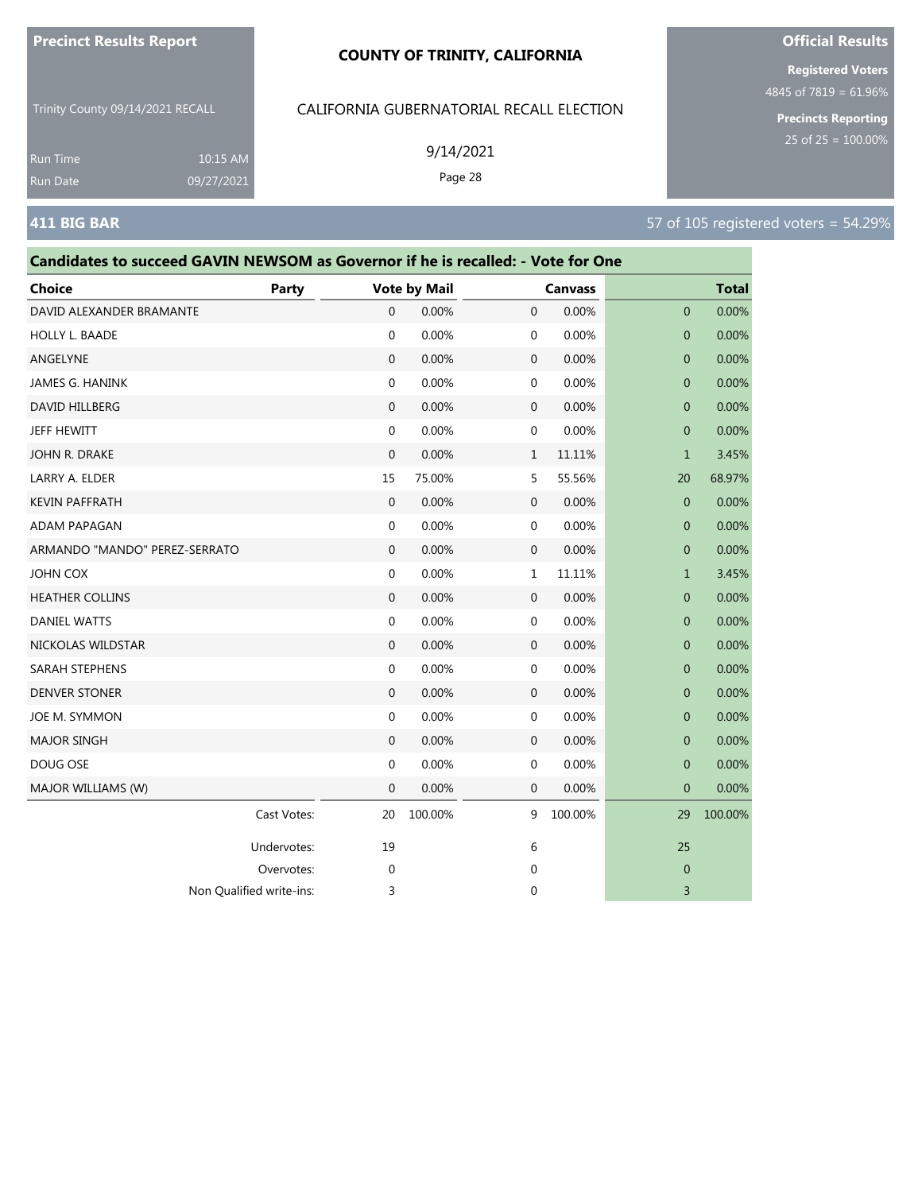**Precinct Results Report**

Trinity County 09/14/2021 RECALL

Run Time 10:15 AM
Run Date 09/27/2021

**COUNTY OF TRINITY, CALIFORNIA**

CALIFORNIA GUBERNATORIAL RECALL ELECTION

9/14/2021

**Official Results**

**Registered Voters**
4845 of 7819 = 61.96%

**Precincts Reporting**
25 of 25 = 100.00%

## 411 BIG BAR

57 of 105 registered voters = 54.29%

### Candidates to succeed GAVIN NEWSOM as Governor if he is recalled: - Vote for One

| Choice | Party | Vote by Mail | | Canvass | | Total | |
|---|---|---|---|---|---|---|---|
| DAVID ALEXANDER BRAMANTE | | 0 | 0.00% | 0 | 0.00% | 0 | 0.00% |
| HOLLY L. BAADE | | 0 | 0.00% | 0 | 0.00% | 0 | 0.00% |
| ANGELYNE | | 0 | 0.00% | 0 | 0.00% | 0 | 0.00% |
| JAMES G. HANINK | | 0 | 0.00% | 0 | 0.00% | 0 | 0.00% |
| DAVID HILLBERG | | 0 | 0.00% | 0 | 0.00% | 0 | 0.00% |
| JEFF HEWITT | | 0 | 0.00% | 0 | 0.00% | 0 | 0.00% |
| JOHN R. DRAKE | | 0 | 0.00% | 1 | 11.11% | 1 | 3.45% |
| LARRY A. ELDER | | 15 | 75.00% | 5 | 55.56% | 20 | 68.97% |
| KEVIN PAFFRATH | | 0 | 0.00% | 0 | 0.00% | 0 | 0.00% |
| ADAM PAPAGAN | | 0 | 0.00% | 0 | 0.00% | 0 | 0.00% |
| ARMANDO "MANDO" PEREZ-SERRATO | | 0 | 0.00% | 0 | 0.00% | 0 | 0.00% |
| JOHN COX | | 0 | 0.00% | 1 | 11.11% | 1 | 3.45% |
| HEATHER COLLINS | | 0 | 0.00% | 0 | 0.00% | 0 | 0.00% |
| DANIEL WATTS | | 0 | 0.00% | 0 | 0.00% | 0 | 0.00% |
| NICKOLAS WILDSTAR | | 0 | 0.00% | 0 | 0.00% | 0 | 0.00% |
| SARAH STEPHENS | | 0 | 0.00% | 0 | 0.00% | 0 | 0.00% |
| DENVER STONER | | 0 | 0.00% | 0 | 0.00% | 0 | 0.00% |
| JOE M. SYMMON | | 0 | 0.00% | 0 | 0.00% | 0 | 0.00% |
| MAJOR SINGH | | 0 | 0.00% | 0 | 0.00% | 0 | 0.00% |
| DOUG OSE | | 0 | 0.00% | 0 | 0.00% | 0 | 0.00% |
| MAJOR WILLIAMS (W) | | 0 | 0.00% | 0 | 0.00% | 0 | 0.00% |
| | Cast Votes: | 20 | 100.00% | 9 | 100.00% | 29 | 100.00% |
| | Undervotes: | 19 | | 6 | | 25 | |
| | Overvotes: | 0 | | 0 | | 0 | |
| | Non Qualified write-ins: | 3 | | 0 | | 3 | |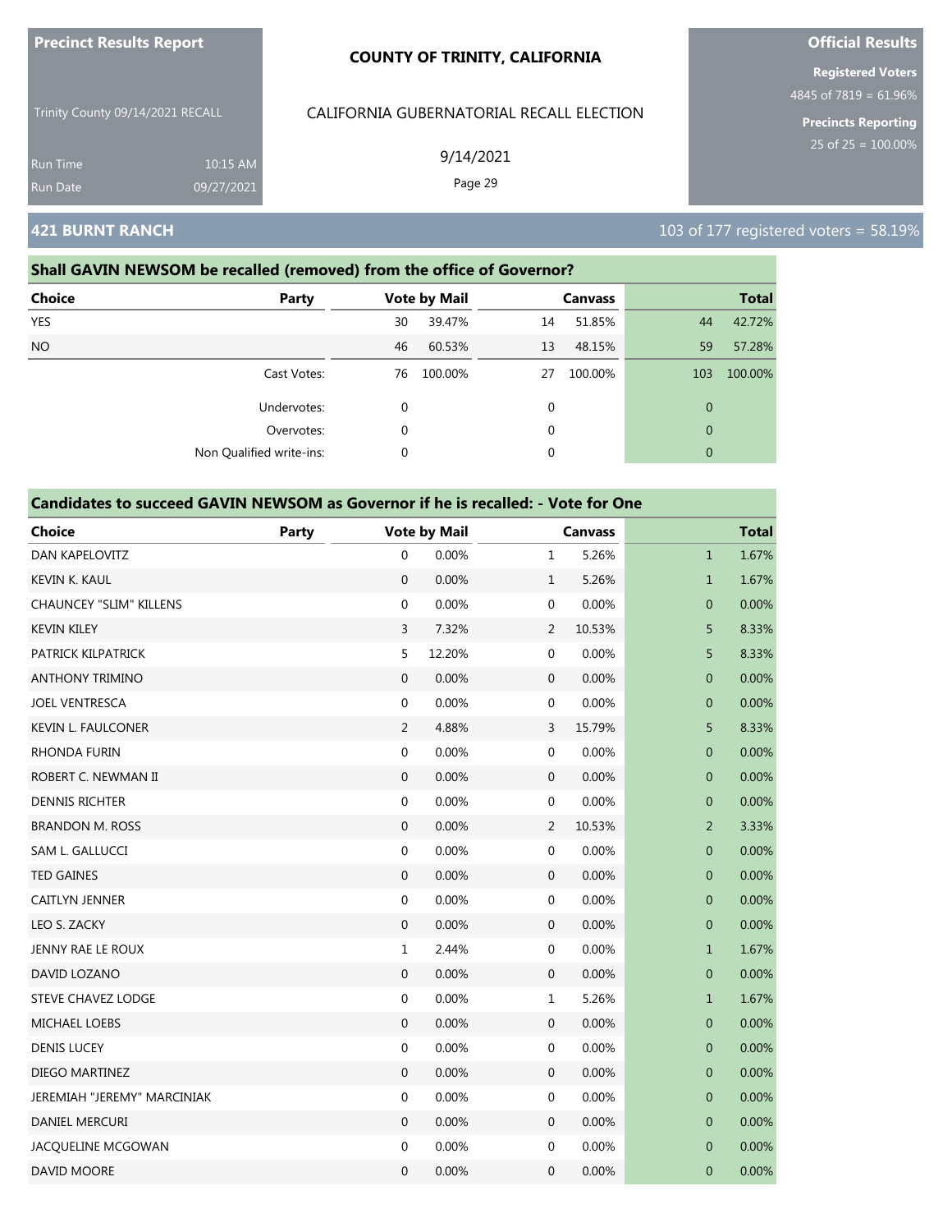**Precinct Results Report**

Trinity County 09/14/2021 RECALL

Run Time 10:15 AM
Run Date 09/27/2021

**COUNTY OF TRINITY, CALIFORNIA**

CALIFORNIA GUBERNATORIAL RECALL ELECTION

9/14/2021

**Official Results**

**Registered Voters**
4845 of 7819 = 61.96%

**Precincts Reporting**
25 of 25 = 100.00%

## 421 BURNT RANCH

103 of 177 registered voters = 58.19%

### Shall GAVIN NEWSOM be recalled (removed) from the office of Governor?

| Choice | Party | Vote by Mail | | Canvass | | Total | |
|---|---|---|---|---|---|---|---|
| YES | | 30 | 39.47% | 14 | 51.85% | 44 | 42.72% |
| NO | | 46 | 60.53% | 13 | 48.15% | 59 | 57.28% |
| | Cast Votes: | 76 | 100.00% | 27 | 100.00% | 103 | 100.00% |
| | Undervotes: | 0 | | 0 | | 0 | |
| | Overvotes: | 0 | | 0 | | 0 | |
| | Non Qualified write-ins: | 0 | | 0 | | 0 | |

### Candidates to succeed GAVIN NEWSOM as Governor if he is recalled: - Vote for One

| Choice | Party | Vote by Mail | | Canvass | | Total | |
|---|---|---|---|---|---|---|---|
| DAN KAPELOVITZ | | 0 | 0.00% | 1 | 5.26% | 1 | 1.67% |
| KEVIN K. KAUL | | 0 | 0.00% | 1 | 5.26% | 1 | 1.67% |
| CHAUNCEY "SLIM" KILLENS | | 0 | 0.00% | 0 | 0.00% | 0 | 0.00% |
| KEVIN KILEY | | 3 | 7.32% | 2 | 10.53% | 5 | 8.33% |
| PATRICK KILPATRICK | | 5 | 12.20% | 0 | 0.00% | 5 | 8.33% |
| ANTHONY TRIMINO | | 0 | 0.00% | 0 | 0.00% | 0 | 0.00% |
| JOEL VENTRESCA | | 0 | 0.00% | 0 | 0.00% | 0 | 0.00% |
| KEVIN L. FAULCONER | | 2 | 4.88% | 3 | 15.79% | 5 | 8.33% |
| RHONDA FURIN | | 0 | 0.00% | 0 | 0.00% | 0 | 0.00% |
| ROBERT C. NEWMAN II | | 0 | 0.00% | 0 | 0.00% | 0 | 0.00% |
| DENNIS RICHTER | | 0 | 0.00% | 0 | 0.00% | 0 | 0.00% |
| BRANDON M. ROSS | | 0 | 0.00% | 2 | 10.53% | 2 | 3.33% |
| SAM L. GALLUCCI | | 0 | 0.00% | 0 | 0.00% | 0 | 0.00% |
| TED GAINES | | 0 | 0.00% | 0 | 0.00% | 0 | 0.00% |
| CAITLYN JENNER | | 0 | 0.00% | 0 | 0.00% | 0 | 0.00% |
| LEO S. ZACKY | | 0 | 0.00% | 0 | 0.00% | 0 | 0.00% |
| JENNY RAE LE ROUX | | 1 | 2.44% | 0 | 0.00% | 1 | 1.67% |
| DAVID LOZANO | | 0 | 0.00% | 0 | 0.00% | 0 | 0.00% |
| STEVE CHAVEZ LODGE | | 0 | 0.00% | 1 | 5.26% | 1 | 1.67% |
| MICHAEL LOEBS | | 0 | 0.00% | 0 | 0.00% | 0 | 0.00% |
| DENIS LUCEY | | 0 | 0.00% | 0 | 0.00% | 0 | 0.00% |
| DIEGO MARTINEZ | | 0 | 0.00% | 0 | 0.00% | 0 | 0.00% |
| JEREMIAH "JEREMY" MARCINIAK | | 0 | 0.00% | 0 | 0.00% | 0 | 0.00% |
| DANIEL MERCURI | | 0 | 0.00% | 0 | 0.00% | 0 | 0.00% |
| JACQUELINE MCGOWAN | | 0 | 0.00% | 0 | 0.00% | 0 | 0.00% |
| DAVID MOORE | | 0 | 0.00% | 0 | 0.00% | 0 | 0.00% |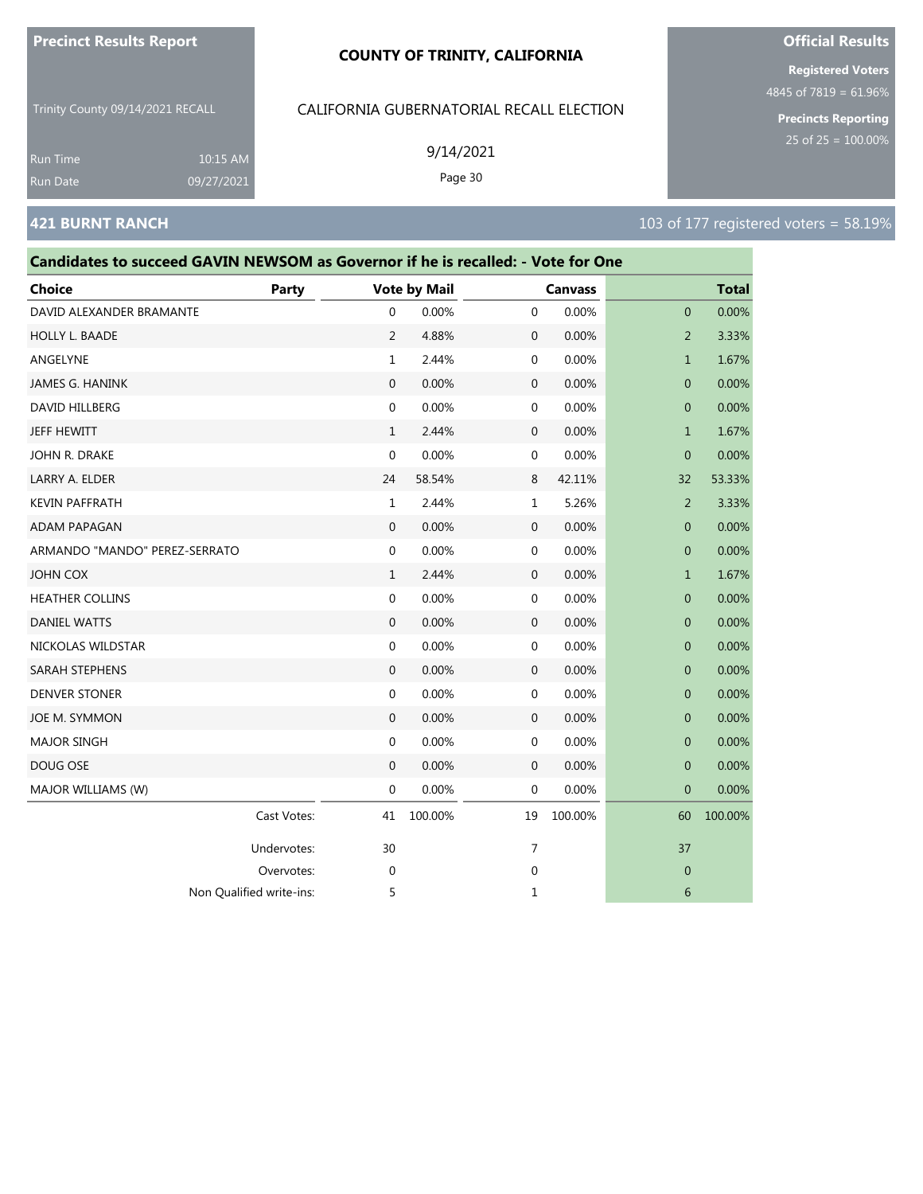**Precinct Results Report**

Trinity County 09/14/2021 RECALL

Run Time 10:15 AM
Run Date 09/27/2021

**COUNTY OF TRINITY, CALIFORNIA**

CALIFORNIA GUBERNATORIAL RECALL ELECTION

9/14/2021

**Official Results**

**Registered Voters**
4845 of 7819 = 61.96%

**Precincts Reporting**
25 of 25 = 100.00%

## 421 BURNT RANCH

103 of 177 registered voters = 58.19%

### Candidates to succeed GAVIN NEWSOM as Governor if he is recalled: - Vote for One

| Choice | Party | Vote by Mail | | Canvass | | Total | |
|---|---|---|---|---|---|---|---|
| DAVID ALEXANDER BRAMANTE | | 0 | 0.00% | 0 | 0.00% | 0 | 0.00% |
| HOLLY L. BAADE | | 2 | 4.88% | 0 | 0.00% | 2 | 3.33% |
| ANGELYNE | | 1 | 2.44% | 0 | 0.00% | 1 | 1.67% |
| JAMES G. HANINK | | 0 | 0.00% | 0 | 0.00% | 0 | 0.00% |
| DAVID HILLBERG | | 0 | 0.00% | 0 | 0.00% | 0 | 0.00% |
| JEFF HEWITT | | 1 | 2.44% | 0 | 0.00% | 1 | 1.67% |
| JOHN R. DRAKE | | 0 | 0.00% | 0 | 0.00% | 0 | 0.00% |
| LARRY A. ELDER | | 24 | 58.54% | 8 | 42.11% | 32 | 53.33% |
| KEVIN PAFFRATH | | 1 | 2.44% | 1 | 5.26% | 2 | 3.33% |
| ADAM PAPAGAN | | 0 | 0.00% | 0 | 0.00% | 0 | 0.00% |
| ARMANDO "MANDO" PEREZ-SERRATO | | 0 | 0.00% | 0 | 0.00% | 0 | 0.00% |
| JOHN COX | | 1 | 2.44% | 0 | 0.00% | 1 | 1.67% |
| HEATHER COLLINS | | 0 | 0.00% | 0 | 0.00% | 0 | 0.00% |
| DANIEL WATTS | | 0 | 0.00% | 0 | 0.00% | 0 | 0.00% |
| NICKOLAS WILDSTAR | | 0 | 0.00% | 0 | 0.00% | 0 | 0.00% |
| SARAH STEPHENS | | 0 | 0.00% | 0 | 0.00% | 0 | 0.00% |
| DENVER STONER | | 0 | 0.00% | 0 | 0.00% | 0 | 0.00% |
| JOE M. SYMMON | | 0 | 0.00% | 0 | 0.00% | 0 | 0.00% |
| MAJOR SINGH | | 0 | 0.00% | 0 | 0.00% | 0 | 0.00% |
| DOUG OSE | | 0 | 0.00% | 0 | 0.00% | 0 | 0.00% |
| MAJOR WILLIAMS (W) | | 0 | 0.00% | 0 | 0.00% | 0 | 0.00% |
| | Cast Votes: | 41 | 100.00% | 19 | 100.00% | 60 | 100.00% |
| | Undervotes: | 30 | | 7 | | 37 | |
| | Overvotes: | 0 | | 0 | | 0 | |
| | Non Qualified write-ins: | 5 | | 1 | | 6 | |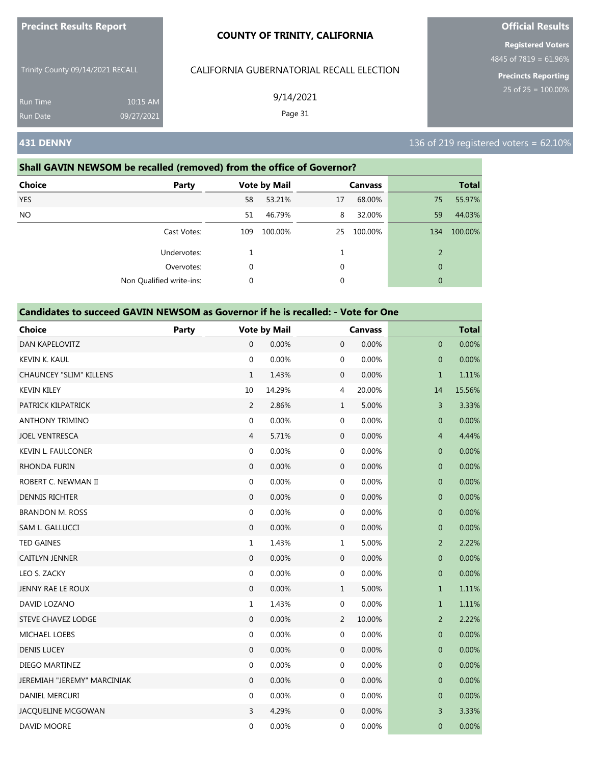## 431 DENNY

136 of 219 registered voters = 62.10%

### Shall GAVIN NEWSOM be recalled (removed) from the office of Governor?

| Choice | Party | Vote by Mail | | Canvass | | Total | |
|---|---|---|---|---|---|---|---|
| YES | | 58 | 53.21% | 17 | 68.00% | 75 | 55.97% |
| NO | | 51 | 46.79% | 8 | 32.00% | 59 | 44.03% |
| | Cast Votes: | 109 | 100.00% | 25 | 100.00% | 134 | 100.00% |
| | Undervotes: | 1 | | 1 | | 2 | |
| | Overvotes: | 0 | | 0 | | 0 | |
| | Non Qualified write-ins: | 0 | | 0 | | 0 | |

### Candidates to succeed GAVIN NEWSOM as Governor if he is recalled: - Vote for One

| Choice | Party | Vote by Mail | | Canvass | | Total | |
|---|---|---|---|---|---|---|---|
| DAN KAPELOVITZ | | 0 | 0.00% | 0 | 0.00% | 0 | 0.00% |
| KEVIN K. KAUL | | 0 | 0.00% | 0 | 0.00% | 0 | 0.00% |
| CHAUNCEY "SLIM" KILLENS | | 1 | 1.43% | 0 | 0.00% | 1 | 1.11% |
| KEVIN KILEY | | 10 | 14.29% | 4 | 20.00% | 14 | 15.56% |
| PATRICK KILPATRICK | | 2 | 2.86% | 1 | 5.00% | 3 | 3.33% |
| ANTHONY TRIMINO | | 0 | 0.00% | 0 | 0.00% | 0 | 0.00% |
| JOEL VENTRESCA | | 4 | 5.71% | 0 | 0.00% | 4 | 4.44% |
| KEVIN L. FAULCONER | | 0 | 0.00% | 0 | 0.00% | 0 | 0.00% |
| RHONDA FURIN | | 0 | 0.00% | 0 | 0.00% | 0 | 0.00% |
| ROBERT C. NEWMAN II | | 0 | 0.00% | 0 | 0.00% | 0 | 0.00% |
| DENNIS RICHTER | | 0 | 0.00% | 0 | 0.00% | 0 | 0.00% |
| BRANDON M. ROSS | | 0 | 0.00% | 0 | 0.00% | 0 | 0.00% |
| SAM L. GALLUCCI | | 0 | 0.00% | 0 | 0.00% | 0 | 0.00% |
| TED GAINES | | 1 | 1.43% | 1 | 5.00% | 2 | 2.22% |
| CAITLYN JENNER | | 0 | 0.00% | 0 | 0.00% | 0 | 0.00% |
| LEO S. ZACKY | | 0 | 0.00% | 0 | 0.00% | 0 | 0.00% |
| JENNY RAE LE ROUX | | 0 | 0.00% | 1 | 5.00% | 1 | 1.11% |
| DAVID LOZANO | | 1 | 1.43% | 0 | 0.00% | 1 | 1.11% |
| STEVE CHAVEZ LODGE | | 0 | 0.00% | 2 | 10.00% | 2 | 2.22% |
| MICHAEL LOEBS | | 0 | 0.00% | 0 | 0.00% | 0 | 0.00% |
| DENIS LUCEY | | 0 | 0.00% | 0 | 0.00% | 0 | 0.00% |
| DIEGO MARTINEZ | | 0 | 0.00% | 0 | 0.00% | 0 | 0.00% |
| JEREMIAH "JEREMY" MARCINIAK | | 0 | 0.00% | 0 | 0.00% | 0 | 0.00% |
| DANIEL MERCURI | | 0 | 0.00% | 0 | 0.00% | 0 | 0.00% |
| JACQUELINE MCGOWAN | | 3 | 4.29% | 0 | 0.00% | 3 | 3.33% |
| DAVID MOORE | | 0 | 0.00% | 0 | 0.00% | 0 | 0.00% |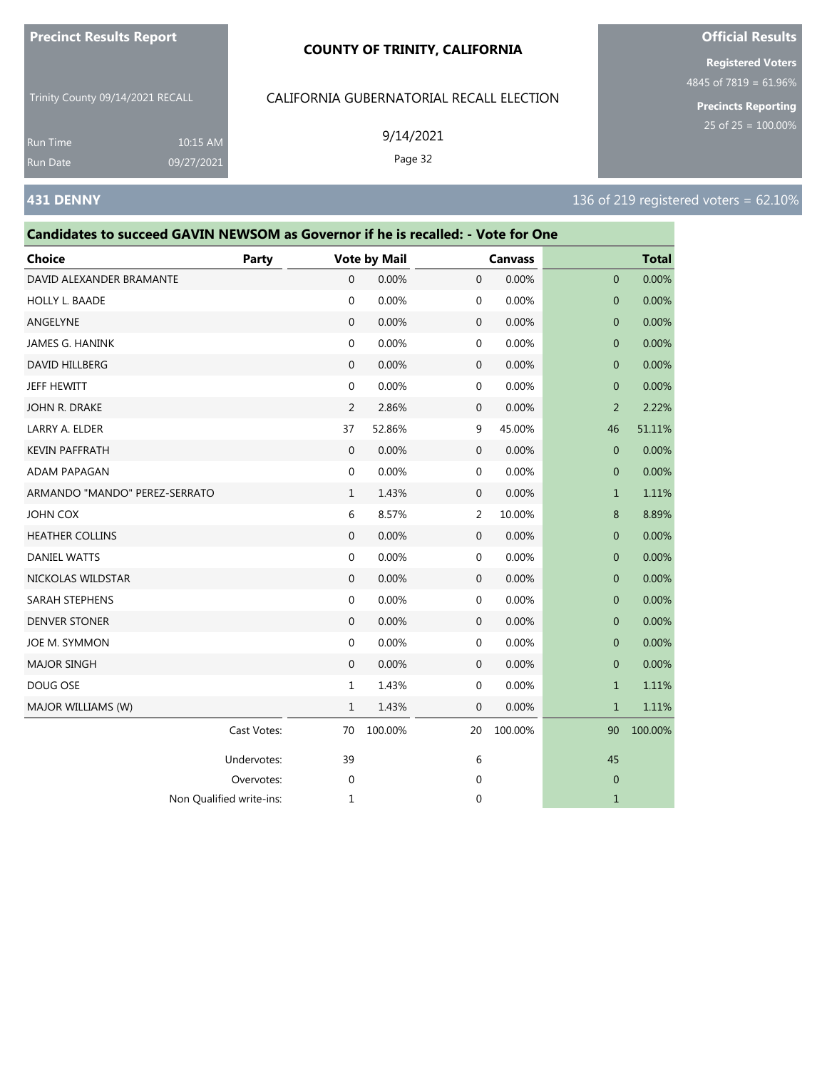**Precinct Results Report**

**COUNTY OF TRINITY, CALIFORNIA**

Trinity County 09/14/2021 RECALL

CALIFORNIA GUBERNATORIAL RECALL ELECTION

9/14/2021

Run Time 10:15 AM
Run Date 09/27/2021

**Official Results**

**Registered Voters**
4845 of 7819 = 61.96%

**Precincts Reporting**
25 of 25 = 100.00%

## 431 DENNY

136 of 219 registered voters = 62.10%

### Candidates to succeed GAVIN NEWSOM as Governor if he is recalled: - Vote for One

| Choice | Party | Vote by Mail | | Canvass | | Total | |
|---|---|---|---|---|---|---|---|
| DAVID ALEXANDER BRAMANTE | | 0 | 0.00% | 0 | 0.00% | 0 | 0.00% |
| HOLLY L. BAADE | | 0 | 0.00% | 0 | 0.00% | 0 | 0.00% |
| ANGELYNE | | 0 | 0.00% | 0 | 0.00% | 0 | 0.00% |
| JAMES G. HANINK | | 0 | 0.00% | 0 | 0.00% | 0 | 0.00% |
| DAVID HILLBERG | | 0 | 0.00% | 0 | 0.00% | 0 | 0.00% |
| JEFF HEWITT | | 0 | 0.00% | 0 | 0.00% | 0 | 0.00% |
| JOHN R. DRAKE | | 2 | 2.86% | 0 | 0.00% | 2 | 2.22% |
| LARRY A. ELDER | | 37 | 52.86% | 9 | 45.00% | 46 | 51.11% |
| KEVIN PAFFRATH | | 0 | 0.00% | 0 | 0.00% | 0 | 0.00% |
| ADAM PAPAGAN | | 0 | 0.00% | 0 | 0.00% | 0 | 0.00% |
| ARMANDO "MANDO" PEREZ-SERRATO | | 1 | 1.43% | 0 | 0.00% | 1 | 1.11% |
| JOHN COX | | 6 | 8.57% | 2 | 10.00% | 8 | 8.89% |
| HEATHER COLLINS | | 0 | 0.00% | 0 | 0.00% | 0 | 0.00% |
| DANIEL WATTS | | 0 | 0.00% | 0 | 0.00% | 0 | 0.00% |
| NICKOLAS WILDSTAR | | 0 | 0.00% | 0 | 0.00% | 0 | 0.00% |
| SARAH STEPHENS | | 0 | 0.00% | 0 | 0.00% | 0 | 0.00% |
| DENVER STONER | | 0 | 0.00% | 0 | 0.00% | 0 | 0.00% |
| JOE M. SYMMON | | 0 | 0.00% | 0 | 0.00% | 0 | 0.00% |
| MAJOR SINGH | | 0 | 0.00% | 0 | 0.00% | 0 | 0.00% |
| DOUG OSE | | 1 | 1.43% | 0 | 0.00% | 1 | 1.11% |
| MAJOR WILLIAMS (W) | | 1 | 1.43% | 0 | 0.00% | 1 | 1.11% |
| | Cast Votes: | 70 | 100.00% | 20 | 100.00% | 90 | 100.00% |
| | Undervotes: | 39 | | 6 | | 45 | |
| | Overvotes: | 0 | | 0 | | 0 | |
| | Non Qualified write-ins: | 1 | | 0 | | 1 | |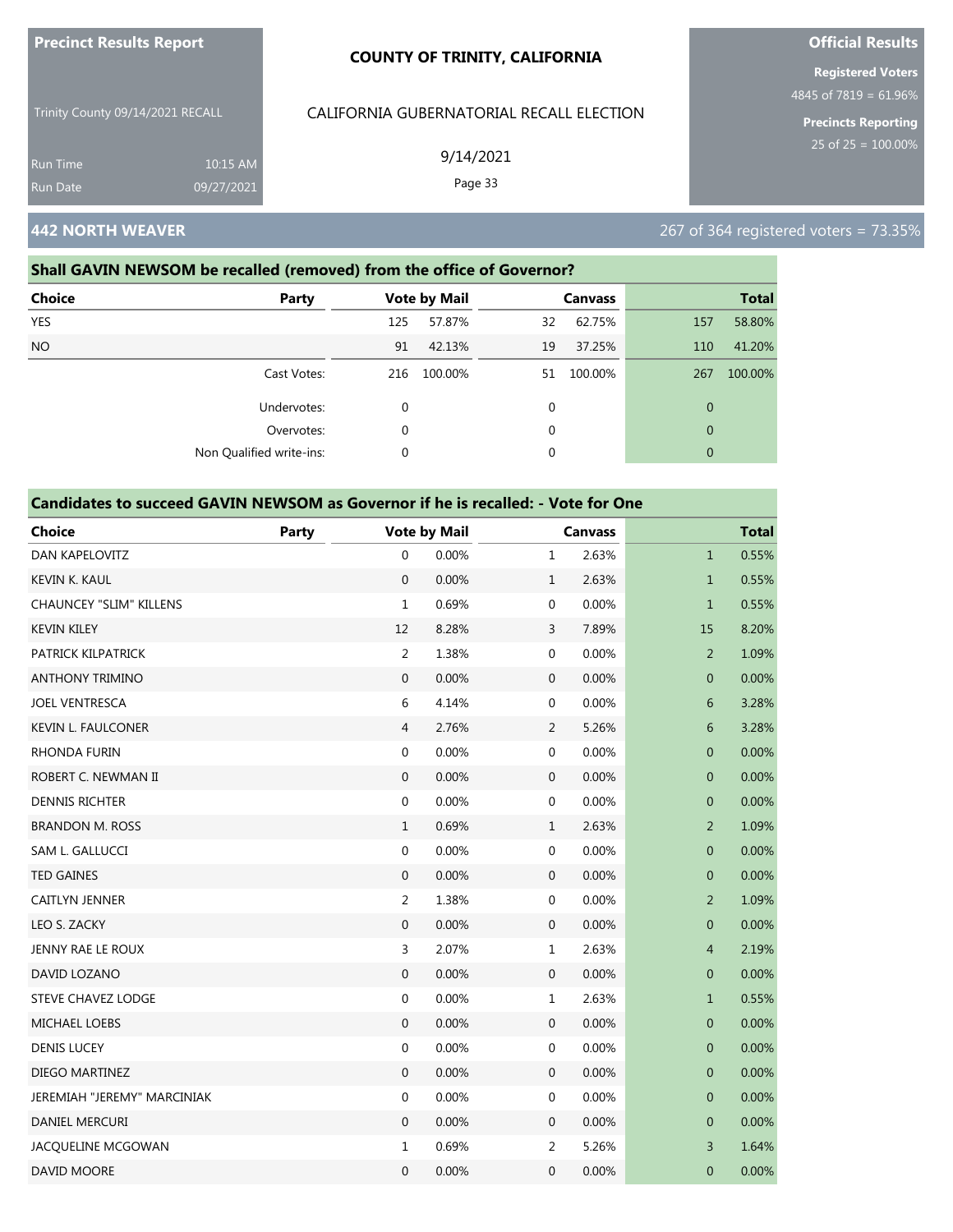**Precinct Results Report**

Trinity County 09/14/2021 RECALL

Run Time 10:15 AM
Run Date 09/27/2021

**COUNTY OF TRINITY, CALIFORNIA**

CALIFORNIA GUBERNATORIAL RECALL ELECTION

9/14/2021

**Official Results**

**Registered Voters**
4845 of 7819 = 61.96%

**Precincts Reporting**
25 of 25 = 100.00%

## 442 NORTH WEAVER

267 of 364 registered voters = 73.35%

### Shall GAVIN NEWSOM be recalled (removed) from the office of Governor?

| Choice | Party | Vote by Mail | | Canvass | | Total | |
|---|---|---|---|---|---|---|---|
| YES | | 125 | 57.87% | 32 | 62.75% | 157 | 58.80% |
| NO | | 91 | 42.13% | 19 | 37.25% | 110 | 41.20% |
| | Cast Votes: | 216 | 100.00% | 51 | 100.00% | 267 | 100.00% |
| | Undervotes: | 0 | | 0 | | 0 | |
| | Overvotes: | 0 | | 0 | | 0 | |
| | Non Qualified write-ins: | 0 | | 0 | | 0 | |

### Candidates to succeed GAVIN NEWSOM as Governor if he is recalled: - Vote for One

| Choice | Party | Vote by Mail | | Canvass | | Total | |
|---|---|---|---|---|---|---|---|
| DAN KAPELOVITZ | | 0 | 0.00% | 1 | 2.63% | 1 | 0.55% |
| KEVIN K. KAUL | | 0 | 0.00% | 1 | 2.63% | 1 | 0.55% |
| CHAUNCEY "SLIM" KILLENS | | 1 | 0.69% | 0 | 0.00% | 1 | 0.55% |
| KEVIN KILEY | | 12 | 8.28% | 3 | 7.89% | 15 | 8.20% |
| PATRICK KILPATRICK | | 2 | 1.38% | 0 | 0.00% | 2 | 1.09% |
| ANTHONY TRIMINO | | 0 | 0.00% | 0 | 0.00% | 0 | 0.00% |
| JOEL VENTRESCA | | 6 | 4.14% | 0 | 0.00% | 6 | 3.28% |
| KEVIN L. FAULCONER | | 4 | 2.76% | 2 | 5.26% | 6 | 3.28% |
| RHONDA FURIN | | 0 | 0.00% | 0 | 0.00% | 0 | 0.00% |
| ROBERT C. NEWMAN II | | 0 | 0.00% | 0 | 0.00% | 0 | 0.00% |
| DENNIS RICHTER | | 0 | 0.00% | 0 | 0.00% | 0 | 0.00% |
| BRANDON M. ROSS | | 1 | 0.69% | 1 | 2.63% | 2 | 1.09% |
| SAM L. GALLUCCI | | 0 | 0.00% | 0 | 0.00% | 0 | 0.00% |
| TED GAINES | | 0 | 0.00% | 0 | 0.00% | 0 | 0.00% |
| CAITLYN JENNER | | 2 | 1.38% | 0 | 0.00% | 2 | 1.09% |
| LEO S. ZACKY | | 0 | 0.00% | 0 | 0.00% | 0 | 0.00% |
| JENNY RAE LE ROUX | | 3 | 2.07% | 1 | 2.63% | 4 | 2.19% |
| DAVID LOZANO | | 0 | 0.00% | 0 | 0.00% | 0 | 0.00% |
| STEVE CHAVEZ LODGE | | 0 | 0.00% | 1 | 2.63% | 1 | 0.55% |
| MICHAEL LOEBS | | 0 | 0.00% | 0 | 0.00% | 0 | 0.00% |
| DENIS LUCEY | | 0 | 0.00% | 0 | 0.00% | 0 | 0.00% |
| DIEGO MARTINEZ | | 0 | 0.00% | 0 | 0.00% | 0 | 0.00% |
| JEREMIAH "JEREMY" MARCINIAK | | 0 | 0.00% | 0 | 0.00% | 0 | 0.00% |
| DANIEL MERCURI | | 0 | 0.00% | 0 | 0.00% | 0 | 0.00% |
| JACQUELINE MCGOWAN | | 1 | 0.69% | 2 | 5.26% | 3 | 1.64% |
| DAVID MOORE | | 0 | 0.00% | 0 | 0.00% | 0 | 0.00% |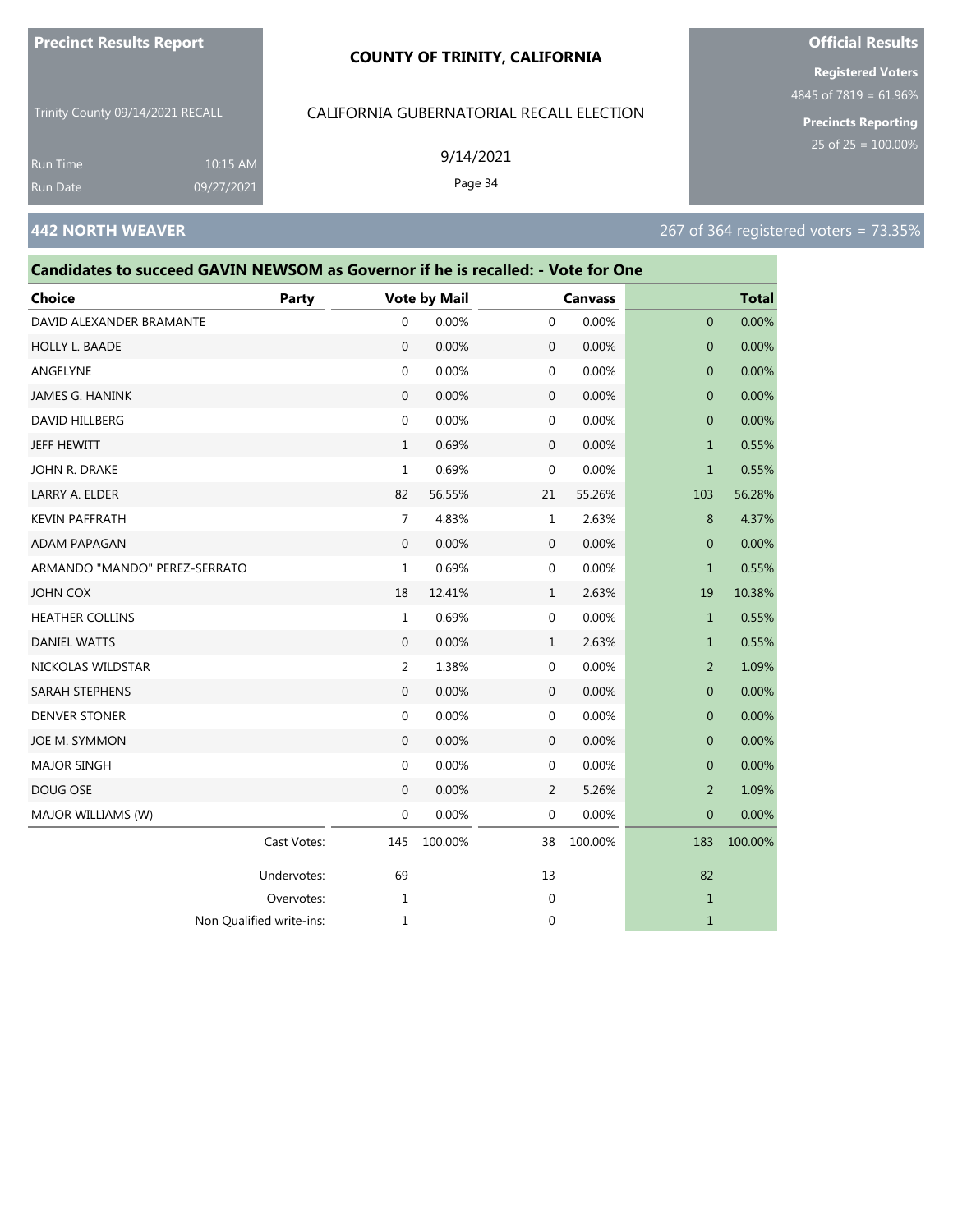**Precinct Results Report**

Trinity County 09/14/2021 RECALL

Run Time 10:15 AM
Run Date 09/27/2021

**COUNTY OF TRINITY, CALIFORNIA**

CALIFORNIA GUBERNATORIAL RECALL ELECTION

9/14/2021

**Official Results**

**Registered Voters**
4845 of 7819 = 61.96%

**Precincts Reporting**
25 of 25 = 100.00%

## 442 NORTH WEAVER

267 of 364 registered voters = 73.35%

### Candidates to succeed GAVIN NEWSOM as Governor if he is recalled: - Vote for One

| Choice | Party | Vote by Mail | | Canvass | | Total | |
|---|---|---|---|---|---|---|---|
| DAVID ALEXANDER BRAMANTE | | 0 | 0.00% | 0 | 0.00% | 0 | 0.00% |
| HOLLY L. BAADE | | 0 | 0.00% | 0 | 0.00% | 0 | 0.00% |
| ANGELYNE | | 0 | 0.00% | 0 | 0.00% | 0 | 0.00% |
| JAMES G. HANINK | | 0 | 0.00% | 0 | 0.00% | 0 | 0.00% |
| DAVID HILLBERG | | 0 | 0.00% | 0 | 0.00% | 0 | 0.00% |
| JEFF HEWITT | | 1 | 0.69% | 0 | 0.00% | 1 | 0.55% |
| JOHN R. DRAKE | | 1 | 0.69% | 0 | 0.00% | 1 | 0.55% |
| LARRY A. ELDER | | 82 | 56.55% | 21 | 55.26% | 103 | 56.28% |
| KEVIN PAFFRATH | | 7 | 4.83% | 1 | 2.63% | 8 | 4.37% |
| ADAM PAPAGAN | | 0 | 0.00% | 0 | 0.00% | 0 | 0.00% |
| ARMANDO "MANDO" PEREZ-SERRATO | | 1 | 0.69% | 0 | 0.00% | 1 | 0.55% |
| JOHN COX | | 18 | 12.41% | 1 | 2.63% | 19 | 10.38% |
| HEATHER COLLINS | | 1 | 0.69% | 0 | 0.00% | 1 | 0.55% |
| DANIEL WATTS | | 0 | 0.00% | 1 | 2.63% | 1 | 0.55% |
| NICKOLAS WILDSTAR | | 2 | 1.38% | 0 | 0.00% | 2 | 1.09% |
| SARAH STEPHENS | | 0 | 0.00% | 0 | 0.00% | 0 | 0.00% |
| DENVER STONER | | 0 | 0.00% | 0 | 0.00% | 0 | 0.00% |
| JOE M. SYMMON | | 0 | 0.00% | 0 | 0.00% | 0 | 0.00% |
| MAJOR SINGH | | 0 | 0.00% | 0 | 0.00% | 0 | 0.00% |
| DOUG OSE | | 0 | 0.00% | 2 | 5.26% | 2 | 1.09% |
| MAJOR WILLIAMS (W) | | 0 | 0.00% | 0 | 0.00% | 0 | 0.00% |
| | Cast Votes: | 145 | 100.00% | 38 | 100.00% | 183 | 100.00% |
| | Undervotes: | 69 | | 13 | | 82 | |
| | Overvotes: | 1 | | 0 | | 1 | |
| | Non Qualified write-ins: | 1 | | 0 | | 1 | |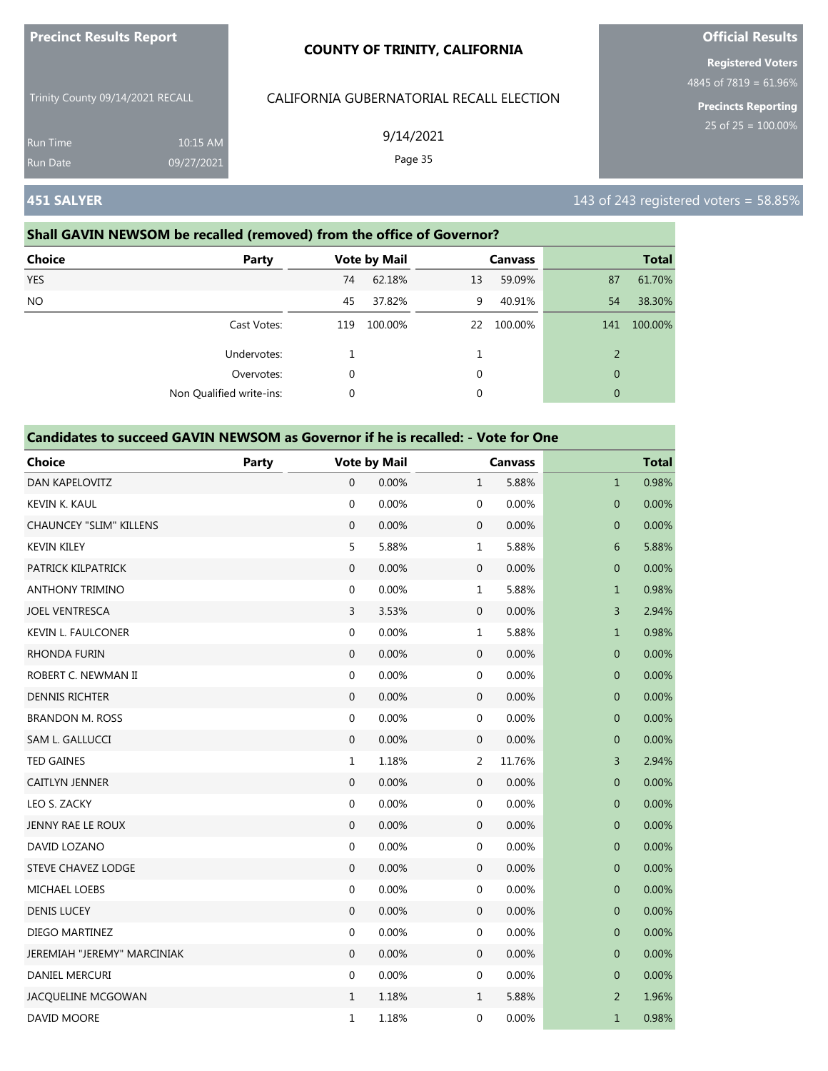**Precinct Results Report**

Trinity County 09/14/2021 RECALL

Run Time 10:15 AM
Run Date 09/27/2021

**COUNTY OF TRINITY, CALIFORNIA**

CALIFORNIA GUBERNATORIAL RECALL ELECTION

9/14/2021

**Official Results**

**Registered Voters**
4845 of 7819 = 61.96%

**Precincts Reporting**
25 of 25 = 100.00%

## 451 SALYER

143 of 243 registered voters = 58.85%

### Shall GAVIN NEWSOM be recalled (removed) from the office of Governor?

| Choice | Party | Vote by Mail | | Canvass | | Total | |
|---|---|---|---|---|---|---|---|
| YES | | 74 | 62.18% | 13 | 59.09% | 87 | 61.70% |
| NO | | 45 | 37.82% | 9 | 40.91% | 54 | 38.30% |
| | Cast Votes: | 119 | 100.00% | 22 | 100.00% | 141 | 100.00% |
| | Undervotes: | 1 | | 1 | | 2 | |
| | Overvotes: | 0 | | 0 | | 0 | |
| | Non Qualified write-ins: | 0 | | 0 | | 0 | |

### Candidates to succeed GAVIN NEWSOM as Governor if he is recalled: - Vote for One

| Choice | Party | Vote by Mail | | Canvass | | Total | |
|---|---|---|---|---|---|---|---|
| DAN KAPELOVITZ | | 0 | 0.00% | 1 | 5.88% | 1 | 0.98% |
| KEVIN K. KAUL | | 0 | 0.00% | 0 | 0.00% | 0 | 0.00% |
| CHAUNCEY "SLIM" KILLENS | | 0 | 0.00% | 0 | 0.00% | 0 | 0.00% |
| KEVIN KILEY | | 5 | 5.88% | 1 | 5.88% | 6 | 5.88% |
| PATRICK KILPATRICK | | 0 | 0.00% | 0 | 0.00% | 0 | 0.00% |
| ANTHONY TRIMINO | | 0 | 0.00% | 1 | 5.88% | 1 | 0.98% |
| JOEL VENTRESCA | | 3 | 3.53% | 0 | 0.00% | 3 | 2.94% |
| KEVIN L. FAULCONER | | 0 | 0.00% | 1 | 5.88% | 1 | 0.98% |
| RHONDA FURIN | | 0 | 0.00% | 0 | 0.00% | 0 | 0.00% |
| ROBERT C. NEWMAN II | | 0 | 0.00% | 0 | 0.00% | 0 | 0.00% |
| DENNIS RICHTER | | 0 | 0.00% | 0 | 0.00% | 0 | 0.00% |
| BRANDON M. ROSS | | 0 | 0.00% | 0 | 0.00% | 0 | 0.00% |
| SAM L. GALLUCCI | | 0 | 0.00% | 0 | 0.00% | 0 | 0.00% |
| TED GAINES | | 1 | 1.18% | 2 | 11.76% | 3 | 2.94% |
| CAITLYN JENNER | | 0 | 0.00% | 0 | 0.00% | 0 | 0.00% |
| LEO S. ZACKY | | 0 | 0.00% | 0 | 0.00% | 0 | 0.00% |
| JENNY RAE LE ROUX | | 0 | 0.00% | 0 | 0.00% | 0 | 0.00% |
| DAVID LOZANO | | 0 | 0.00% | 0 | 0.00% | 0 | 0.00% |
| STEVE CHAVEZ LODGE | | 0 | 0.00% | 0 | 0.00% | 0 | 0.00% |
| MICHAEL LOEBS | | 0 | 0.00% | 0 | 0.00% | 0 | 0.00% |
| DENIS LUCEY | | 0 | 0.00% | 0 | 0.00% | 0 | 0.00% |
| DIEGO MARTINEZ | | 0 | 0.00% | 0 | 0.00% | 0 | 0.00% |
| JEREMIAH "JEREMY" MARCINIAK | | 0 | 0.00% | 0 | 0.00% | 0 | 0.00% |
| DANIEL MERCURI | | 0 | 0.00% | 0 | 0.00% | 0 | 0.00% |
| JACQUELINE MCGOWAN | | 1 | 1.18% | 1 | 5.88% | 2 | 1.96% |
| DAVID MOORE | | 1 | 1.18% | 0 | 0.00% | 1 | 0.98% |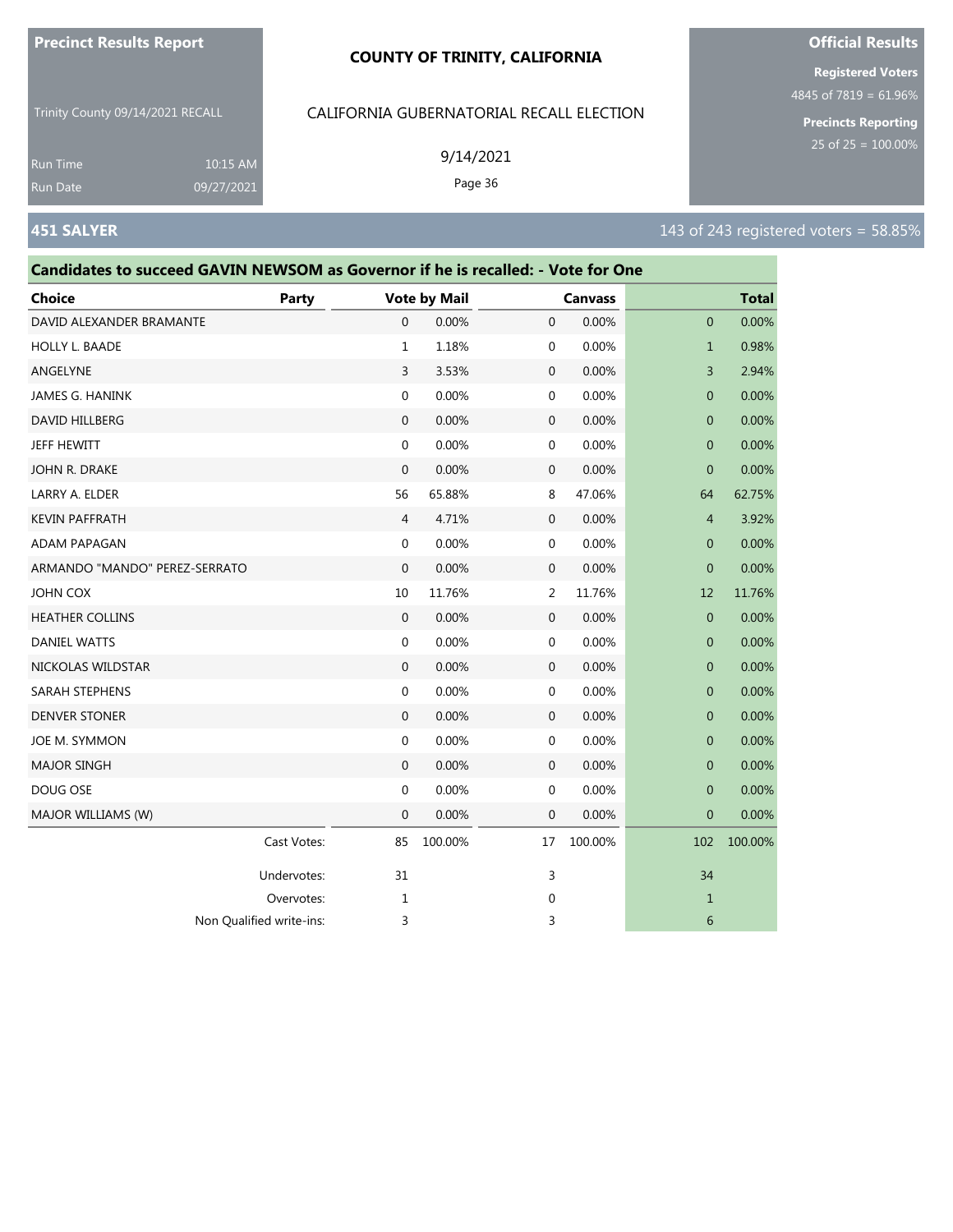**Precinct Results Report**

Trinity County 09/14/2021 RECALL

Run Time 10:15 AM
Run Date 09/27/2021

**COUNTY OF TRINITY, CALIFORNIA**

CALIFORNIA GUBERNATORIAL RECALL ELECTION

9/14/2021

**Official Results**

**Registered Voters**
4845 of 7819 = 61.96%

**Precincts Reporting**
25 of 25 = 100.00%

## 451 SALYER

143 of 243 registered voters = 58.85%

### Candidates to succeed GAVIN NEWSOM as Governor if he is recalled: - Vote for One

| Choice | Party | Vote by Mail | | Canvass | | Total | |
|---|---|---|---|---|---|---|---|
| DAVID ALEXANDER BRAMANTE | | 0 | 0.00% | 0 | 0.00% | 0 | 0.00% |
| HOLLY L. BAADE | | 1 | 1.18% | 0 | 0.00% | 1 | 0.98% |
| ANGELYNE | | 3 | 3.53% | 0 | 0.00% | 3 | 2.94% |
| JAMES G. HANINK | | 0 | 0.00% | 0 | 0.00% | 0 | 0.00% |
| DAVID HILLBERG | | 0 | 0.00% | 0 | 0.00% | 0 | 0.00% |
| JEFF HEWITT | | 0 | 0.00% | 0 | 0.00% | 0 | 0.00% |
| JOHN R. DRAKE | | 0 | 0.00% | 0 | 0.00% | 0 | 0.00% |
| LARRY A. ELDER | | 56 | 65.88% | 8 | 47.06% | 64 | 62.75% |
| KEVIN PAFFRATH | | 4 | 4.71% | 0 | 0.00% | 4 | 3.92% |
| ADAM PAPAGAN | | 0 | 0.00% | 0 | 0.00% | 0 | 0.00% |
| ARMANDO "MANDO" PEREZ-SERRATO | | 0 | 0.00% | 0 | 0.00% | 0 | 0.00% |
| JOHN COX | | 10 | 11.76% | 2 | 11.76% | 12 | 11.76% |
| HEATHER COLLINS | | 0 | 0.00% | 0 | 0.00% | 0 | 0.00% |
| DANIEL WATTS | | 0 | 0.00% | 0 | 0.00% | 0 | 0.00% |
| NICKOLAS WILDSTAR | | 0 | 0.00% | 0 | 0.00% | 0 | 0.00% |
| SARAH STEPHENS | | 0 | 0.00% | 0 | 0.00% | 0 | 0.00% |
| DENVER STONER | | 0 | 0.00% | 0 | 0.00% | 0 | 0.00% |
| JOE M. SYMMON | | 0 | 0.00% | 0 | 0.00% | 0 | 0.00% |
| MAJOR SINGH | | 0 | 0.00% | 0 | 0.00% | 0 | 0.00% |
| DOUG OSE | | 0 | 0.00% | 0 | 0.00% | 0 | 0.00% |
| MAJOR WILLIAMS (W) | | 0 | 0.00% | 0 | 0.00% | 0 | 0.00% |
| | Cast Votes: | 85 | 100.00% | 17 | 100.00% | 102 | 100.00% |
| | Undervotes: | 31 | | 3 | | 34 | |
| | Overvotes: | 1 | | 0 | | 1 | |
| | Non Qualified write-ins: | 3 | | 3 | | 6 | |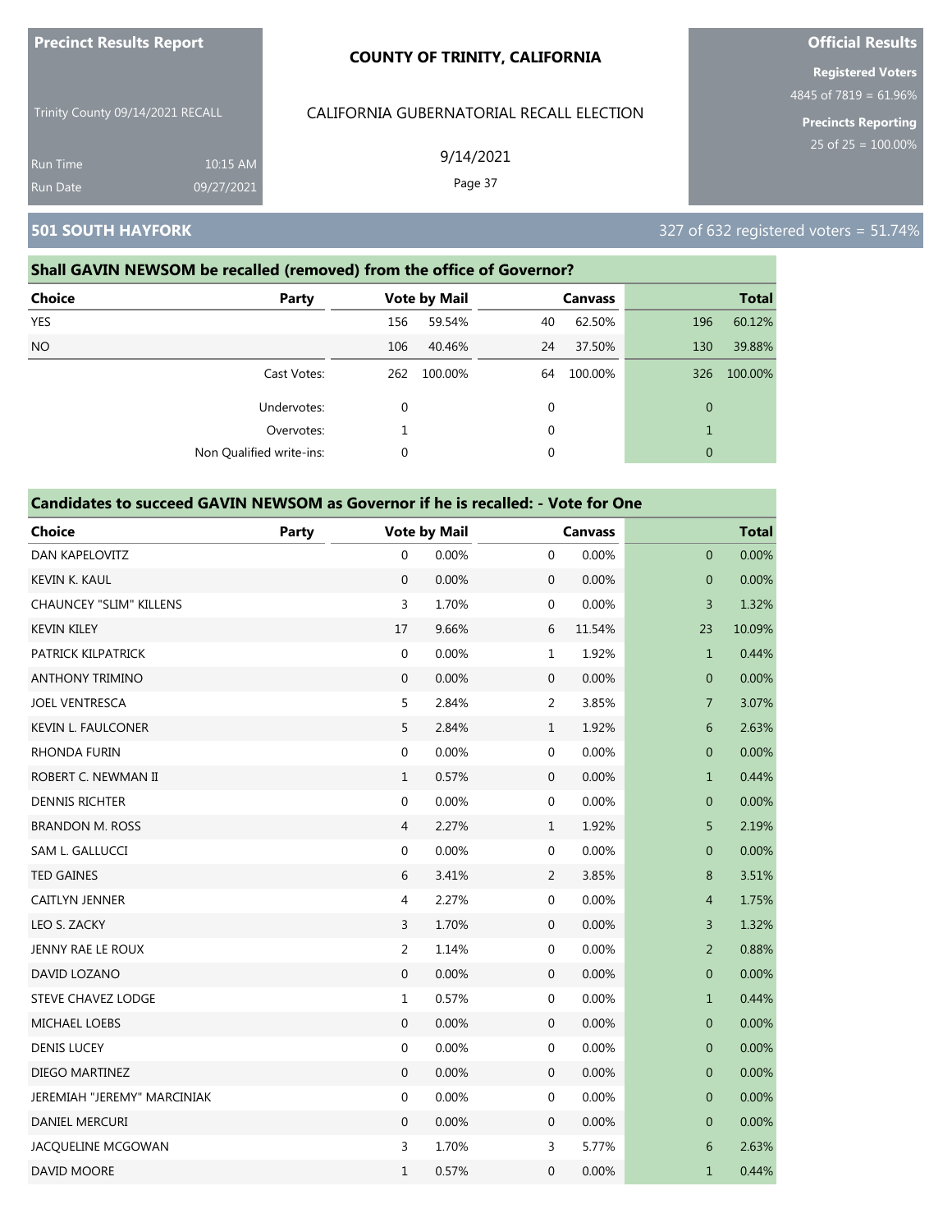**Precinct Results Report**

Trinity County 09/14/2021 RECALL

Run Time 10:15 AM
Run Date 09/27/2021

# COUNTY OF TRINITY, CALIFORNIA

CALIFORNIA GUBERNATORIAL RECALL ELECTION

9/14/2021

**Official Results**

**Registered Voters**
4845 of 7819 = 61.96%

**Precincts Reporting**
25 of 25 = 100.00%

## 501 SOUTH HAYFORK

327 of 632 registered voters = 51.74%

### Shall GAVIN NEWSOM be recalled (removed) from the office of Governor?

| Choice | Party | Vote by Mail | | Canvass | | Total | |
|---|---|---|---|---|---|---|---|
| YES | | 156 | 59.54% | 40 | 62.50% | 196 | 60.12% |
| NO | | 106 | 40.46% | 24 | 37.50% | 130 | 39.88% |
| | Cast Votes: | 262 | 100.00% | 64 | 100.00% | 326 | 100.00% |
| | Undervotes: | 0 | | 0 | | 0 | |
| | Overvotes: | 1 | | 0 | | 1 | |
| | Non Qualified write-ins: | 0 | | 0 | | 0 | |

### Candidates to succeed GAVIN NEWSOM as Governor if he is recalled: - Vote for One

| Choice | Party | Vote by Mail | | Canvass | | Total | |
|---|---|---|---|---|---|---|---|
| DAN KAPELOVITZ | | 0 | 0.00% | 0 | 0.00% | 0 | 0.00% |
| KEVIN K. KAUL | | 0 | 0.00% | 0 | 0.00% | 0 | 0.00% |
| CHAUNCEY "SLIM" KILLENS | | 3 | 1.70% | 0 | 0.00% | 3 | 1.32% |
| KEVIN KILEY | | 17 | 9.66% | 6 | 11.54% | 23 | 10.09% |
| PATRICK KILPATRICK | | 0 | 0.00% | 1 | 1.92% | 1 | 0.44% |
| ANTHONY TRIMINO | | 0 | 0.00% | 0 | 0.00% | 0 | 0.00% |
| JOEL VENTRESCA | | 5 | 2.84% | 2 | 3.85% | 7 | 3.07% |
| KEVIN L. FAULCONER | | 5 | 2.84% | 1 | 1.92% | 6 | 2.63% |
| RHONDA FURIN | | 0 | 0.00% | 0 | 0.00% | 0 | 0.00% |
| ROBERT C. NEWMAN II | | 1 | 0.57% | 0 | 0.00% | 1 | 0.44% |
| DENNIS RICHTER | | 0 | 0.00% | 0 | 0.00% | 0 | 0.00% |
| BRANDON M. ROSS | | 4 | 2.27% | 1 | 1.92% | 5 | 2.19% |
| SAM L. GALLUCCI | | 0 | 0.00% | 0 | 0.00% | 0 | 0.00% |
| TED GAINES | | 6 | 3.41% | 2 | 3.85% | 8 | 3.51% |
| CAITLYN JENNER | | 4 | 2.27% | 0 | 0.00% | 4 | 1.75% |
| LEO S. ZACKY | | 3 | 1.70% | 0 | 0.00% | 3 | 1.32% |
| JENNY RAE LE ROUX | | 2 | 1.14% | 0 | 0.00% | 2 | 0.88% |
| DAVID LOZANO | | 0 | 0.00% | 0 | 0.00% | 0 | 0.00% |
| STEVE CHAVEZ LODGE | | 1 | 0.57% | 0 | 0.00% | 1 | 0.44% |
| MICHAEL LOEBS | | 0 | 0.00% | 0 | 0.00% | 0 | 0.00% |
| DENIS LUCEY | | 0 | 0.00% | 0 | 0.00% | 0 | 0.00% |
| DIEGO MARTINEZ | | 0 | 0.00% | 0 | 0.00% | 0 | 0.00% |
| JEREMIAH "JEREMY" MARCINIAK | | 0 | 0.00% | 0 | 0.00% | 0 | 0.00% |
| DANIEL MERCURI | | 0 | 0.00% | 0 | 0.00% | 0 | 0.00% |
| JACQUELINE MCGOWAN | | 3 | 1.70% | 3 | 5.77% | 6 | 2.63% |
| DAVID MOORE | | 1 | 0.57% | 0 | 0.00% | 1 | 0.44% |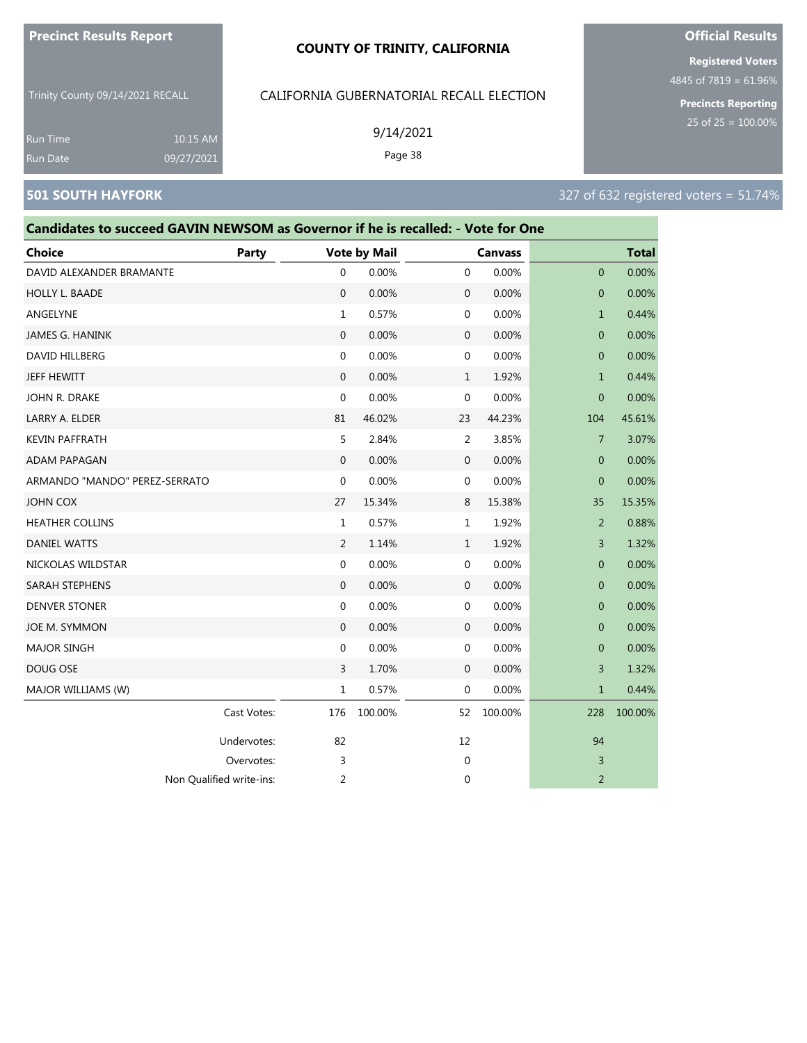**Precinct Results Report**

Trinity County 09/14/2021 RECALL

Run Time 10:15 AM
Run Date 09/27/2021

**COUNTY OF TRINITY, CALIFORNIA**

CALIFORNIA GUBERNATORIAL RECALL ELECTION

9/14/2021

**Official Results**

**Registered Voters**
4845 of 7819 = 61.96%

**Precincts Reporting**
25 of 25 = 100.00%

## 501 SOUTH HAYFORK

327 of 632 registered voters = 51.74%

### Candidates to succeed GAVIN NEWSOM as Governor if he is recalled: - Vote for One

| Choice | Party | Vote by Mail | | Canvass | | Total | |
|---|---|---|---|---|---|---|---|
| DAVID ALEXANDER BRAMANTE | | 0 | 0.00% | 0 | 0.00% | 0 | 0.00% |
| HOLLY L. BAADE | | 0 | 0.00% | 0 | 0.00% | 0 | 0.00% |
| ANGELYNE | | 1 | 0.57% | 0 | 0.00% | 1 | 0.44% |
| JAMES G. HANINK | | 0 | 0.00% | 0 | 0.00% | 0 | 0.00% |
| DAVID HILLBERG | | 0 | 0.00% | 0 | 0.00% | 0 | 0.00% |
| JEFF HEWITT | | 0 | 0.00% | 1 | 1.92% | 1 | 0.44% |
| JOHN R. DRAKE | | 0 | 0.00% | 0 | 0.00% | 0 | 0.00% |
| LARRY A. ELDER | | 81 | 46.02% | 23 | 44.23% | 104 | 45.61% |
| KEVIN PAFFRATH | | 5 | 2.84% | 2 | 3.85% | 7 | 3.07% |
| ADAM PAPAGAN | | 0 | 0.00% | 0 | 0.00% | 0 | 0.00% |
| ARMANDO "MANDO" PEREZ-SERRATO | | 0 | 0.00% | 0 | 0.00% | 0 | 0.00% |
| JOHN COX | | 27 | 15.34% | 8 | 15.38% | 35 | 15.35% |
| HEATHER COLLINS | | 1 | 0.57% | 1 | 1.92% | 2 | 0.88% |
| DANIEL WATTS | | 2 | 1.14% | 1 | 1.92% | 3 | 1.32% |
| NICKOLAS WILDSTAR | | 0 | 0.00% | 0 | 0.00% | 0 | 0.00% |
| SARAH STEPHENS | | 0 | 0.00% | 0 | 0.00% | 0 | 0.00% |
| DENVER STONER | | 0 | 0.00% | 0 | 0.00% | 0 | 0.00% |
| JOE M. SYMMON | | 0 | 0.00% | 0 | 0.00% | 0 | 0.00% |
| MAJOR SINGH | | 0 | 0.00% | 0 | 0.00% | 0 | 0.00% |
| DOUG OSE | | 3 | 1.70% | 0 | 0.00% | 3 | 1.32% |
| MAJOR WILLIAMS (W) | | 1 | 0.57% | 0 | 0.00% | 1 | 0.44% |
| | Cast Votes: | 176 | 100.00% | 52 | 100.00% | 228 | 100.00% |
| | Undervotes: | 82 | | 12 | | 94 | |
| | Overvotes: | 3 | | 0 | | 3 | |
| | Non Qualified write-ins: | 2 | | 0 | | 2 | |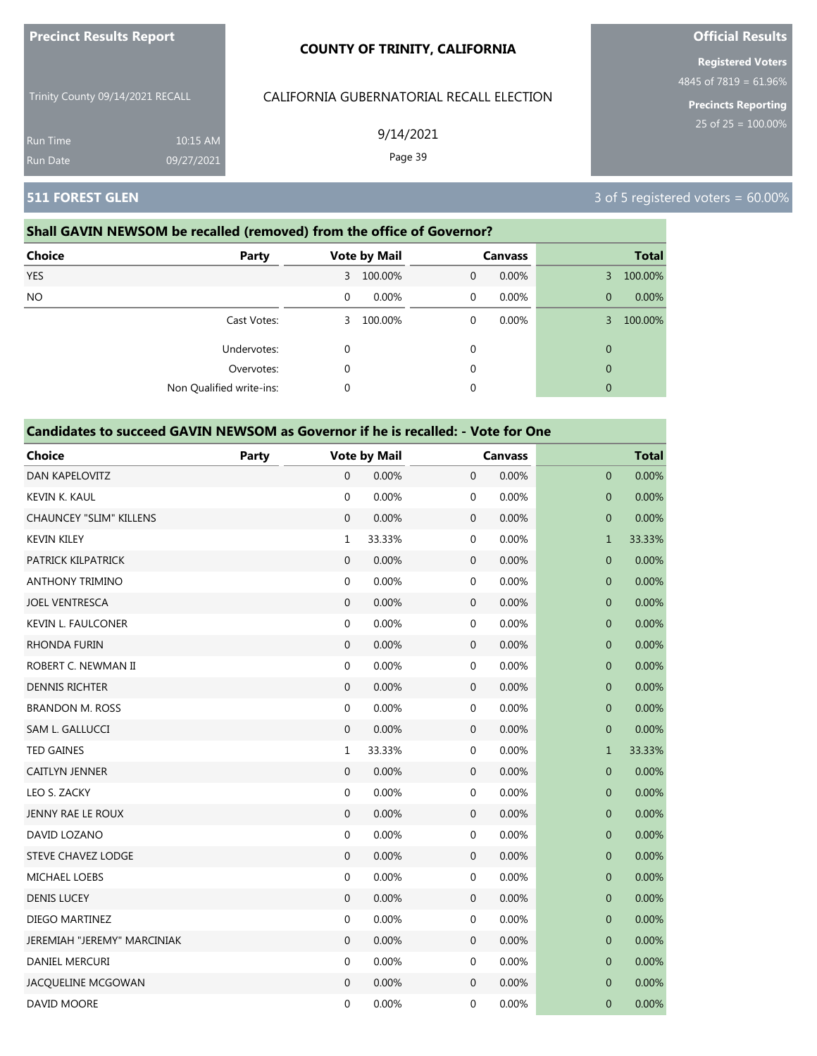**Precinct Results Report**

Trinity County 09/14/2021 RECALL

Run Time 10:15 AM
Run Date 09/27/2021

**COUNTY OF TRINITY, CALIFORNIA**

CALIFORNIA GUBERNATORIAL RECALL ELECTION

9/14/2021

**Official Results**

**Registered Voters**
4845 of 7819 = 61.96%

**Precincts Reporting**
25 of 25 = 100.00%

## 511 FOREST GLEN

3 of 5 registered voters = 60.00%

### Shall GAVIN NEWSOM be recalled (removed) from the office of Governor?

| Choice | Party | Vote by Mail | | Canvass | | Total | |
|---|---|---|---|---|---|---|---|
| YES | | 3 | 100.00% | 0 | 0.00% | 3 | 100.00% |
| NO | | 0 | 0.00% | 0 | 0.00% | 0 | 0.00% |
| | Cast Votes: | 3 | 100.00% | 0 | 0.00% | 3 | 100.00% |
| | Undervotes: | 0 | | 0 | | 0 | |
| | Overvotes: | 0 | | 0 | | 0 | |
| | Non Qualified write-ins: | 0 | | 0 | | 0 | |

### Candidates to succeed GAVIN NEWSOM as Governor if he is recalled: - Vote for One

| Choice | Party | Vote by Mail | | Canvass | | Total | |
|---|---|---|---|---|---|---|---|
| DAN KAPELOVITZ | | 0 | 0.00% | 0 | 0.00% | 0 | 0.00% |
| KEVIN K. KAUL | | 0 | 0.00% | 0 | 0.00% | 0 | 0.00% |
| CHAUNCEY "SLIM" KILLENS | | 0 | 0.00% | 0 | 0.00% | 0 | 0.00% |
| KEVIN KILEY | | 1 | 33.33% | 0 | 0.00% | 1 | 33.33% |
| PATRICK KILPATRICK | | 0 | 0.00% | 0 | 0.00% | 0 | 0.00% |
| ANTHONY TRIMINO | | 0 | 0.00% | 0 | 0.00% | 0 | 0.00% |
| JOEL VENTRESCA | | 0 | 0.00% | 0 | 0.00% | 0 | 0.00% |
| KEVIN L. FAULCONER | | 0 | 0.00% | 0 | 0.00% | 0 | 0.00% |
| RHONDA FURIN | | 0 | 0.00% | 0 | 0.00% | 0 | 0.00% |
| ROBERT C. NEWMAN II | | 0 | 0.00% | 0 | 0.00% | 0 | 0.00% |
| DENNIS RICHTER | | 0 | 0.00% | 0 | 0.00% | 0 | 0.00% |
| BRANDON M. ROSS | | 0 | 0.00% | 0 | 0.00% | 0 | 0.00% |
| SAM L. GALLUCCI | | 0 | 0.00% | 0 | 0.00% | 0 | 0.00% |
| TED GAINES | | 1 | 33.33% | 0 | 0.00% | 1 | 33.33% |
| CAITLYN JENNER | | 0 | 0.00% | 0 | 0.00% | 0 | 0.00% |
| LEO S. ZACKY | | 0 | 0.00% | 0 | 0.00% | 0 | 0.00% |
| JENNY RAE LE ROUX | | 0 | 0.00% | 0 | 0.00% | 0 | 0.00% |
| DAVID LOZANO | | 0 | 0.00% | 0 | 0.00% | 0 | 0.00% |
| STEVE CHAVEZ LODGE | | 0 | 0.00% | 0 | 0.00% | 0 | 0.00% |
| MICHAEL LOEBS | | 0 | 0.00% | 0 | 0.00% | 0 | 0.00% |
| DENIS LUCEY | | 0 | 0.00% | 0 | 0.00% | 0 | 0.00% |
| DIEGO MARTINEZ | | 0 | 0.00% | 0 | 0.00% | 0 | 0.00% |
| JEREMIAH "JEREMY" MARCINIAK | | 0 | 0.00% | 0 | 0.00% | 0 | 0.00% |
| DANIEL MERCURI | | 0 | 0.00% | 0 | 0.00% | 0 | 0.00% |
| JACQUELINE MCGOWAN | | 0 | 0.00% | 0 | 0.00% | 0 | 0.00% |
| DAVID MOORE | | 0 | 0.00% | 0 | 0.00% | 0 | 0.00% |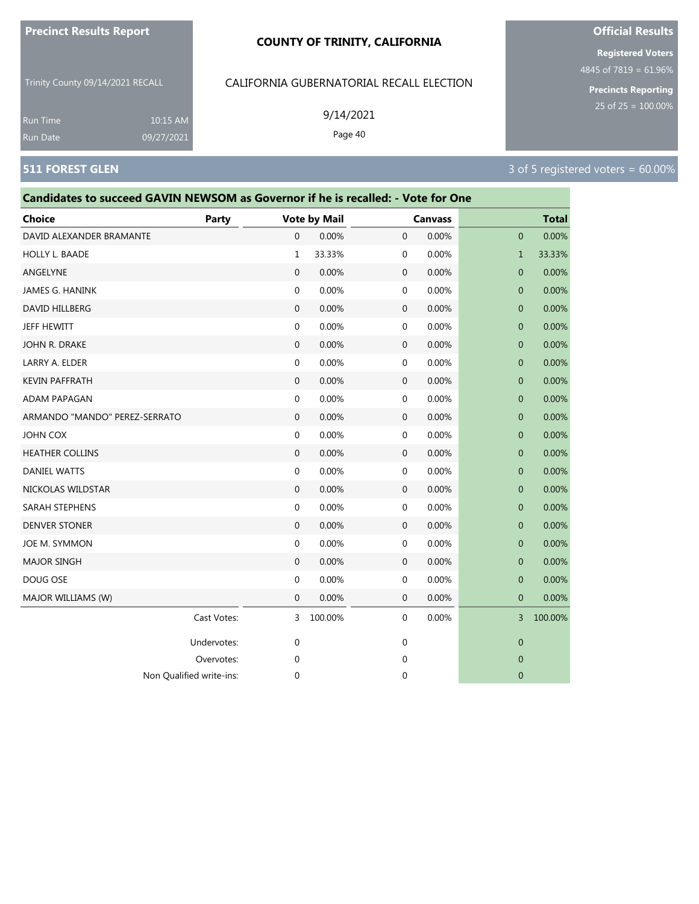**Precinct Results Report**

Trinity County 09/14/2021 RECALL

Run Time 10:15 AM
Run Date 09/27/2021

**COUNTY OF TRINITY, CALIFORNIA**

CALIFORNIA GUBERNATORIAL RECALL ELECTION

9/14/2021

**Official Results**

**Registered Voters**
4845 of 7819 = 61.96%

**Precincts Reporting**
25 of 25 = 100.00%

## 511 FOREST GLEN

3 of 5 registered voters = 60.00%

### Candidates to succeed GAVIN NEWSOM as Governor if he is recalled: - Vote for One

| Choice | Party | Vote by Mail | | Canvass | | Total | |
|---|---|---|---|---|---|---|---|
| DAVID ALEXANDER BRAMANTE | | 0 | 0.00% | 0 | 0.00% | 0 | 0.00% |
| HOLLY L. BAADE | | 1 | 33.33% | 0 | 0.00% | 1 | 33.33% |
| ANGELYNE | | 0 | 0.00% | 0 | 0.00% | 0 | 0.00% |
| JAMES G. HANINK | | 0 | 0.00% | 0 | 0.00% | 0 | 0.00% |
| DAVID HILLBERG | | 0 | 0.00% | 0 | 0.00% | 0 | 0.00% |
| JEFF HEWITT | | 0 | 0.00% | 0 | 0.00% | 0 | 0.00% |
| JOHN R. DRAKE | | 0 | 0.00% | 0 | 0.00% | 0 | 0.00% |
| LARRY A. ELDER | | 0 | 0.00% | 0 | 0.00% | 0 | 0.00% |
| KEVIN PAFFRATH | | 0 | 0.00% | 0 | 0.00% | 0 | 0.00% |
| ADAM PAPAGAN | | 0 | 0.00% | 0 | 0.00% | 0 | 0.00% |
| ARMANDO "MANDO" PEREZ-SERRATO | | 0 | 0.00% | 0 | 0.00% | 0 | 0.00% |
| JOHN COX | | 0 | 0.00% | 0 | 0.00% | 0 | 0.00% |
| HEATHER COLLINS | | 0 | 0.00% | 0 | 0.00% | 0 | 0.00% |
| DANIEL WATTS | | 0 | 0.00% | 0 | 0.00% | 0 | 0.00% |
| NICKOLAS WILDSTAR | | 0 | 0.00% | 0 | 0.00% | 0 | 0.00% |
| SARAH STEPHENS | | 0 | 0.00% | 0 | 0.00% | 0 | 0.00% |
| DENVER STONER | | 0 | 0.00% | 0 | 0.00% | 0 | 0.00% |
| JOE M. SYMMON | | 0 | 0.00% | 0 | 0.00% | 0 | 0.00% |
| MAJOR SINGH | | 0 | 0.00% | 0 | 0.00% | 0 | 0.00% |
| DOUG OSE | | 0 | 0.00% | 0 | 0.00% | 0 | 0.00% |
| MAJOR WILLIAMS (W) | | 0 | 0.00% | 0 | 0.00% | 0 | 0.00% |
| | Cast Votes: | 3 | 100.00% | 0 | 0.00% | 3 | 100.00% |
| | Undervotes: | 0 | | 0 | | 0 | |
| | Overvotes: | 0 | | 0 | | 0 | |
| | Non Qualified write-ins: | 0 | | 0 | | 0 | |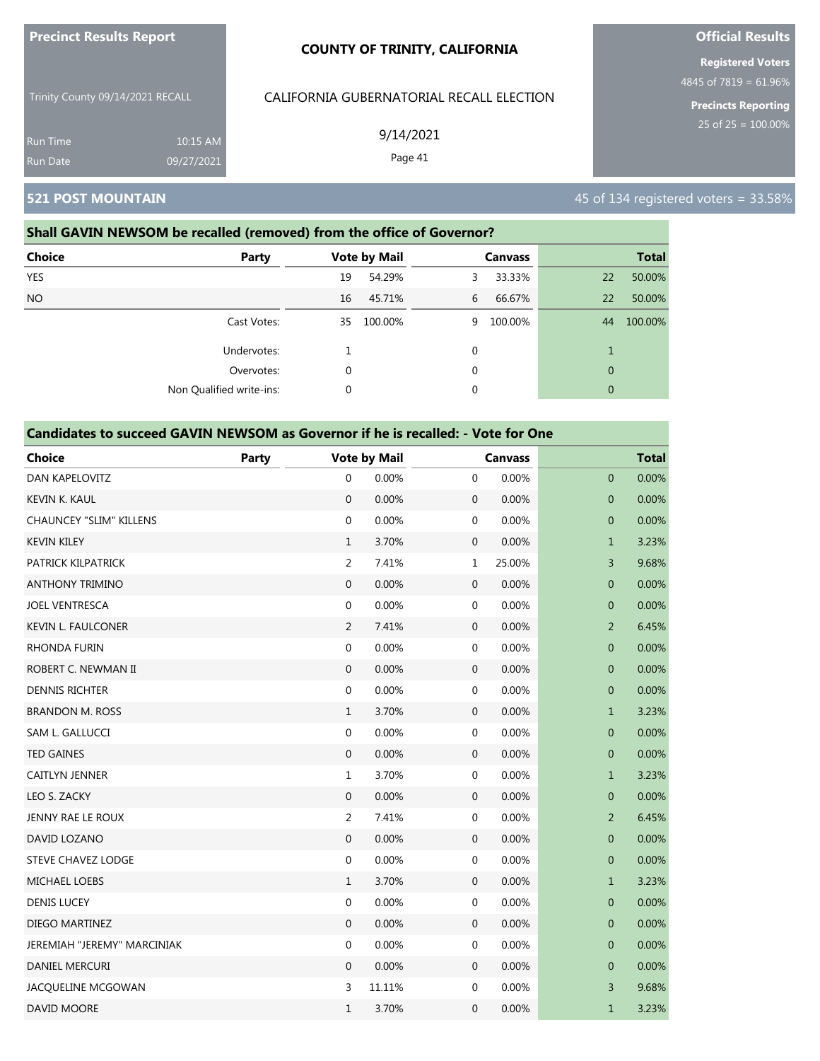**Precinct Results Report**

Trinity County 09/14/2021 RECALL

Run Time 10:15 AM
Run Date 09/27/2021

**COUNTY OF TRINITY, CALIFORNIA**

CALIFORNIA GUBERNATORIAL RECALL ELECTION

9/14/2021

**Official Results**

**Registered Voters**
4845 of 7819 = 61.96%

**Precincts Reporting**
25 of 25 = 100.00%

## 521 POST MOUNTAIN

45 of 134 registered voters = 33.58%

### Shall GAVIN NEWSOM be recalled (removed) from the office of Governor?

| Choice | Party | Vote by Mail | | Canvass | | Total | |
|---|---|---|---|---|---|---|---|
| YES | | 19 | 54.29% | 3 | 33.33% | 22 | 50.00% |
| NO | | 16 | 45.71% | 6 | 66.67% | 22 | 50.00% |
| | Cast Votes: | 35 | 100.00% | 9 | 100.00% | 44 | 100.00% |
| | Undervotes: | 1 | | 0 | | 1 | |
| | Overvotes: | 0 | | 0 | | 0 | |
| | Non Qualified write-ins: | 0 | | 0 | | 0 | |

### Candidates to succeed GAVIN NEWSOM as Governor if he is recalled: - Vote for One

| Choice | Party | Vote by Mail | | Canvass | | Total | |
|---|---|---|---|---|---|---|---|
| DAN KAPELOVITZ | | 0 | 0.00% | 0 | 0.00% | 0 | 0.00% |
| KEVIN K. KAUL | | 0 | 0.00% | 0 | 0.00% | 0 | 0.00% |
| CHAUNCEY "SLIM" KILLENS | | 0 | 0.00% | 0 | 0.00% | 0 | 0.00% |
| KEVIN KILEY | | 1 | 3.70% | 0 | 0.00% | 1 | 3.23% |
| PATRICK KILPATRICK | | 2 | 7.41% | 1 | 25.00% | 3 | 9.68% |
| ANTHONY TRIMINO | | 0 | 0.00% | 0 | 0.00% | 0 | 0.00% |
| JOEL VENTRESCA | | 0 | 0.00% | 0 | 0.00% | 0 | 0.00% |
| KEVIN L. FAULCONER | | 2 | 7.41% | 0 | 0.00% | 2 | 6.45% |
| RHONDA FURIN | | 0 | 0.00% | 0 | 0.00% | 0 | 0.00% |
| ROBERT C. NEWMAN II | | 0 | 0.00% | 0 | 0.00% | 0 | 0.00% |
| DENNIS RICHTER | | 0 | 0.00% | 0 | 0.00% | 0 | 0.00% |
| BRANDON M. ROSS | | 1 | 3.70% | 0 | 0.00% | 1 | 3.23% |
| SAM L. GALLUCCI | | 0 | 0.00% | 0 | 0.00% | 0 | 0.00% |
| TED GAINES | | 0 | 0.00% | 0 | 0.00% | 0 | 0.00% |
| CAITLYN JENNER | | 1 | 3.70% | 0 | 0.00% | 1 | 3.23% |
| LEO S. ZACKY | | 0 | 0.00% | 0 | 0.00% | 0 | 0.00% |
| JENNY RAE LE ROUX | | 2 | 7.41% | 0 | 0.00% | 2 | 6.45% |
| DAVID LOZANO | | 0 | 0.00% | 0 | 0.00% | 0 | 0.00% |
| STEVE CHAVEZ LODGE | | 0 | 0.00% | 0 | 0.00% | 0 | 0.00% |
| MICHAEL LOEBS | | 1 | 3.70% | 0 | 0.00% | 1 | 3.23% |
| DENIS LUCEY | | 0 | 0.00% | 0 | 0.00% | 0 | 0.00% |
| DIEGO MARTINEZ | | 0 | 0.00% | 0 | 0.00% | 0 | 0.00% |
| JEREMIAH "JEREMY" MARCINIAK | | 0 | 0.00% | 0 | 0.00% | 0 | 0.00% |
| DANIEL MERCURI | | 0 | 0.00% | 0 | 0.00% | 0 | 0.00% |
| JACQUELINE MCGOWAN | | 3 | 11.11% | 0 | 0.00% | 3 | 9.68% |
| DAVID MOORE | | 1 | 3.70% | 0 | 0.00% | 1 | 3.23% |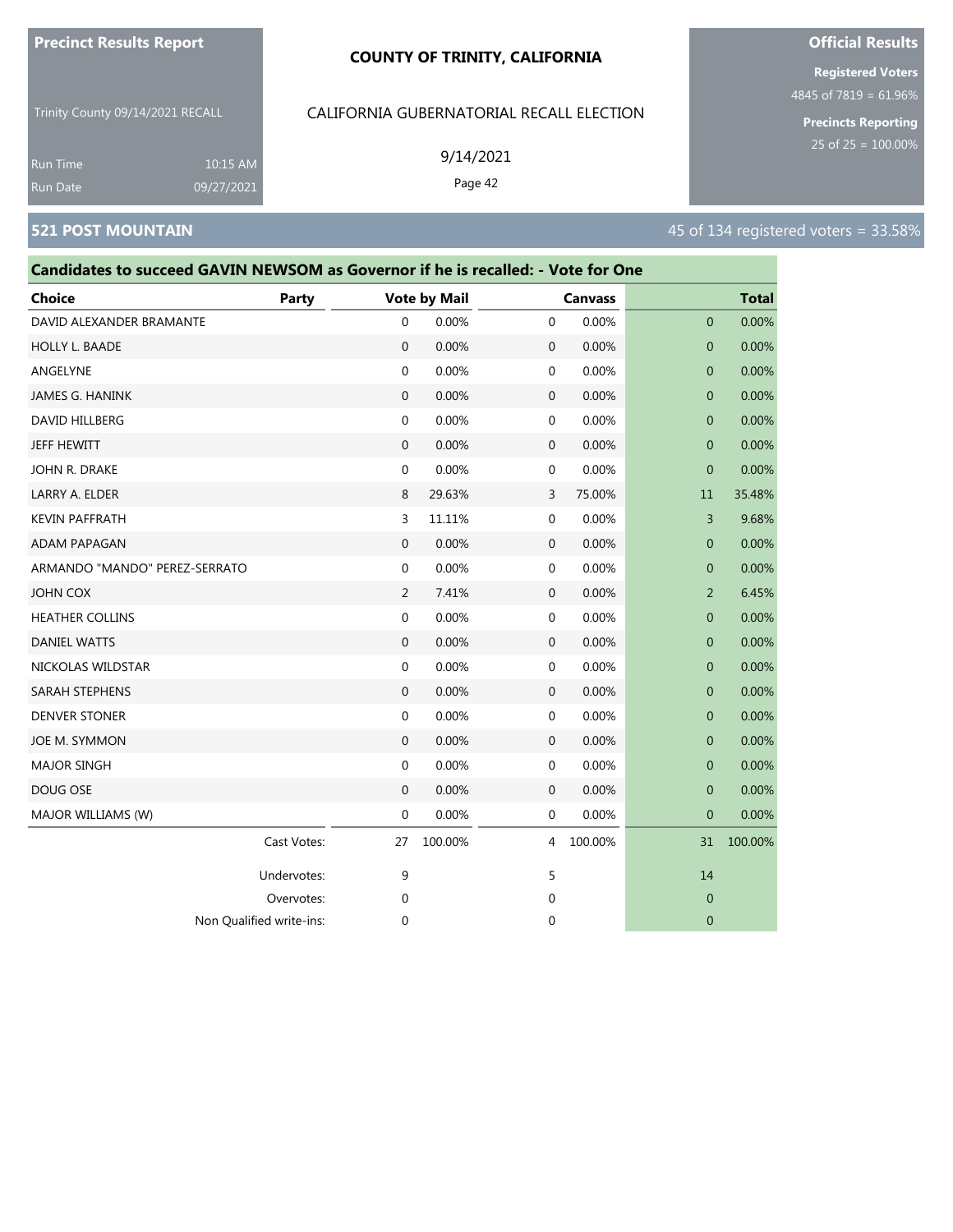**Precinct Results Report**

Trinity County 09/14/2021 RECALL

Run Time 10:15 AM
Run Date 09/27/2021

**COUNTY OF TRINITY, CALIFORNIA**

CALIFORNIA GUBERNATORIAL RECALL ELECTION

9/14/2021

**Official Results**

**Registered Voters**
4845 of 7819 = 61.96%

**Precincts Reporting**
25 of 25 = 100.00%

## 521 POST MOUNTAIN

45 of 134 registered voters = 33.58%

### Candidates to succeed GAVIN NEWSOM as Governor if he is recalled: - Vote for One

| Choice | Party | Vote by Mail | | Canvass | | Total | |
|---|---|---|---|---|---|---|---|
| DAVID ALEXANDER BRAMANTE | | 0 | 0.00% | 0 | 0.00% | 0 | 0.00% |
| HOLLY L. BAADE | | 0 | 0.00% | 0 | 0.00% | 0 | 0.00% |
| ANGELYNE | | 0 | 0.00% | 0 | 0.00% | 0 | 0.00% |
| JAMES G. HANINK | | 0 | 0.00% | 0 | 0.00% | 0 | 0.00% |
| DAVID HILLBERG | | 0 | 0.00% | 0 | 0.00% | 0 | 0.00% |
| JEFF HEWITT | | 0 | 0.00% | 0 | 0.00% | 0 | 0.00% |
| JOHN R. DRAKE | | 0 | 0.00% | 0 | 0.00% | 0 | 0.00% |
| LARRY A. ELDER | | 8 | 29.63% | 3 | 75.00% | 11 | 35.48% |
| KEVIN PAFFRATH | | 3 | 11.11% | 0 | 0.00% | 3 | 9.68% |
| ADAM PAPAGAN | | 0 | 0.00% | 0 | 0.00% | 0 | 0.00% |
| ARMANDO "MANDO" PEREZ-SERRATO | | 0 | 0.00% | 0 | 0.00% | 0 | 0.00% |
| JOHN COX | | 2 | 7.41% | 0 | 0.00% | 2 | 6.45% |
| HEATHER COLLINS | | 0 | 0.00% | 0 | 0.00% | 0 | 0.00% |
| DANIEL WATTS | | 0 | 0.00% | 0 | 0.00% | 0 | 0.00% |
| NICKOLAS WILDSTAR | | 0 | 0.00% | 0 | 0.00% | 0 | 0.00% |
| SARAH STEPHENS | | 0 | 0.00% | 0 | 0.00% | 0 | 0.00% |
| DENVER STONER | | 0 | 0.00% | 0 | 0.00% | 0 | 0.00% |
| JOE M. SYMMON | | 0 | 0.00% | 0 | 0.00% | 0 | 0.00% |
| MAJOR SINGH | | 0 | 0.00% | 0 | 0.00% | 0 | 0.00% |
| DOUG OSE | | 0 | 0.00% | 0 | 0.00% | 0 | 0.00% |
| MAJOR WILLIAMS (W) | | 0 | 0.00% | 0 | 0.00% | 0 | 0.00% |
| | Cast Votes: | 27 | 100.00% | 4 | 100.00% | 31 | 100.00% |
| | Undervotes: | 9 | | 5 | | 14 | |
| | Overvotes: | 0 | | 0 | | 0 | |
| | Non Qualified write-ins: | 0 | | 0 | | 0 | |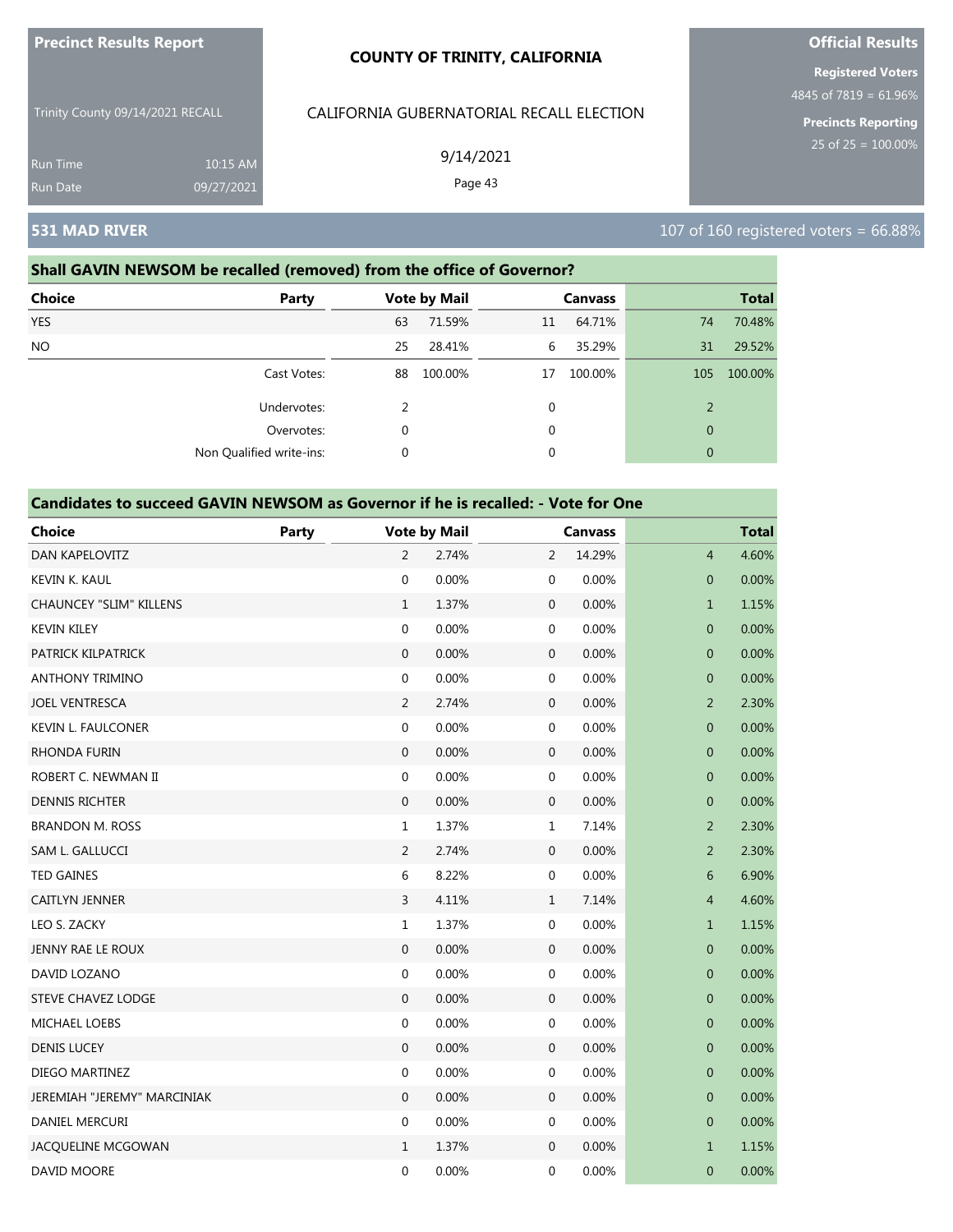**Precinct Results Report**

Trinity County 09/14/2021 RECALL

Run Time 10:15 AM
Run Date 09/27/2021

**COUNTY OF TRINITY, CALIFORNIA**

CALIFORNIA GUBERNATORIAL RECALL ELECTION

9/14/2021

**Official Results**

**Registered Voters**
4845 of 7819 = 61.96%

**Precincts Reporting**
25 of 25 = 100.00%

## 531 MAD RIVER

107 of 160 registered voters = 66.88%

### Shall GAVIN NEWSOM be recalled (removed) from the office of Governor?

| Choice | Party | Vote by Mail | | Canvass | | Total | |
|---|---|---|---|---|---|---|---|
| YES | | 63 | 71.59% | 11 | 64.71% | 74 | 70.48% |
| NO | | 25 | 28.41% | 6 | 35.29% | 31 | 29.52% |
| | Cast Votes: | 88 | 100.00% | 17 | 100.00% | 105 | 100.00% |
| | Undervotes: | 2 | | 0 | | 2 | |
| | Overvotes: | 0 | | 0 | | 0 | |
| | Non Qualified write-ins: | 0 | | 0 | | 0 | |

### Candidates to succeed GAVIN NEWSOM as Governor if he is recalled: - Vote for One

| Choice | Party | Vote by Mail | | Canvass | | Total | |
|---|---|---|---|---|---|---|---|
| DAN KAPELOVITZ | | 2 | 2.74% | 2 | 14.29% | 4 | 4.60% |
| KEVIN K. KAUL | | 0 | 0.00% | 0 | 0.00% | 0 | 0.00% |
| CHAUNCEY "SLIM" KILLENS | | 1 | 1.37% | 0 | 0.00% | 1 | 1.15% |
| KEVIN KILEY | | 0 | 0.00% | 0 | 0.00% | 0 | 0.00% |
| PATRICK KILPATRICK | | 0 | 0.00% | 0 | 0.00% | 0 | 0.00% |
| ANTHONY TRIMINO | | 0 | 0.00% | 0 | 0.00% | 0 | 0.00% |
| JOEL VENTRESCA | | 2 | 2.74% | 0 | 0.00% | 2 | 2.30% |
| KEVIN L. FAULCONER | | 0 | 0.00% | 0 | 0.00% | 0 | 0.00% |
| RHONDA FURIN | | 0 | 0.00% | 0 | 0.00% | 0 | 0.00% |
| ROBERT C. NEWMAN II | | 0 | 0.00% | 0 | 0.00% | 0 | 0.00% |
| DENNIS RICHTER | | 0 | 0.00% | 0 | 0.00% | 0 | 0.00% |
| BRANDON M. ROSS | | 1 | 1.37% | 1 | 7.14% | 2 | 2.30% |
| SAM L. GALLUCCI | | 2 | 2.74% | 0 | 0.00% | 2 | 2.30% |
| TED GAINES | | 6 | 8.22% | 0 | 0.00% | 6 | 6.90% |
| CAITLYN JENNER | | 3 | 4.11% | 1 | 7.14% | 4 | 4.60% |
| LEO S. ZACKY | | 1 | 1.37% | 0 | 0.00% | 1 | 1.15% |
| JENNY RAE LE ROUX | | 0 | 0.00% | 0 | 0.00% | 0 | 0.00% |
| DAVID LOZANO | | 0 | 0.00% | 0 | 0.00% | 0 | 0.00% |
| STEVE CHAVEZ LODGE | | 0 | 0.00% | 0 | 0.00% | 0 | 0.00% |
| MICHAEL LOEBS | | 0 | 0.00% | 0 | 0.00% | 0 | 0.00% |
| DENIS LUCEY | | 0 | 0.00% | 0 | 0.00% | 0 | 0.00% |
| DIEGO MARTINEZ | | 0 | 0.00% | 0 | 0.00% | 0 | 0.00% |
| JEREMIAH "JEREMY" MARCINIAK | | 0 | 0.00% | 0 | 0.00% | 0 | 0.00% |
| DANIEL MERCURI | | 0 | 0.00% | 0 | 0.00% | 0 | 0.00% |
| JACQUELINE MCGOWAN | | 1 | 1.37% | 0 | 0.00% | 1 | 1.15% |
| DAVID MOORE | | 0 | 0.00% | 0 | 0.00% | 0 | 0.00% |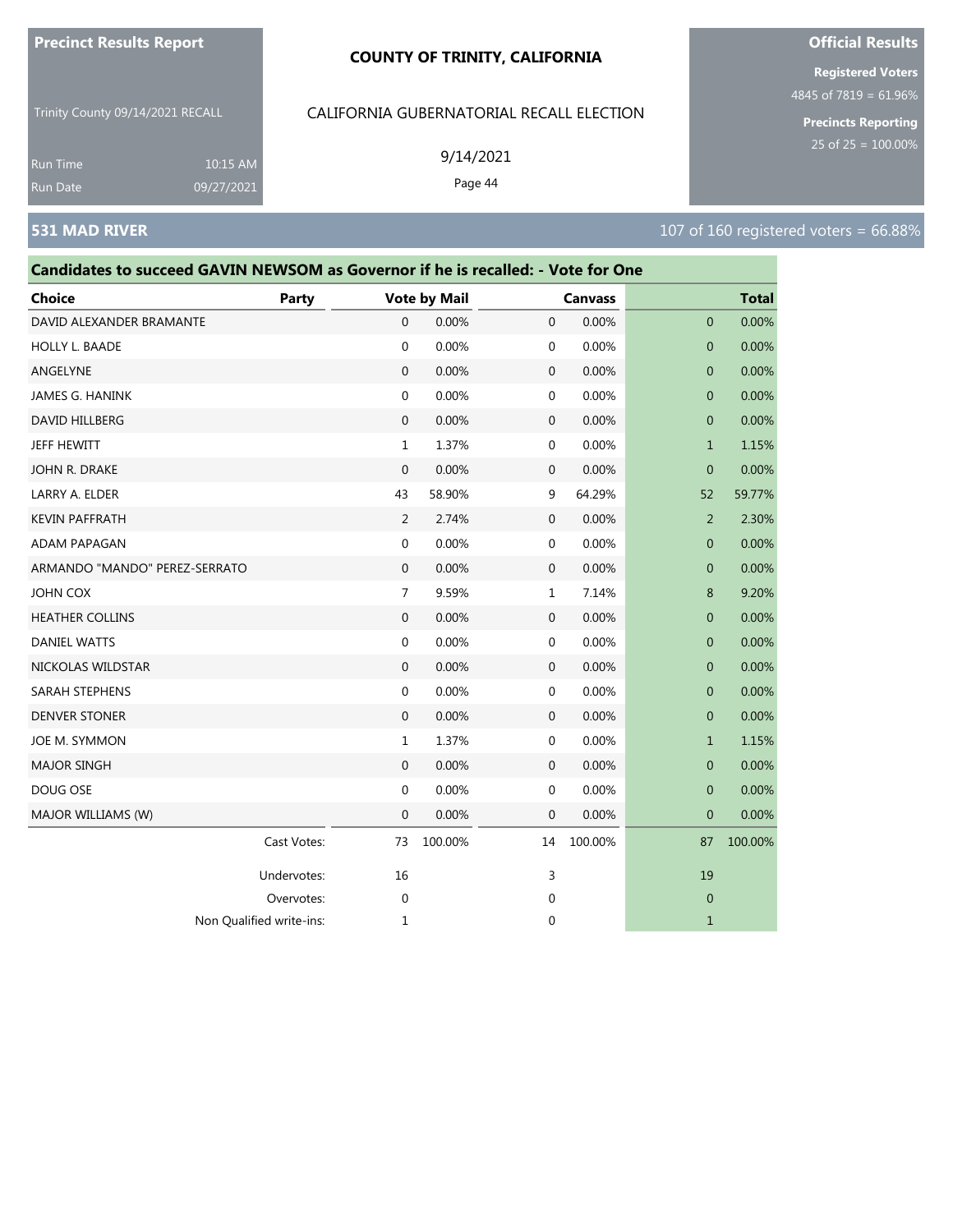**Precinct Results Report**

Trinity County 09/14/2021 RECALL

Run Time 10:15 AM
Run Date 09/27/2021

**COUNTY OF TRINITY, CALIFORNIA**

CALIFORNIA GUBERNATORIAL RECALL ELECTION

9/14/2021

**Official Results**

**Registered Voters**
4845 of 7819 = 61.96%

**Precincts Reporting**
25 of 25 = 100.00%

## 531 MAD RIVER

107 of 160 registered voters = 66.88%

### Candidates to succeed GAVIN NEWSOM as Governor if he is recalled: - Vote for One

| Choice | Party | Vote by Mail | | Canvass | | Total | |
|---|---|---|---|---|---|---|---|
| DAVID ALEXANDER BRAMANTE | | 0 | 0.00% | 0 | 0.00% | 0 | 0.00% |
| HOLLY L. BAADE | | 0 | 0.00% | 0 | 0.00% | 0 | 0.00% |
| ANGELYNE | | 0 | 0.00% | 0 | 0.00% | 0 | 0.00% |
| JAMES G. HANINK | | 0 | 0.00% | 0 | 0.00% | 0 | 0.00% |
| DAVID HILLBERG | | 0 | 0.00% | 0 | 0.00% | 0 | 0.00% |
| JEFF HEWITT | | 1 | 1.37% | 0 | 0.00% | 1 | 1.15% |
| JOHN R. DRAKE | | 0 | 0.00% | 0 | 0.00% | 0 | 0.00% |
| LARRY A. ELDER | | 43 | 58.90% | 9 | 64.29% | 52 | 59.77% |
| KEVIN PAFFRATH | | 2 | 2.74% | 0 | 0.00% | 2 | 2.30% |
| ADAM PAPAGAN | | 0 | 0.00% | 0 | 0.00% | 0 | 0.00% |
| ARMANDO "MANDO" PEREZ-SERRATO | | 0 | 0.00% | 0 | 0.00% | 0 | 0.00% |
| JOHN COX | | 7 | 9.59% | 1 | 7.14% | 8 | 9.20% |
| HEATHER COLLINS | | 0 | 0.00% | 0 | 0.00% | 0 | 0.00% |
| DANIEL WATTS | | 0 | 0.00% | 0 | 0.00% | 0 | 0.00% |
| NICKOLAS WILDSTAR | | 0 | 0.00% | 0 | 0.00% | 0 | 0.00% |
| SARAH STEPHENS | | 0 | 0.00% | 0 | 0.00% | 0 | 0.00% |
| DENVER STONER | | 0 | 0.00% | 0 | 0.00% | 0 | 0.00% |
| JOE M. SYMMON | | 1 | 1.37% | 0 | 0.00% | 1 | 1.15% |
| MAJOR SINGH | | 0 | 0.00% | 0 | 0.00% | 0 | 0.00% |
| DOUG OSE | | 0 | 0.00% | 0 | 0.00% | 0 | 0.00% |
| MAJOR WILLIAMS (W) | | 0 | 0.00% | 0 | 0.00% | 0 | 0.00% |
| | Cast Votes: | 73 | 100.00% | 14 | 100.00% | 87 | 100.00% |
| | Undervotes: | 16 | | 3 | | 19 | |
| | Overvotes: | 0 | | 0 | | 0 | |
| | Non Qualified write-ins: | 1 | | 0 | | 1 | |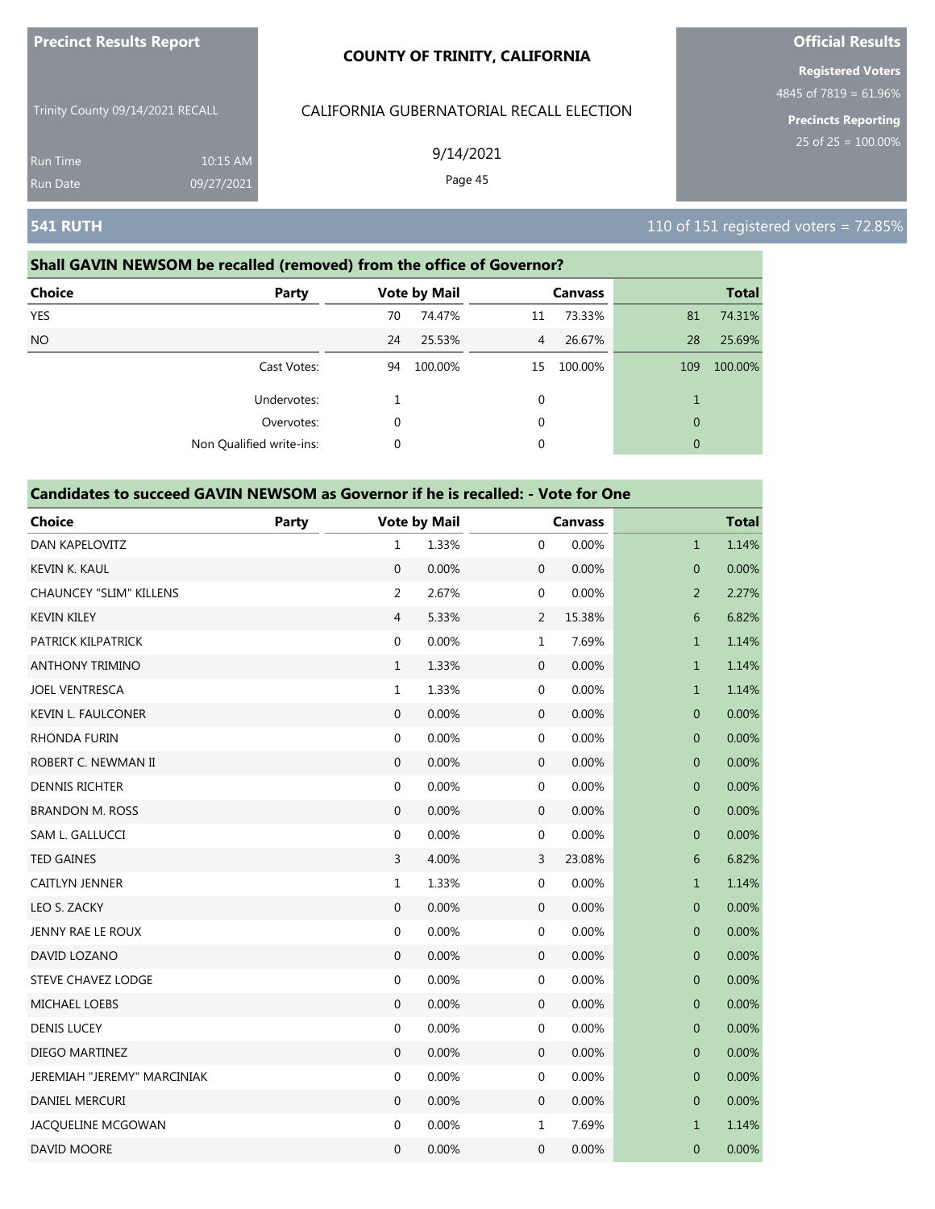**Precinct Results Report**

Trinity County 09/14/2021 RECALL

Run Time 10:15 AM

Run Date 09/27/2021

**COUNTY OF TRINITY, CALIFORNIA**

CALIFORNIA GUBERNATORIAL RECALL ELECTION

9/14/2021

**Official Results**

**Registered Voters**
4845 of 7819 = 61.96%

**Precincts Reporting**
25 of 25 = 100.00%

## 541 RUTH

110 of 151 registered voters = 72.85%

### Shall GAVIN NEWSOM be recalled (removed) from the office of Governor?

| Choice | Party | Vote by Mail | | Canvass | | Total | |
|---|---|---|---|---|---|---|---|
| YES | | 70 | 74.47% | 11 | 73.33% | 81 | 74.31% |
| NO | | 24 | 25.53% | 4 | 26.67% | 28 | 25.69% |
| | Cast Votes: | 94 | 100.00% | 15 | 100.00% | 109 | 100.00% |
| | Undervotes: | 1 | | 0 | | 1 | |
| | Overvotes: | 0 | | 0 | | 0 | |
| | Non Qualified write-ins: | 0 | | 0 | | 0 | |

### Candidates to succeed GAVIN NEWSOM as Governor if he is recalled: - Vote for One

| Choice | Party | Vote by Mail | | Canvass | | Total | |
|---|---|---|---|---|---|---|---|
| DAN KAPELOVITZ | | 1 | 1.33% | 0 | 0.00% | 1 | 1.14% |
| KEVIN K. KAUL | | 0 | 0.00% | 0 | 0.00% | 0 | 0.00% |
| CHAUNCEY "SLIM" KILLENS | | 2 | 2.67% | 0 | 0.00% | 2 | 2.27% |
| KEVIN KILEY | | 4 | 5.33% | 2 | 15.38% | 6 | 6.82% |
| PATRICK KILPATRICK | | 0 | 0.00% | 1 | 7.69% | 1 | 1.14% |
| ANTHONY TRIMINO | | 1 | 1.33% | 0 | 0.00% | 1 | 1.14% |
| JOEL VENTRESCA | | 1 | 1.33% | 0 | 0.00% | 1 | 1.14% |
| KEVIN L. FAULCONER | | 0 | 0.00% | 0 | 0.00% | 0 | 0.00% |
| RHONDA FURIN | | 0 | 0.00% | 0 | 0.00% | 0 | 0.00% |
| ROBERT C. NEWMAN II | | 0 | 0.00% | 0 | 0.00% | 0 | 0.00% |
| DENNIS RICHTER | | 0 | 0.00% | 0 | 0.00% | 0 | 0.00% |
| BRANDON M. ROSS | | 0 | 0.00% | 0 | 0.00% | 0 | 0.00% |
| SAM L. GALLUCCI | | 0 | 0.00% | 0 | 0.00% | 0 | 0.00% |
| TED GAINES | | 3 | 4.00% | 3 | 23.08% | 6 | 6.82% |
| CAITLYN JENNER | | 1 | 1.33% | 0 | 0.00% | 1 | 1.14% |
| LEO S. ZACKY | | 0 | 0.00% | 0 | 0.00% | 0 | 0.00% |
| JENNY RAE LE ROUX | | 0 | 0.00% | 0 | 0.00% | 0 | 0.00% |
| DAVID LOZANO | | 0 | 0.00% | 0 | 0.00% | 0 | 0.00% |
| STEVE CHAVEZ LODGE | | 0 | 0.00% | 0 | 0.00% | 0 | 0.00% |
| MICHAEL LOEBS | | 0 | 0.00% | 0 | 0.00% | 0 | 0.00% |
| DENIS LUCEY | | 0 | 0.00% | 0 | 0.00% | 0 | 0.00% |
| DIEGO MARTINEZ | | 0 | 0.00% | 0 | 0.00% | 0 | 0.00% |
| JEREMIAH "JEREMY" MARCINIAK | | 0 | 0.00% | 0 | 0.00% | 0 | 0.00% |
| DANIEL MERCURI | | 0 | 0.00% | 0 | 0.00% | 0 | 0.00% |
| JACQUELINE MCGOWAN | | 0 | 0.00% | 1 | 7.69% | 1 | 1.14% |
| DAVID MOORE | | 0 | 0.00% | 0 | 0.00% | 0 | 0.00% |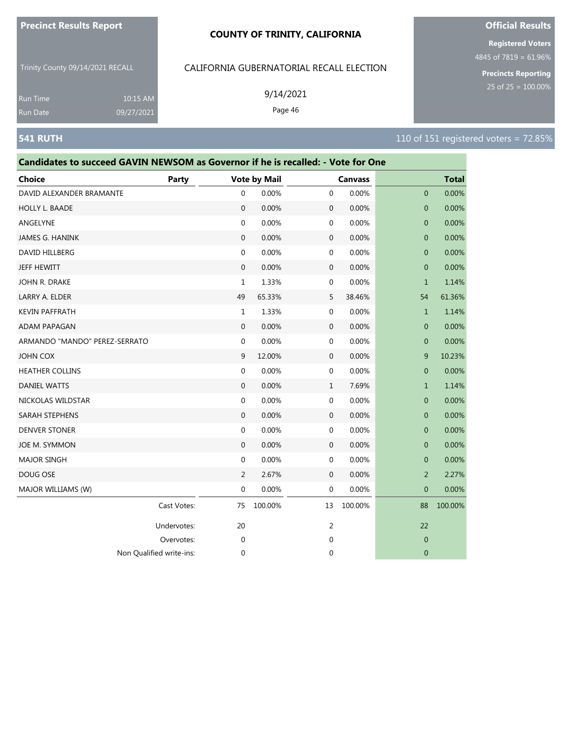**Precinct Results Report**

Trinity County 09/14/2021 RECALL

Run Time 10:15 AM
Run Date 09/27/2021

**COUNTY OF TRINITY, CALIFORNIA**

CALIFORNIA GUBERNATORIAL RECALL ELECTION

9/14/2021

**Official Results**

**Registered Voters**
4845 of 7819 = 61.96%

**Precincts Reporting**
25 of 25 = 100.00%

## 541 RUTH

110 of 151 registered voters = 72.85%

### Candidates to succeed GAVIN NEWSOM as Governor if he is recalled: - Vote for One

| Choice | Party | Vote by Mail | | Canvass | | Total | |
|---|---|---|---|---|---|---|---|
| DAVID ALEXANDER BRAMANTE | | 0 | 0.00% | 0 | 0.00% | 0 | 0.00% |
| HOLLY L. BAADE | | 0 | 0.00% | 0 | 0.00% | 0 | 0.00% |
| ANGELYNE | | 0 | 0.00% | 0 | 0.00% | 0 | 0.00% |
| JAMES G. HANINK | | 0 | 0.00% | 0 | 0.00% | 0 | 0.00% |
| DAVID HILLBERG | | 0 | 0.00% | 0 | 0.00% | 0 | 0.00% |
| JEFF HEWITT | | 0 | 0.00% | 0 | 0.00% | 0 | 0.00% |
| JOHN R. DRAKE | | 1 | 1.33% | 0 | 0.00% | 1 | 1.14% |
| LARRY A. ELDER | | 49 | 65.33% | 5 | 38.46% | 54 | 61.36% |
| KEVIN PAFFRATH | | 1 | 1.33% | 0 | 0.00% | 1 | 1.14% |
| ADAM PAPAGAN | | 0 | 0.00% | 0 | 0.00% | 0 | 0.00% |
| ARMANDO "MANDO" PEREZ-SERRATO | | 0 | 0.00% | 0 | 0.00% | 0 | 0.00% |
| JOHN COX | | 9 | 12.00% | 0 | 0.00% | 9 | 10.23% |
| HEATHER COLLINS | | 0 | 0.00% | 0 | 0.00% | 0 | 0.00% |
| DANIEL WATTS | | 0 | 0.00% | 1 | 7.69% | 1 | 1.14% |
| NICKOLAS WILDSTAR | | 0 | 0.00% | 0 | 0.00% | 0 | 0.00% |
| SARAH STEPHENS | | 0 | 0.00% | 0 | 0.00% | 0 | 0.00% |
| DENVER STONER | | 0 | 0.00% | 0 | 0.00% | 0 | 0.00% |
| JOE M. SYMMON | | 0 | 0.00% | 0 | 0.00% | 0 | 0.00% |
| MAJOR SINGH | | 0 | 0.00% | 0 | 0.00% | 0 | 0.00% |
| DOUG OSE | | 2 | 2.67% | 0 | 0.00% | 2 | 2.27% |
| MAJOR WILLIAMS (W) | | 0 | 0.00% | 0 | 0.00% | 0 | 0.00% |
| | Cast Votes: | 75 | 100.00% | 13 | 100.00% | 88 | 100.00% |
| | Undervotes: | 20 | | 2 | | 22 | |
| | Overvotes: | 0 | | 0 | | 0 | |
| | Non Qualified write-ins: | 0 | | 0 | | 0 | |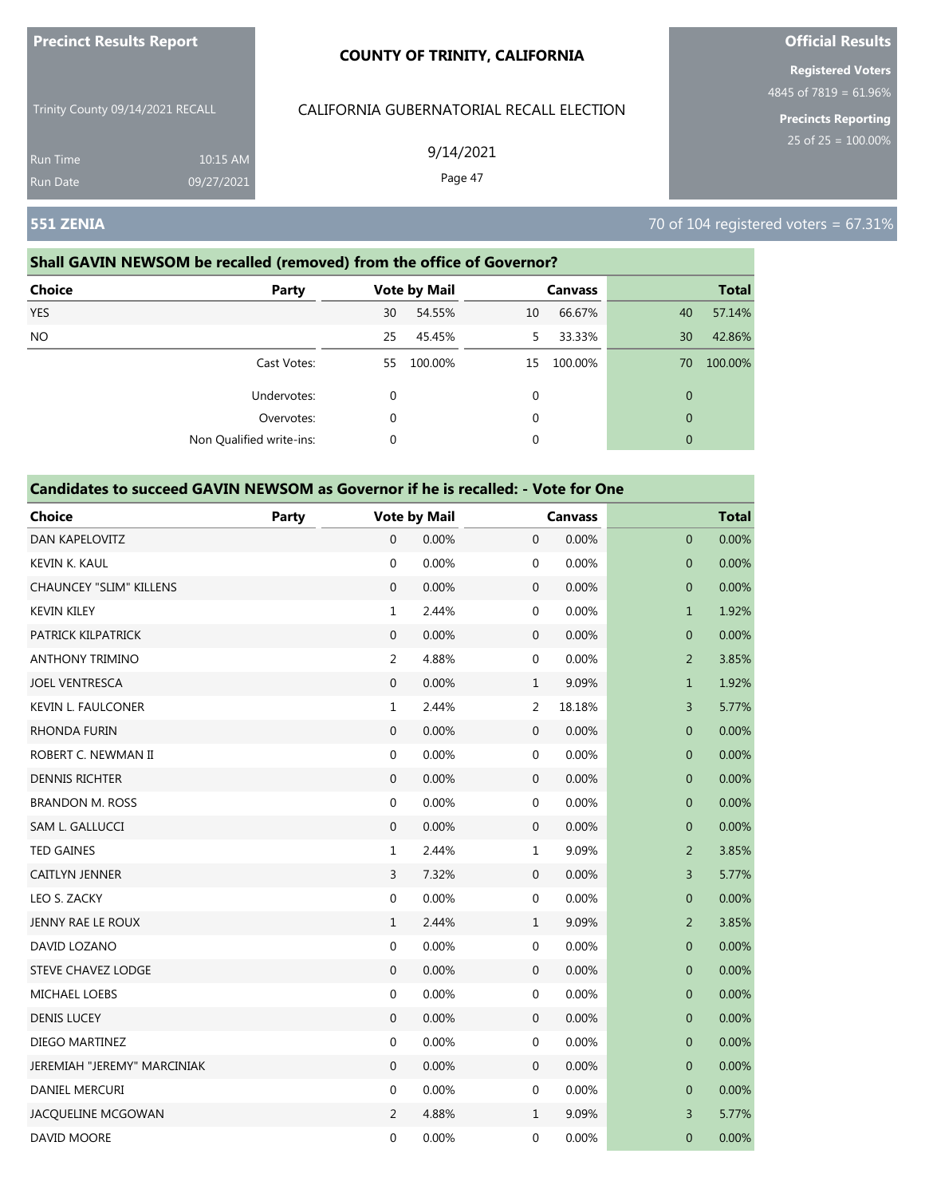**Precinct Results Report**

Trinity County 09/14/2021 RECALL

Run Time 10:15 AM
Run Date 09/27/2021

**COUNTY OF TRINITY, CALIFORNIA**

CALIFORNIA GUBERNATORIAL RECALL ELECTION

9/14/2021

**Official Results**

**Registered Voters**
4845 of 7819 = 61.96%

**Precincts Reporting**
25 of 25 = 100.00%

## 551 ZENIA

70 of 104 registered voters = 67.31%

### Shall GAVIN NEWSOM be recalled (removed) from the office of Governor?

| Choice | Party | Vote by Mail | | Canvass | | Total | |
|---|---|---|---|---|---|---|---|
| YES | | 30 | 54.55% | 10 | 66.67% | 40 | 57.14% |
| NO | | 25 | 45.45% | 5 | 33.33% | 30 | 42.86% |
| | Cast Votes: | 55 | 100.00% | 15 | 100.00% | 70 | 100.00% |
| | Undervotes: | 0 | | 0 | | 0 | |
| | Overvotes: | 0 | | 0 | | 0 | |
| | Non Qualified write-ins: | 0 | | 0 | | 0 | |

### Candidates to succeed GAVIN NEWSOM as Governor if he is recalled: - Vote for One

| Choice | Party | Vote by Mail | | Canvass | | Total | |
|---|---|---|---|---|---|---|---|
| DAN KAPELOVITZ | | 0 | 0.00% | 0 | 0.00% | 0 | 0.00% |
| KEVIN K. KAUL | | 0 | 0.00% | 0 | 0.00% | 0 | 0.00% |
| CHAUNCEY "SLIM" KILLENS | | 0 | 0.00% | 0 | 0.00% | 0 | 0.00% |
| KEVIN KILEY | | 1 | 2.44% | 0 | 0.00% | 1 | 1.92% |
| PATRICK KILPATRICK | | 0 | 0.00% | 0 | 0.00% | 0 | 0.00% |
| ANTHONY TRIMINO | | 2 | 4.88% | 0 | 0.00% | 2 | 3.85% |
| JOEL VENTRESCA | | 0 | 0.00% | 1 | 9.09% | 1 | 1.92% |
| KEVIN L. FAULCONER | | 1 | 2.44% | 2 | 18.18% | 3 | 5.77% |
| RHONDA FURIN | | 0 | 0.00% | 0 | 0.00% | 0 | 0.00% |
| ROBERT C. NEWMAN II | | 0 | 0.00% | 0 | 0.00% | 0 | 0.00% |
| DENNIS RICHTER | | 0 | 0.00% | 0 | 0.00% | 0 | 0.00% |
| BRANDON M. ROSS | | 0 | 0.00% | 0 | 0.00% | 0 | 0.00% |
| SAM L. GALLUCCI | | 0 | 0.00% | 0 | 0.00% | 0 | 0.00% |
| TED GAINES | | 1 | 2.44% | 1 | 9.09% | 2 | 3.85% |
| CAITLYN JENNER | | 3 | 7.32% | 0 | 0.00% | 3 | 5.77% |
| LEO S. ZACKY | | 0 | 0.00% | 0 | 0.00% | 0 | 0.00% |
| JENNY RAE LE ROUX | | 1 | 2.44% | 1 | 9.09% | 2 | 3.85% |
| DAVID LOZANO | | 0 | 0.00% | 0 | 0.00% | 0 | 0.00% |
| STEVE CHAVEZ LODGE | | 0 | 0.00% | 0 | 0.00% | 0 | 0.00% |
| MICHAEL LOEBS | | 0 | 0.00% | 0 | 0.00% | 0 | 0.00% |
| DENIS LUCEY | | 0 | 0.00% | 0 | 0.00% | 0 | 0.00% |
| DIEGO MARTINEZ | | 0 | 0.00% | 0 | 0.00% | 0 | 0.00% |
| JEREMIAH "JEREMY" MARCINIAK | | 0 | 0.00% | 0 | 0.00% | 0 | 0.00% |
| DANIEL MERCURI | | 0 | 0.00% | 0 | 0.00% | 0 | 0.00% |
| JACQUELINE MCGOWAN | | 2 | 4.88% | 1 | 9.09% | 3 | 5.77% |
| DAVID MOORE | | 0 | 0.00% | 0 | 0.00% | 0 | 0.00% |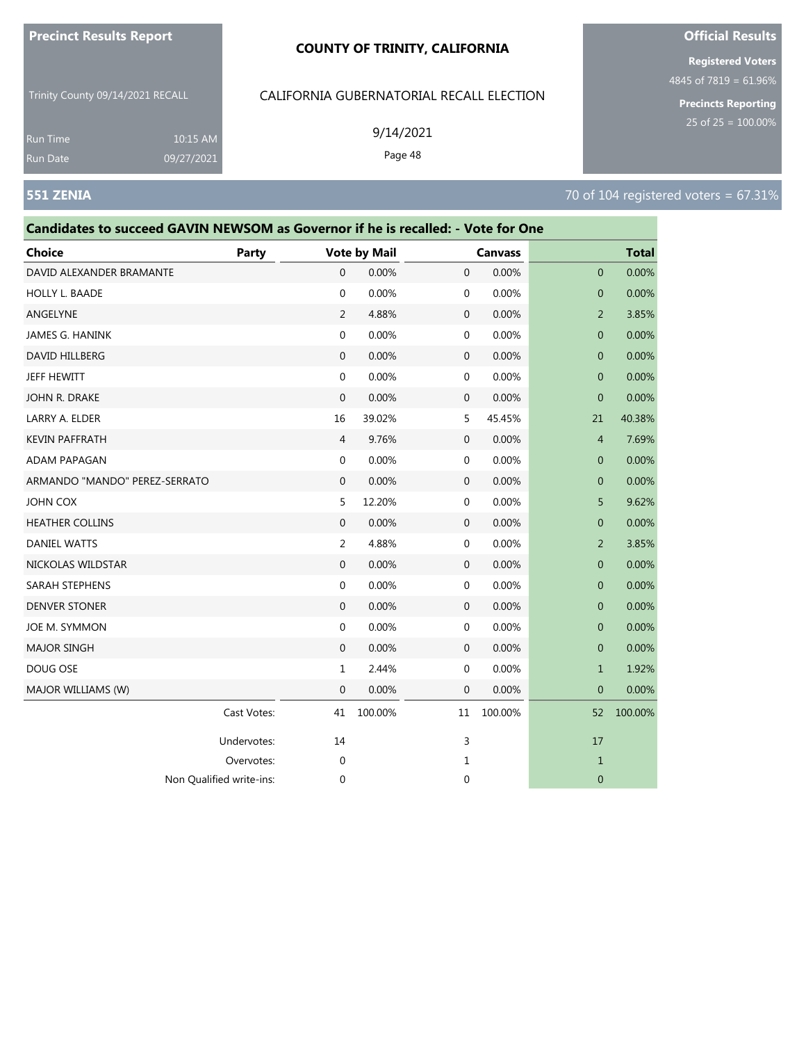**Precinct Results Report**

**COUNTY OF TRINITY, CALIFORNIA**

**Official Results**

Trinity County 09/14/2021 RECALL

CALIFORNIA GUBERNATORIAL RECALL ELECTION

**Registered Voters**
4845 of 7819 = 61.96%

**Precincts Reporting**
25 of 25 = 100.00%

Run Time 10:15 AM
Run Date 09/27/2021

9/14/2021

## 551 ZENIA

70 of 104 registered voters = 67.31%

### Candidates to succeed GAVIN NEWSOM as Governor if he is recalled: - Vote for One

| Choice | Party | Vote by Mail | | Canvass | | Total | |
|---|---|---|---|---|---|---|---|
| DAVID ALEXANDER BRAMANTE | | 0 | 0.00% | 0 | 0.00% | 0 | 0.00% |
| HOLLY L. BAADE | | 0 | 0.00% | 0 | 0.00% | 0 | 0.00% |
| ANGELYNE | | 2 | 4.88% | 0 | 0.00% | 2 | 3.85% |
| JAMES G. HANINK | | 0 | 0.00% | 0 | 0.00% | 0 | 0.00% |
| DAVID HILLBERG | | 0 | 0.00% | 0 | 0.00% | 0 | 0.00% |
| JEFF HEWITT | | 0 | 0.00% | 0 | 0.00% | 0 | 0.00% |
| JOHN R. DRAKE | | 0 | 0.00% | 0 | 0.00% | 0 | 0.00% |
| LARRY A. ELDER | | 16 | 39.02% | 5 | 45.45% | 21 | 40.38% |
| KEVIN PAFFRATH | | 4 | 9.76% | 0 | 0.00% | 4 | 7.69% |
| ADAM PAPAGAN | | 0 | 0.00% | 0 | 0.00% | 0 | 0.00% |
| ARMANDO "MANDO" PEREZ-SERRATO | | 0 | 0.00% | 0 | 0.00% | 0 | 0.00% |
| JOHN COX | | 5 | 12.20% | 0 | 0.00% | 5 | 9.62% |
| HEATHER COLLINS | | 0 | 0.00% | 0 | 0.00% | 0 | 0.00% |
| DANIEL WATTS | | 2 | 4.88% | 0 | 0.00% | 2 | 3.85% |
| NICKOLAS WILDSTAR | | 0 | 0.00% | 0 | 0.00% | 0 | 0.00% |
| SARAH STEPHENS | | 0 | 0.00% | 0 | 0.00% | 0 | 0.00% |
| DENVER STONER | | 0 | 0.00% | 0 | 0.00% | 0 | 0.00% |
| JOE M. SYMMON | | 0 | 0.00% | 0 | 0.00% | 0 | 0.00% |
| MAJOR SINGH | | 0 | 0.00% | 0 | 0.00% | 0 | 0.00% |
| DOUG OSE | | 1 | 2.44% | 0 | 0.00% | 1 | 1.92% |
| MAJOR WILLIAMS (W) | | 0 | 0.00% | 0 | 0.00% | 0 | 0.00% |
| | Cast Votes: | 41 | 100.00% | 11 | 100.00% | 52 | 100.00% |
| | Undervotes: | 14 | | 3 | | 17 | |
| | Overvotes: | 0 | | 1 | | 1 | |
| | Non Qualified write-ins: | 0 | | 0 | | 0 | |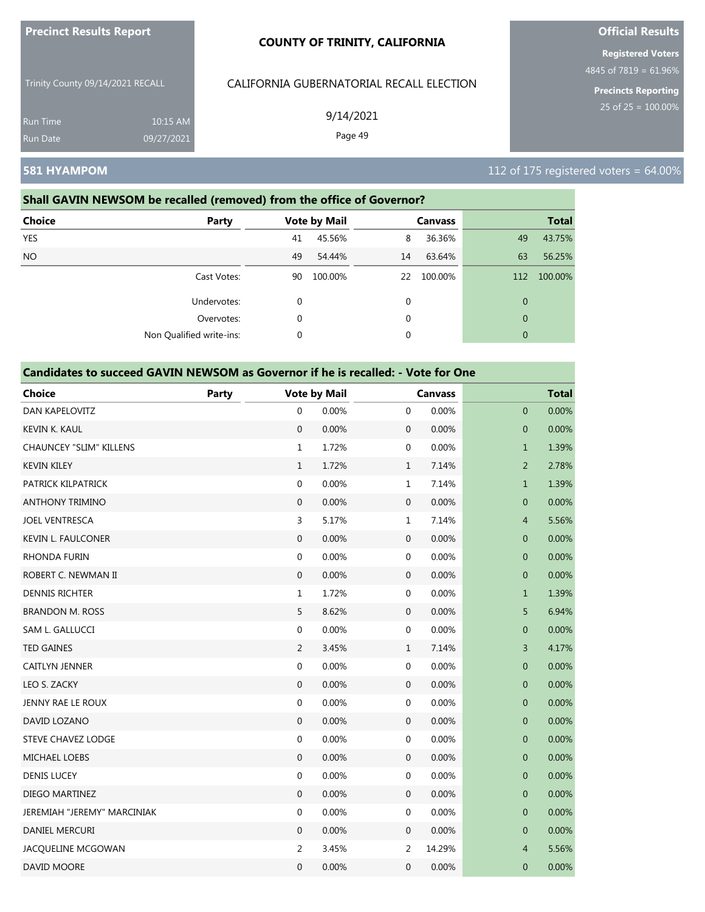**Precinct Results Report**

Trinity County 09/14/2021 RECALL

Run Time 10:15 AM
Run Date 09/27/2021

**COUNTY OF TRINITY, CALIFORNIA**

CALIFORNIA GUBERNATORIAL RECALL ELECTION

9/14/2021

**Official Results**

**Registered Voters**
4845 of 7819 = 61.96%

**Precincts Reporting**
25 of 25 = 100.00%

## 581 HYAMPOM

112 of 175 registered voters = 64.00%

### Shall GAVIN NEWSOM be recalled (removed) from the office of Governor?

| Choice | Party | Vote by Mail | | Canvass | | Total | |
|---|---|---|---|---|---|---|---|
| YES | | 41 | 45.56% | 8 | 36.36% | 49 | 43.75% |
| NO | | 49 | 54.44% | 14 | 63.64% | 63 | 56.25% |
| | Cast Votes: | 90 | 100.00% | 22 | 100.00% | 112 | 100.00% |
| | Undervotes: | 0 | | 0 | | 0 | |
| | Overvotes: | 0 | | 0 | | 0 | |
| | Non Qualified write-ins: | 0 | | 0 | | 0 | |

### Candidates to succeed GAVIN NEWSOM as Governor if he is recalled: - Vote for One

| Choice | Party | Vote by Mail | | Canvass | | Total | |
|---|---|---|---|---|---|---|---|
| DAN KAPELOVITZ | | 0 | 0.00% | 0 | 0.00% | 0 | 0.00% |
| KEVIN K. KAUL | | 0 | 0.00% | 0 | 0.00% | 0 | 0.00% |
| CHAUNCEY "SLIM" KILLENS | | 1 | 1.72% | 0 | 0.00% | 1 | 1.39% |
| KEVIN KILEY | | 1 | 1.72% | 1 | 7.14% | 2 | 2.78% |
| PATRICK KILPATRICK | | 0 | 0.00% | 1 | 7.14% | 1 | 1.39% |
| ANTHONY TRIMINO | | 0 | 0.00% | 0 | 0.00% | 0 | 0.00% |
| JOEL VENTRESCA | | 3 | 5.17% | 1 | 7.14% | 4 | 5.56% |
| KEVIN L. FAULCONER | | 0 | 0.00% | 0 | 0.00% | 0 | 0.00% |
| RHONDA FURIN | | 0 | 0.00% | 0 | 0.00% | 0 | 0.00% |
| ROBERT C. NEWMAN II | | 0 | 0.00% | 0 | 0.00% | 0 | 0.00% |
| DENNIS RICHTER | | 1 | 1.72% | 0 | 0.00% | 1 | 1.39% |
| BRANDON M. ROSS | | 5 | 8.62% | 0 | 0.00% | 5 | 6.94% |
| SAM L. GALLUCCI | | 0 | 0.00% | 0 | 0.00% | 0 | 0.00% |
| TED GAINES | | 2 | 3.45% | 1 | 7.14% | 3 | 4.17% |
| CAITLYN JENNER | | 0 | 0.00% | 0 | 0.00% | 0 | 0.00% |
| LEO S. ZACKY | | 0 | 0.00% | 0 | 0.00% | 0 | 0.00% |
| JENNY RAE LE ROUX | | 0 | 0.00% | 0 | 0.00% | 0 | 0.00% |
| DAVID LOZANO | | 0 | 0.00% | 0 | 0.00% | 0 | 0.00% |
| STEVE CHAVEZ LODGE | | 0 | 0.00% | 0 | 0.00% | 0 | 0.00% |
| MICHAEL LOEBS | | 0 | 0.00% | 0 | 0.00% | 0 | 0.00% |
| DENIS LUCEY | | 0 | 0.00% | 0 | 0.00% | 0 | 0.00% |
| DIEGO MARTINEZ | | 0 | 0.00% | 0 | 0.00% | 0 | 0.00% |
| JEREMIAH "JEREMY" MARCINIAK | | 0 | 0.00% | 0 | 0.00% | 0 | 0.00% |
| DANIEL MERCURI | | 0 | 0.00% | 0 | 0.00% | 0 | 0.00% |
| JACQUELINE MCGOWAN | | 2 | 3.45% | 2 | 14.29% | 4 | 5.56% |
| DAVID MOORE | | 0 | 0.00% | 0 | 0.00% | 0 | 0.00% |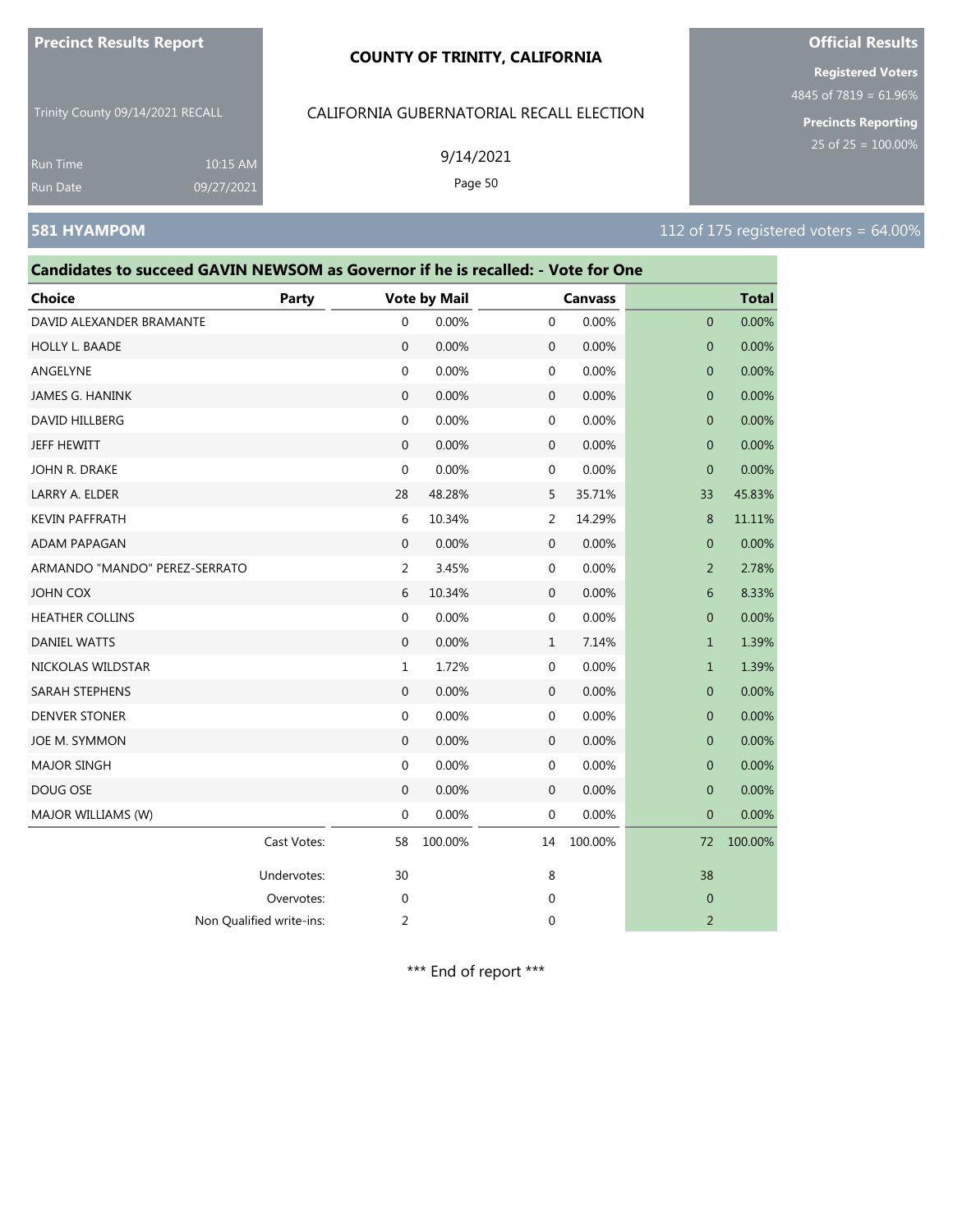**Precinct Results Report**

Trinity County 09/14/2021 RECALL

Run Time 10:15 AM
Run Date 09/27/2021

**COUNTY OF TRINITY, CALIFORNIA**

CALIFORNIA GUBERNATORIAL RECALL ELECTION

9/14/2021

**Official Results**

**Registered Voters**
4845 of 7819 = 61.96%

**Precincts Reporting**
25 of 25 = 100.00%

## 581 HYAMPOM

112 of 175 registered voters = 64.00%

### Candidates to succeed GAVIN NEWSOM as Governor if he is recalled: - Vote for One

| Choice | Party | Vote by Mail | | Canvass | | Total | |
|---|---|---|---|---|---|---|---|
| DAVID ALEXANDER BRAMANTE | | 0 | 0.00% | 0 | 0.00% | 0 | 0.00% |
| HOLLY L. BAADE | | 0 | 0.00% | 0 | 0.00% | 0 | 0.00% |
| ANGELYNE | | 0 | 0.00% | 0 | 0.00% | 0 | 0.00% |
| JAMES G. HANINK | | 0 | 0.00% | 0 | 0.00% | 0 | 0.00% |
| DAVID HILLBERG | | 0 | 0.00% | 0 | 0.00% | 0 | 0.00% |
| JEFF HEWITT | | 0 | 0.00% | 0 | 0.00% | 0 | 0.00% |
| JOHN R. DRAKE | | 0 | 0.00% | 0 | 0.00% | 0 | 0.00% |
| LARRY A. ELDER | | 28 | 48.28% | 5 | 35.71% | 33 | 45.83% |
| KEVIN PAFFRATH | | 6 | 10.34% | 2 | 14.29% | 8 | 11.11% |
| ADAM PAPAGAN | | 0 | 0.00% | 0 | 0.00% | 0 | 0.00% |
| ARMANDO "MANDO" PEREZ-SERRATO | | 2 | 3.45% | 0 | 0.00% | 2 | 2.78% |
| JOHN COX | | 6 | 10.34% | 0 | 0.00% | 6 | 8.33% |
| HEATHER COLLINS | | 0 | 0.00% | 0 | 0.00% | 0 | 0.00% |
| DANIEL WATTS | | 0 | 0.00% | 1 | 7.14% | 1 | 1.39% |
| NICKOLAS WILDSTAR | | 1 | 1.72% | 0 | 0.00% | 1 | 1.39% |
| SARAH STEPHENS | | 0 | 0.00% | 0 | 0.00% | 0 | 0.00% |
| DENVER STONER | | 0 | 0.00% | 0 | 0.00% | 0 | 0.00% |
| JOE M. SYMMON | | 0 | 0.00% | 0 | 0.00% | 0 | 0.00% |
| MAJOR SINGH | | 0 | 0.00% | 0 | 0.00% | 0 | 0.00% |
| DOUG OSE | | 0 | 0.00% | 0 | 0.00% | 0 | 0.00% |
| MAJOR WILLIAMS (W) | | 0 | 0.00% | 0 | 0.00% | 0 | 0.00% |
| | Cast Votes: | 58 | 100.00% | 14 | 100.00% | 72 | 100.00% |
| | Undervotes: | 30 | | 8 | | 38 | |
| | Overvotes: | 0 | | 0 | | 0 | |
| | Non Qualified write-ins: | 2 | | 0 | | 2 | |

\*\*\* End of report \*\*\*